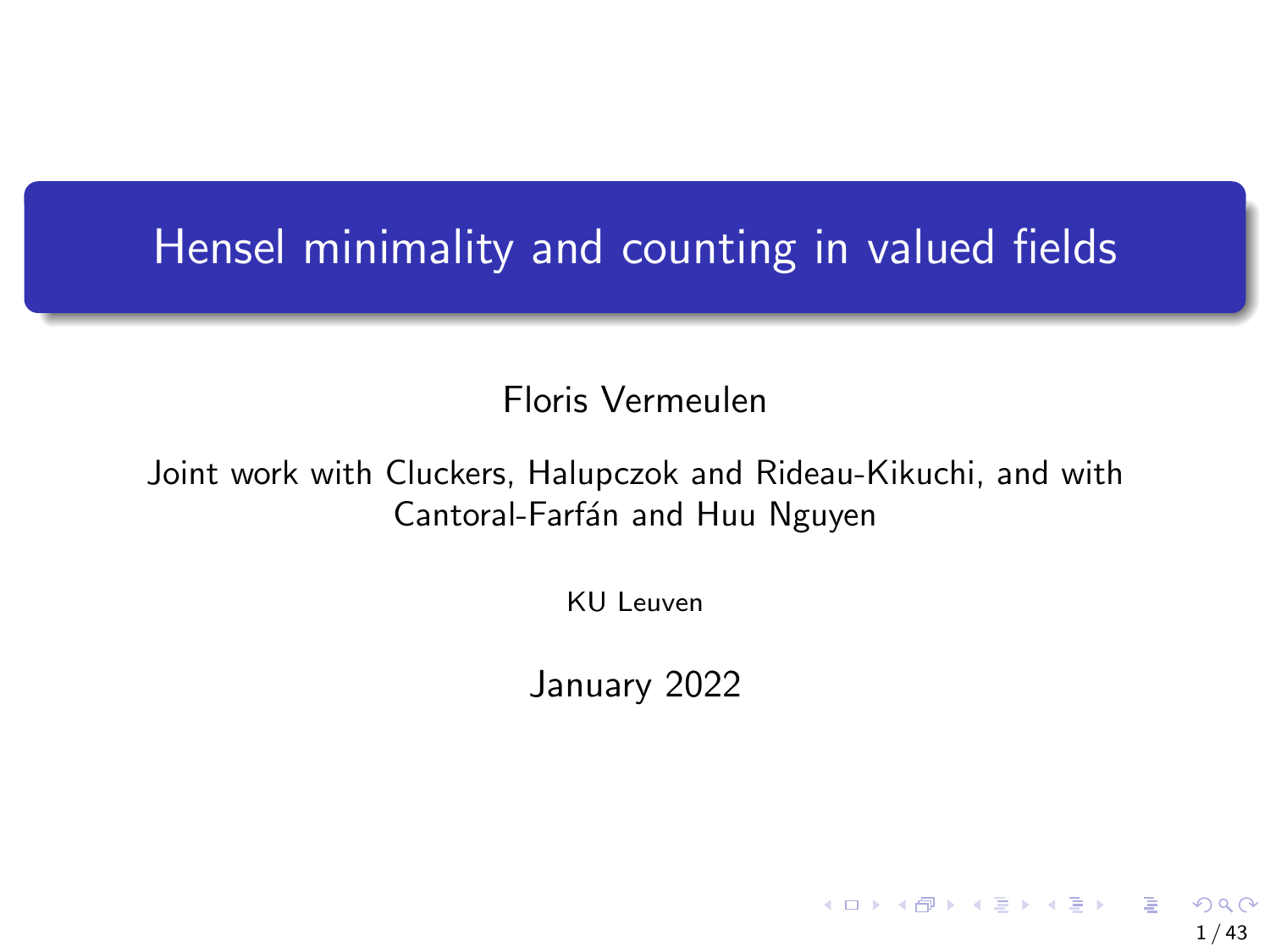# Hensel minimality and counting in valued fields

Floris Vermeulen

Joint work with Cluckers, Halupczok and Rideau-Kikuchi, and with Cantoral-Farfán and Huu Nguyen

KU Leuven

January 2022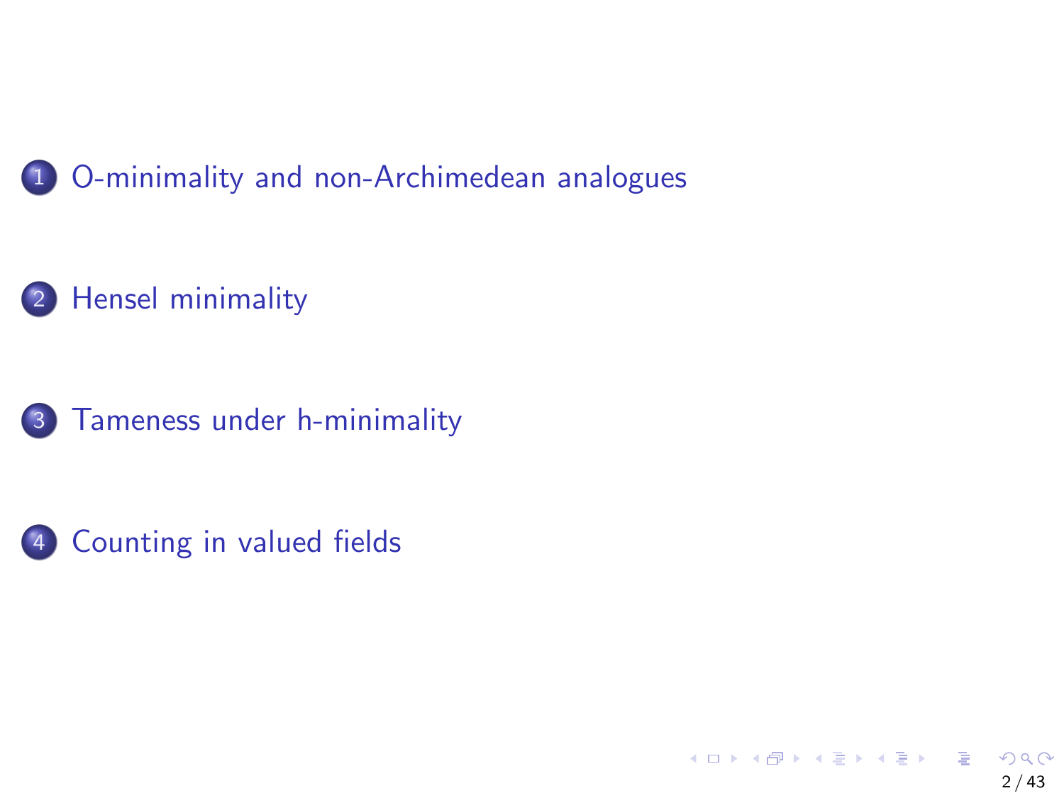1. O-minimality and non-Archimedean analogues

2. Hensel minimality

3. Tameness under h-minimality

4. Counting in valued fields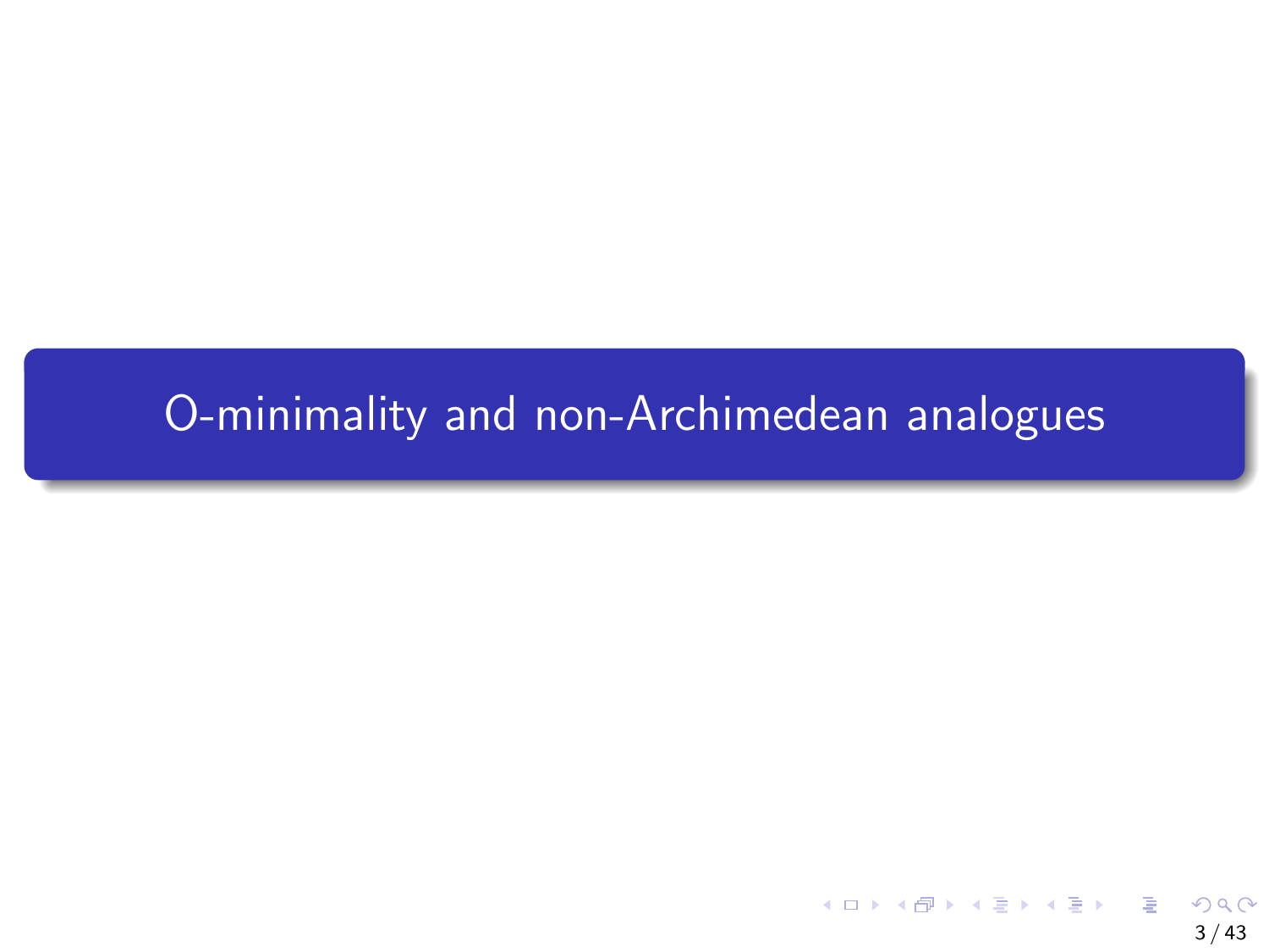# O-minimality and non-Archimedean analogues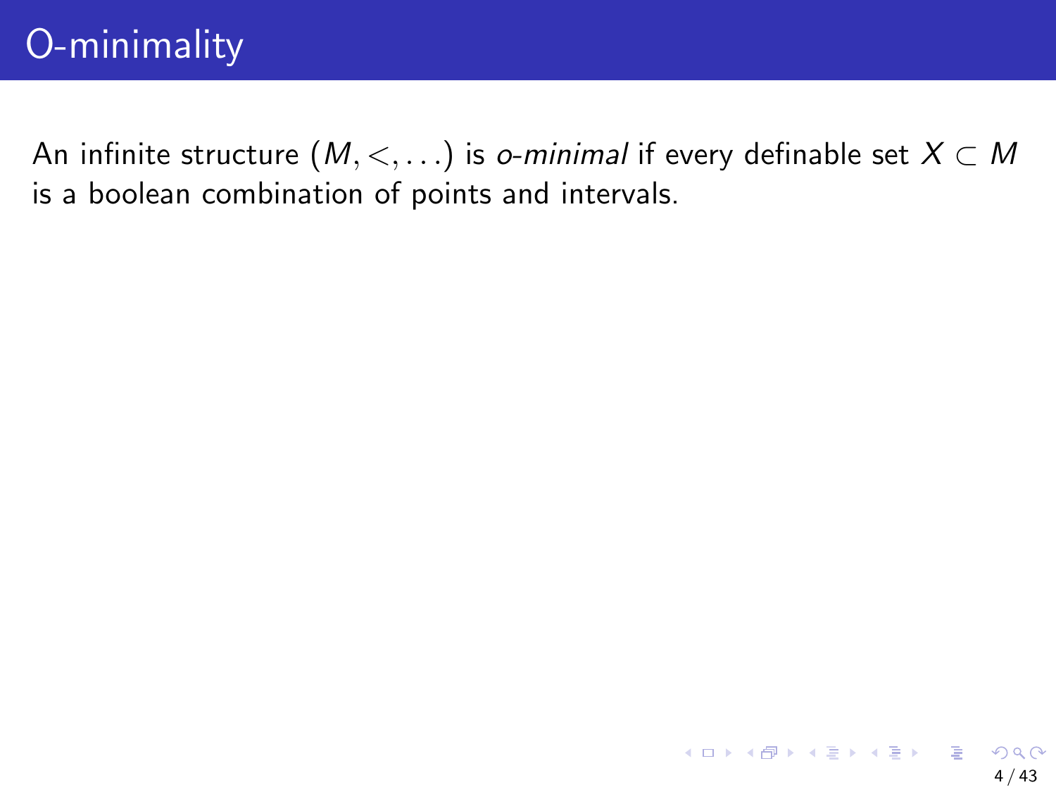# O-minimality

An infinite structure $(M, <, \ldots)$ is *o-minimal* if every definable set $X \subset M$ is a boolean combination of points and intervals.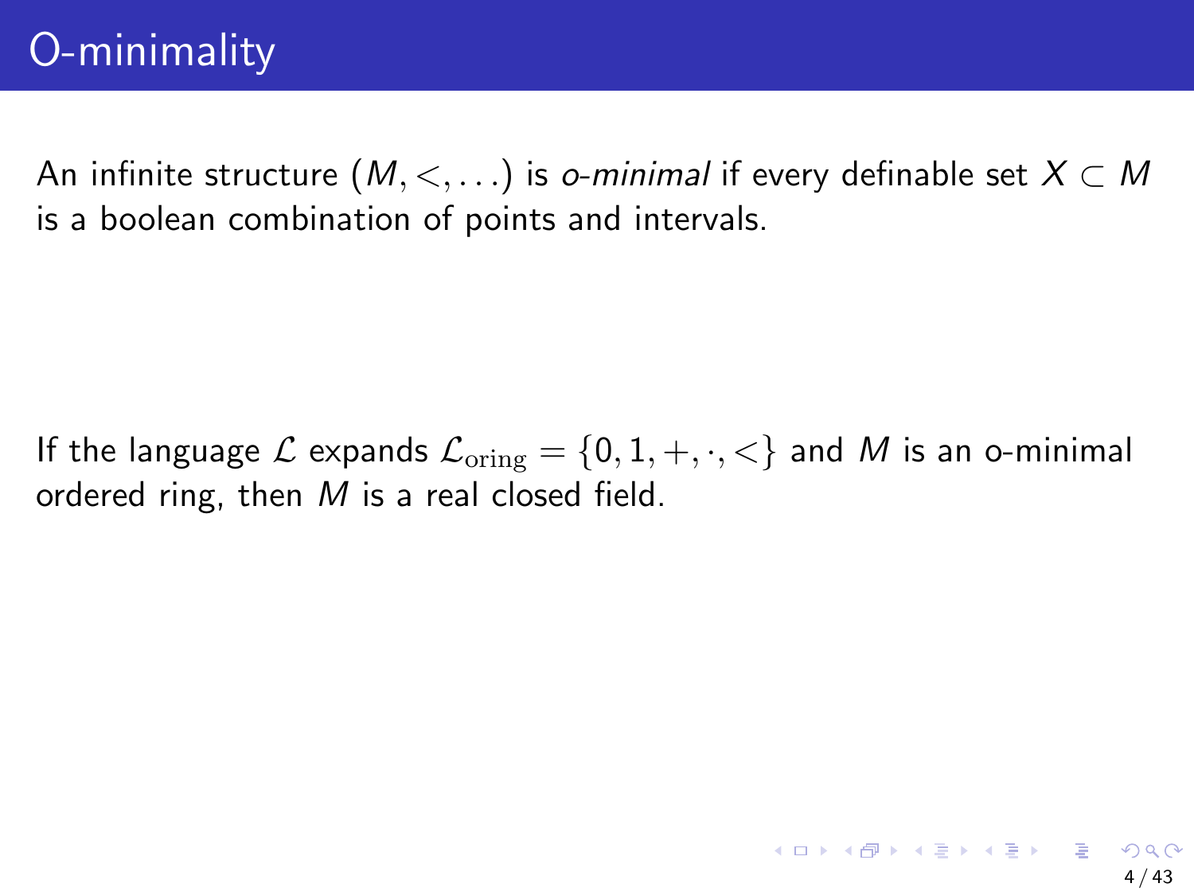# O-minimality

An infinite structure $(M, <, \ldots)$ is *o-minimal* if every definable set $X \subset M$ is a boolean combination of points and intervals.

If the language $\mathcal{L}$ expands $\mathcal{L}_{\text{oring}} = \{0, 1, +, \cdot, <\}$ and $M$ is an o-minimal ordered ring, then $M$ is a real closed field.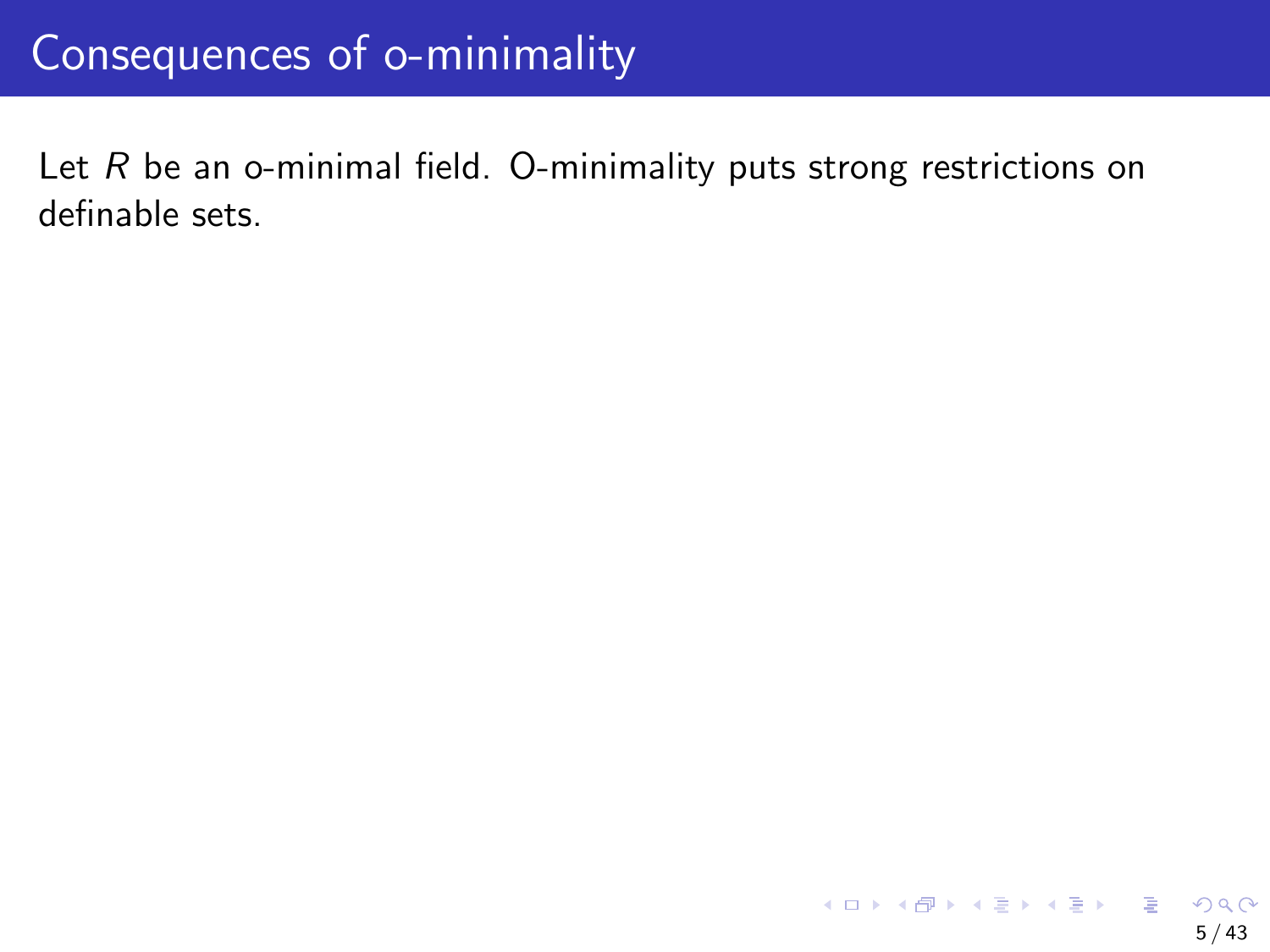# Consequences of o-minimality

Let $R$ be an o-minimal field. O-minimality puts strong restrictions on definable sets.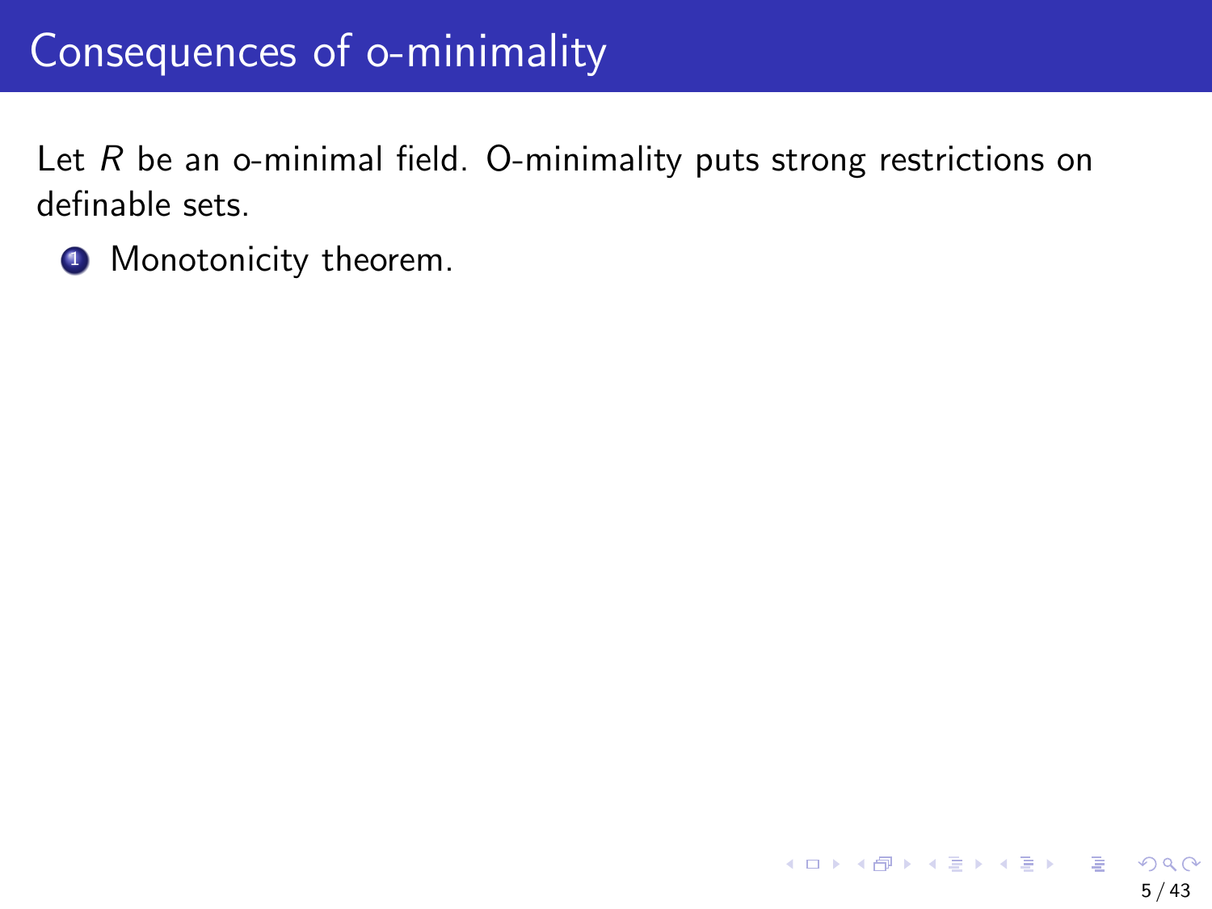# Consequences of o-minimality

Let $R$ be an o-minimal field. O-minimality puts strong restrictions on definable sets.

1. Monotonicity theorem.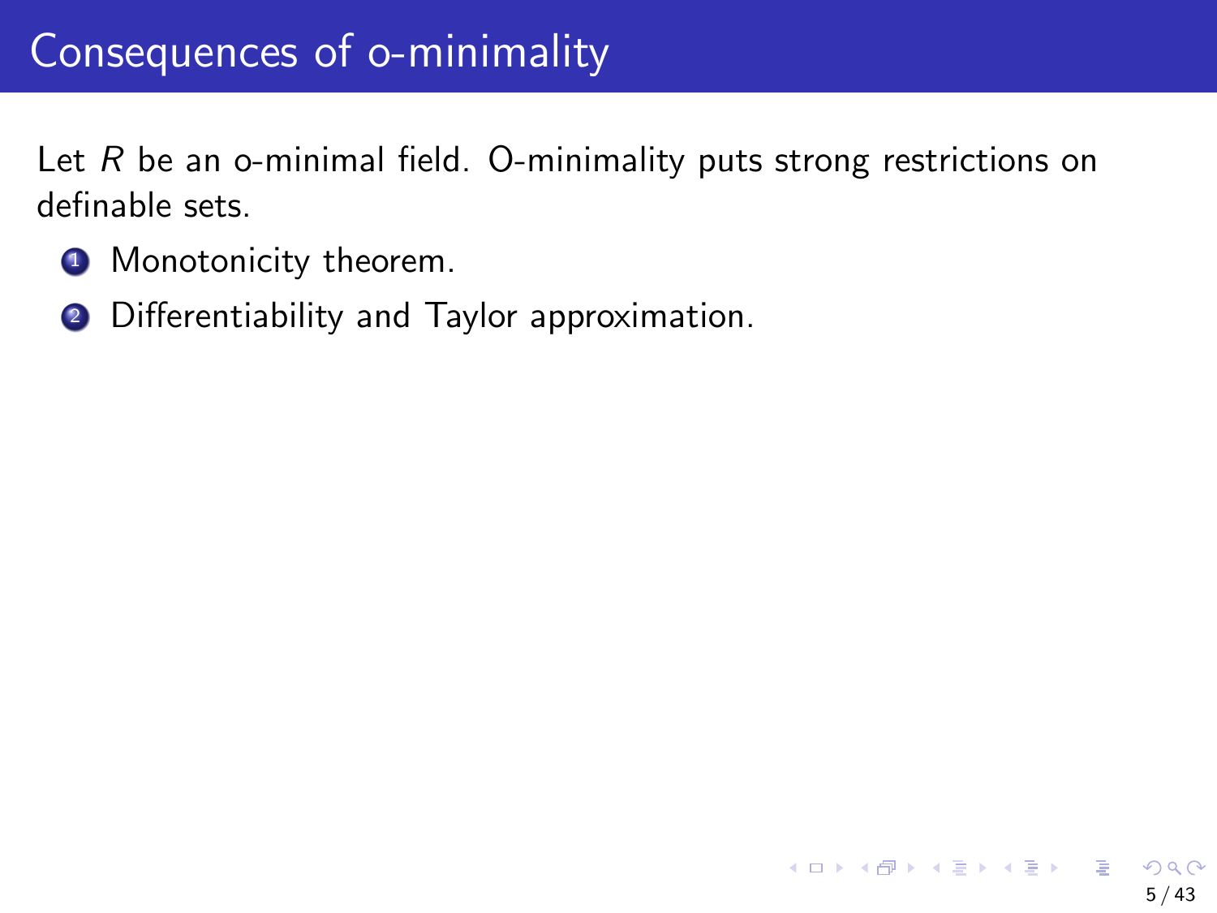# Consequences of o-minimality

Let $R$ be an o-minimal field. O-minimality puts strong restrictions on definable sets.

1. Monotonicity theorem.
2. Differentiability and Taylor approximation.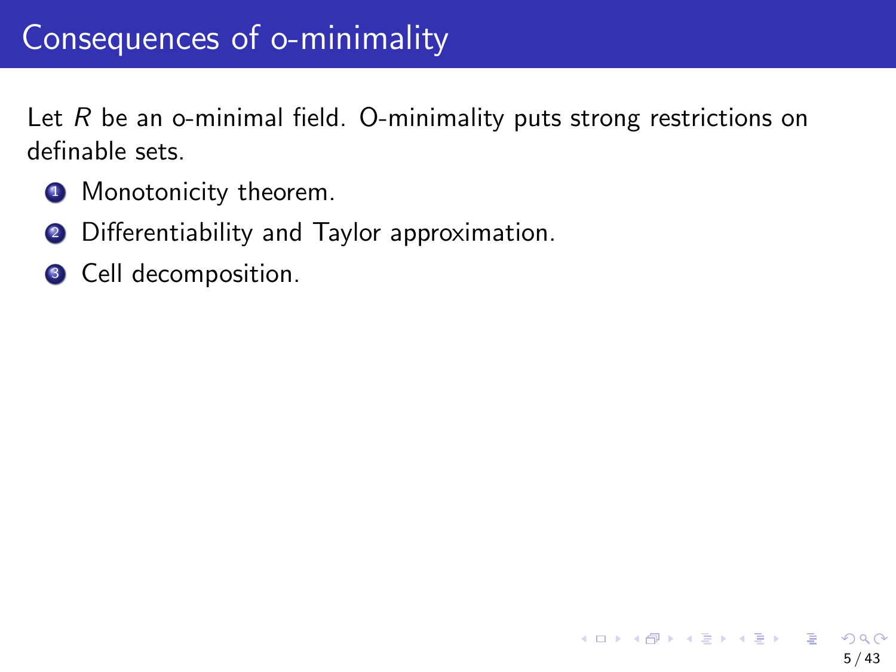# Consequences of o-minimality

Let $R$ be an o-minimal field. O-minimality puts strong restrictions on definable sets.

1. Monotonicity theorem.
2. Differentiability and Taylor approximation.
3. Cell decomposition.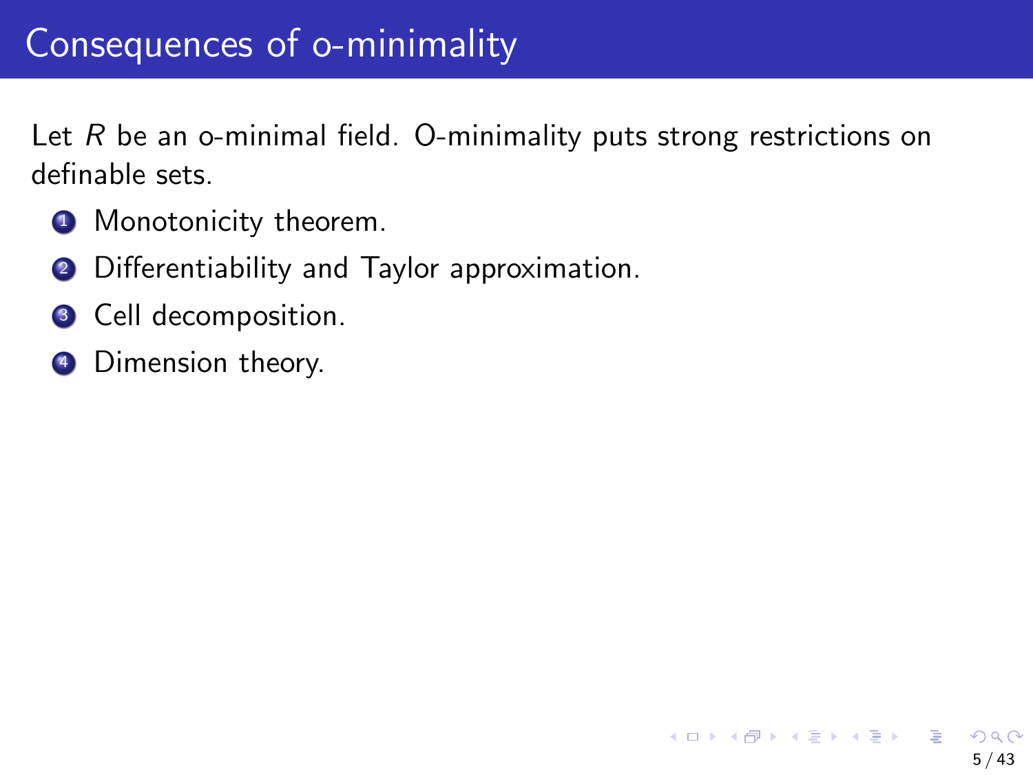# Consequences of o-minimality

Let $R$ be an o-minimal field. O-minimality puts strong restrictions on definable sets.

1. Monotonicity theorem.
2. Differentiability and Taylor approximation.
3. Cell decomposition.
4. Dimension theory.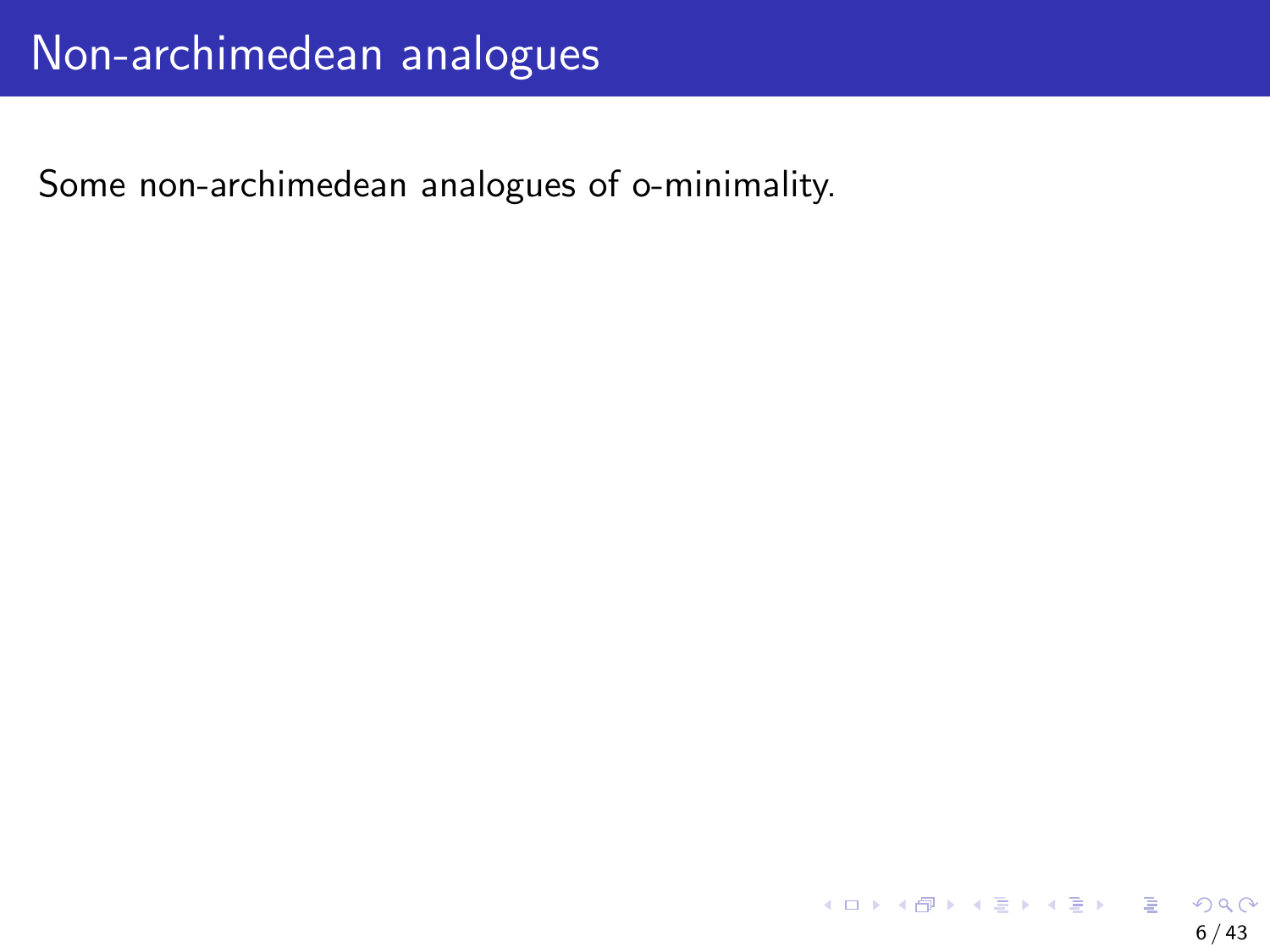# Non-archimedean analogues

Some non-archimedean analogues of o-minimality.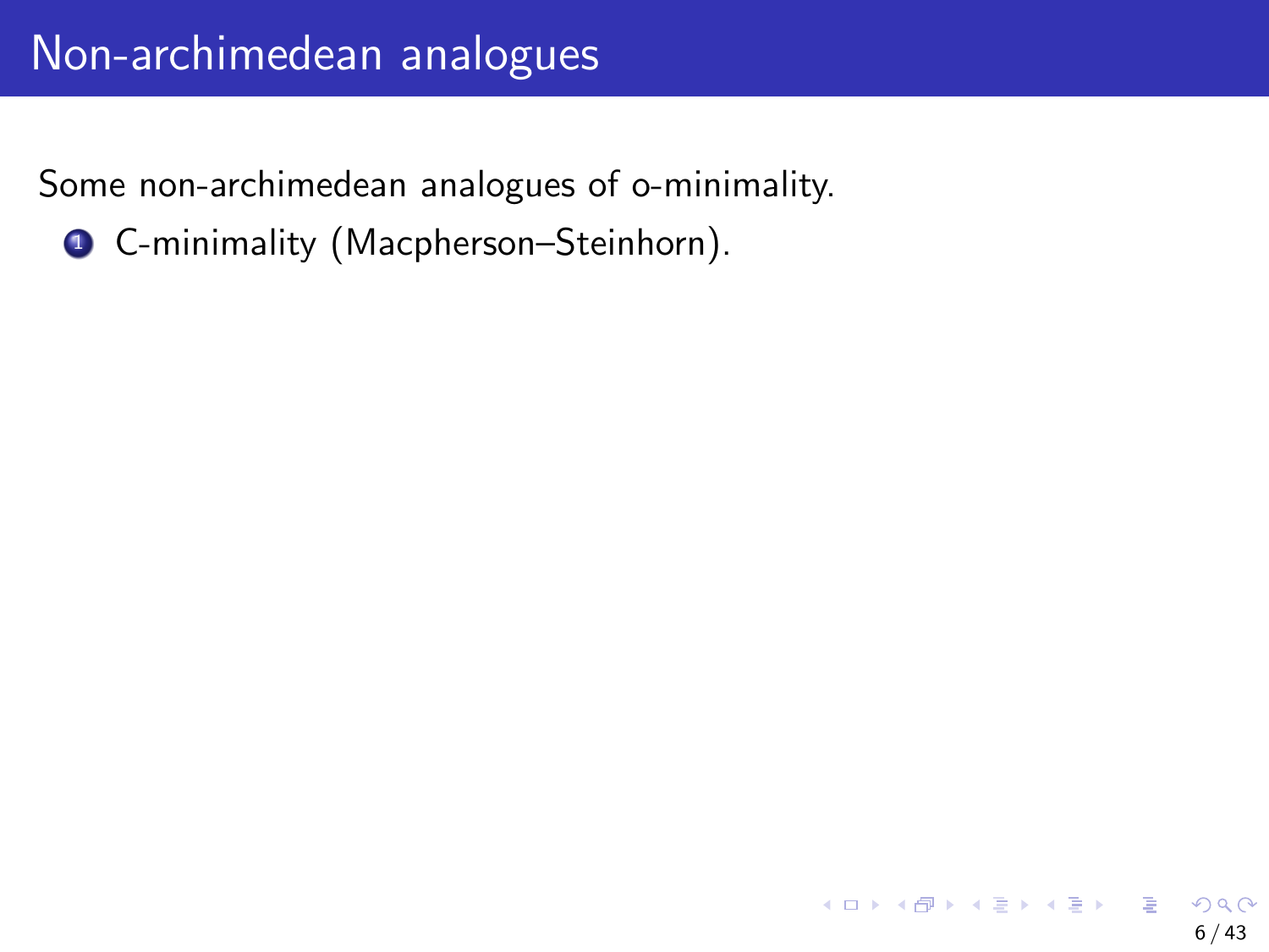# Non-archimedean analogues

Some non-archimedean analogues of o-minimality.

1. C-minimality (Macpherson–Steinhorn).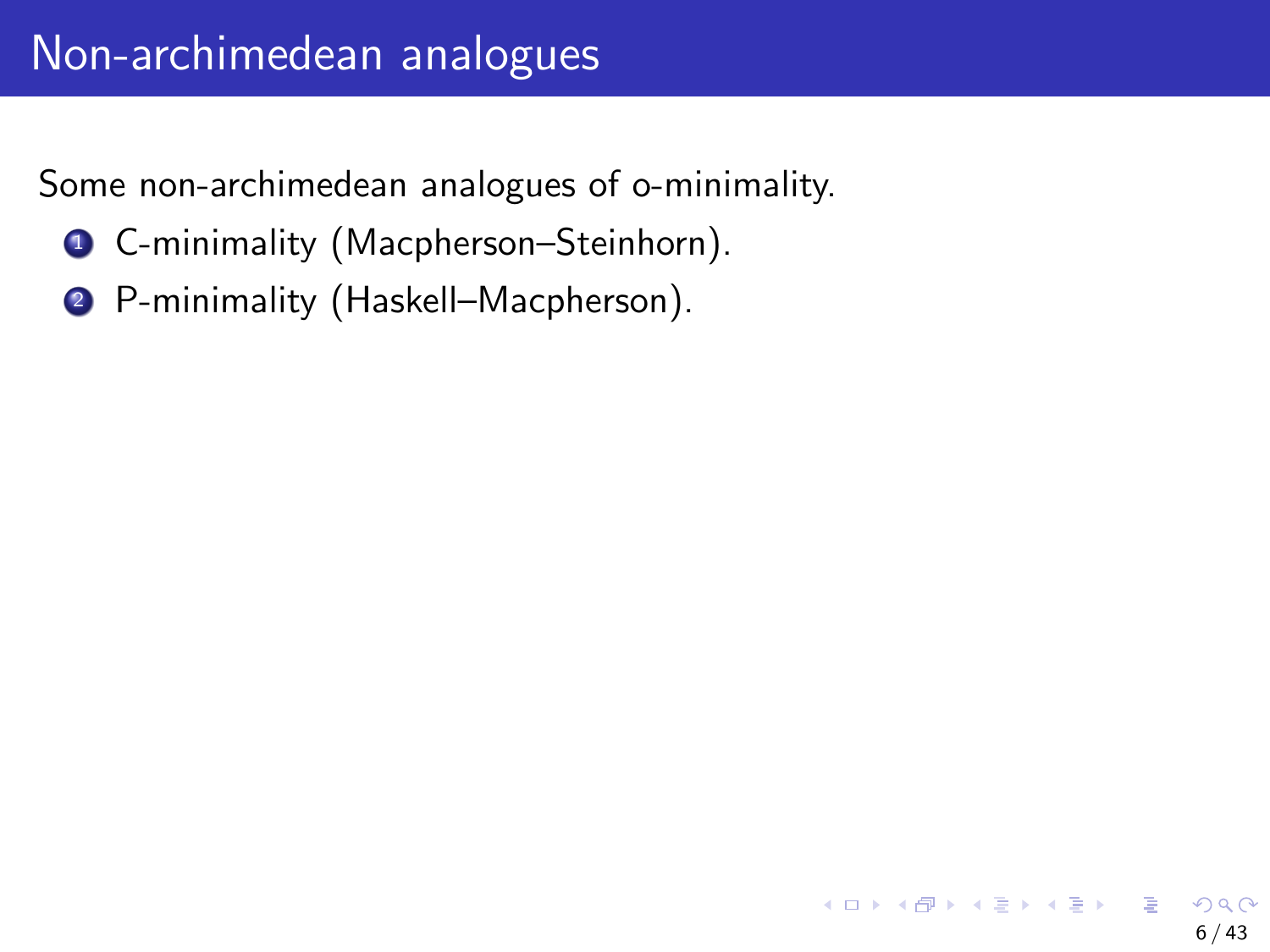# Non-archimedean analogues

Some non-archimedean analogues of o-minimality.

1. C-minimality (Macpherson–Steinhorn).
2. P-minimality (Haskell–Macpherson).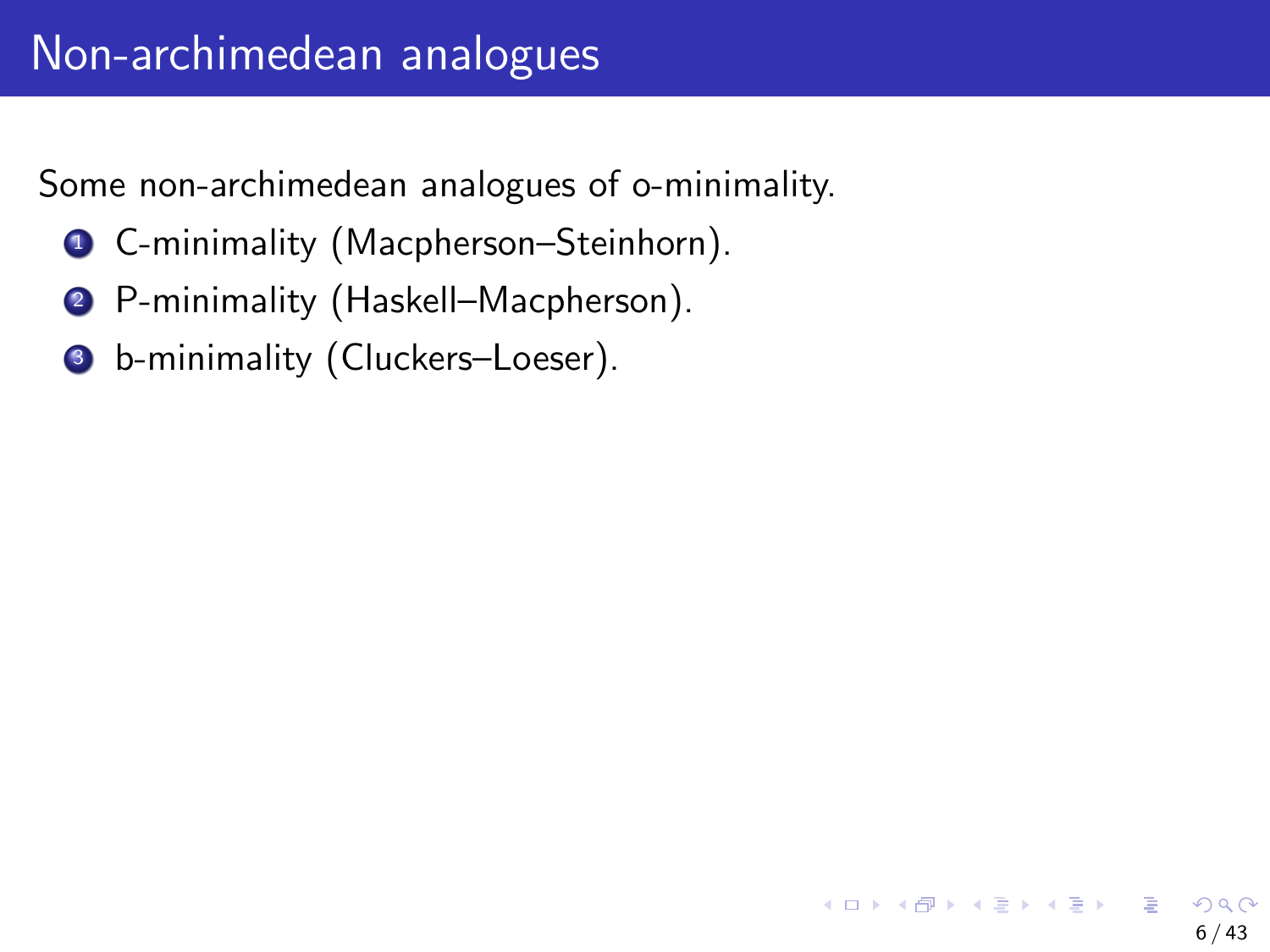# Non-archimedean analogues

Some non-archimedean analogues of o-minimality.

1. C-minimality (Macpherson–Steinhorn).
2. P-minimality (Haskell–Macpherson).
3. b-minimality (Cluckers–Loeser).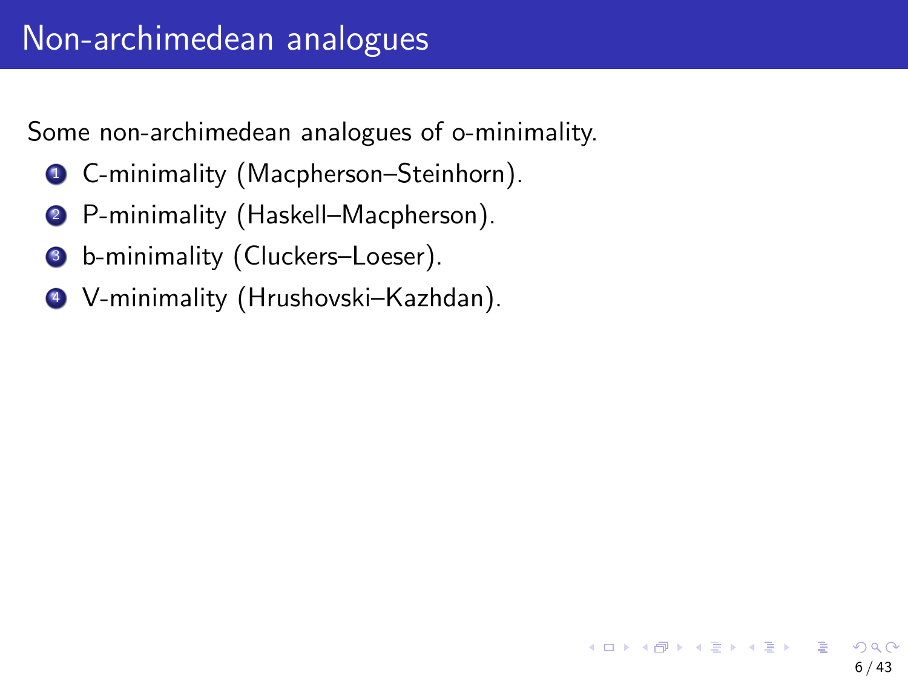# Non-archimedean analogues

Some non-archimedean analogues of o-minimality.

1. C-minimality (Macpherson–Steinhorn).
2. P-minimality (Haskell–Macpherson).
3. b-minimality (Cluckers–Loeser).
4. V-minimality (Hrushovski–Kazhdan).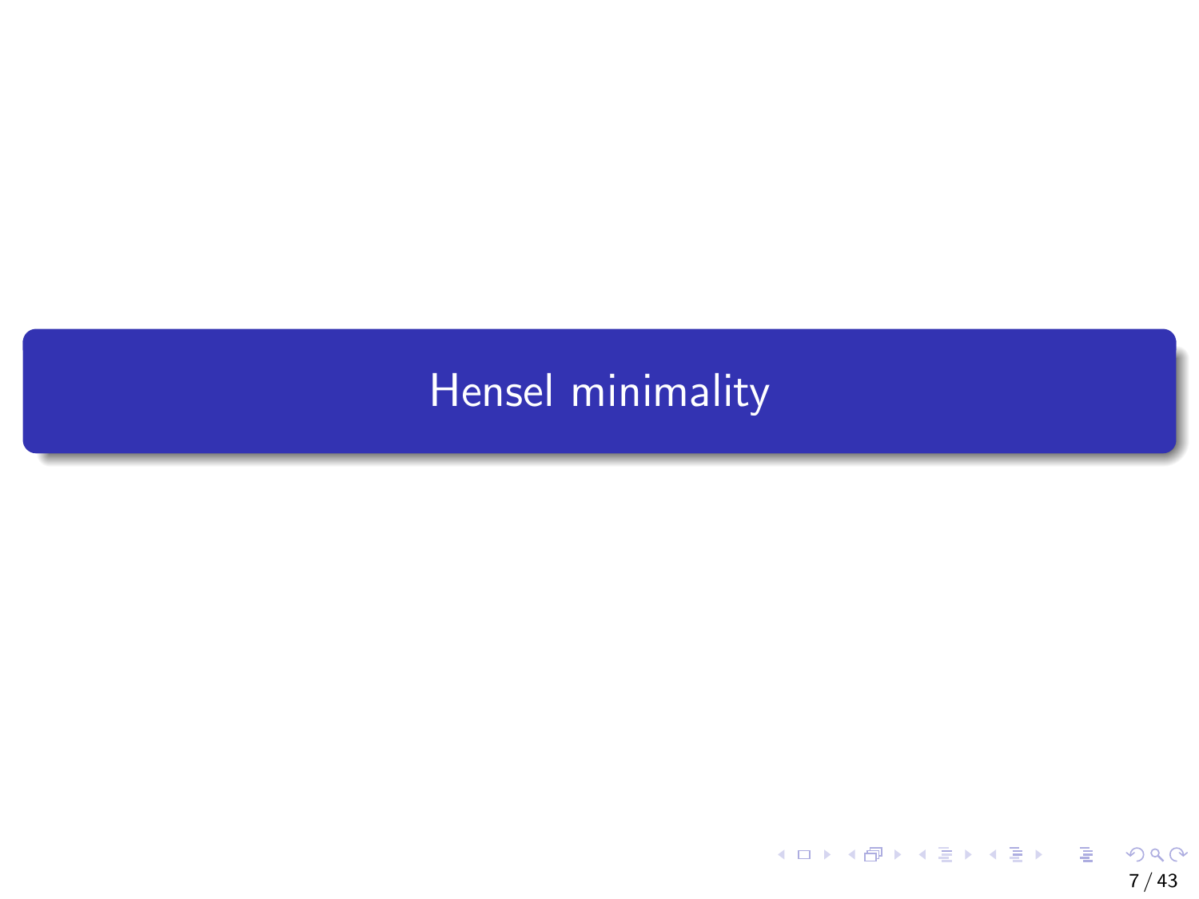# Hensel minimality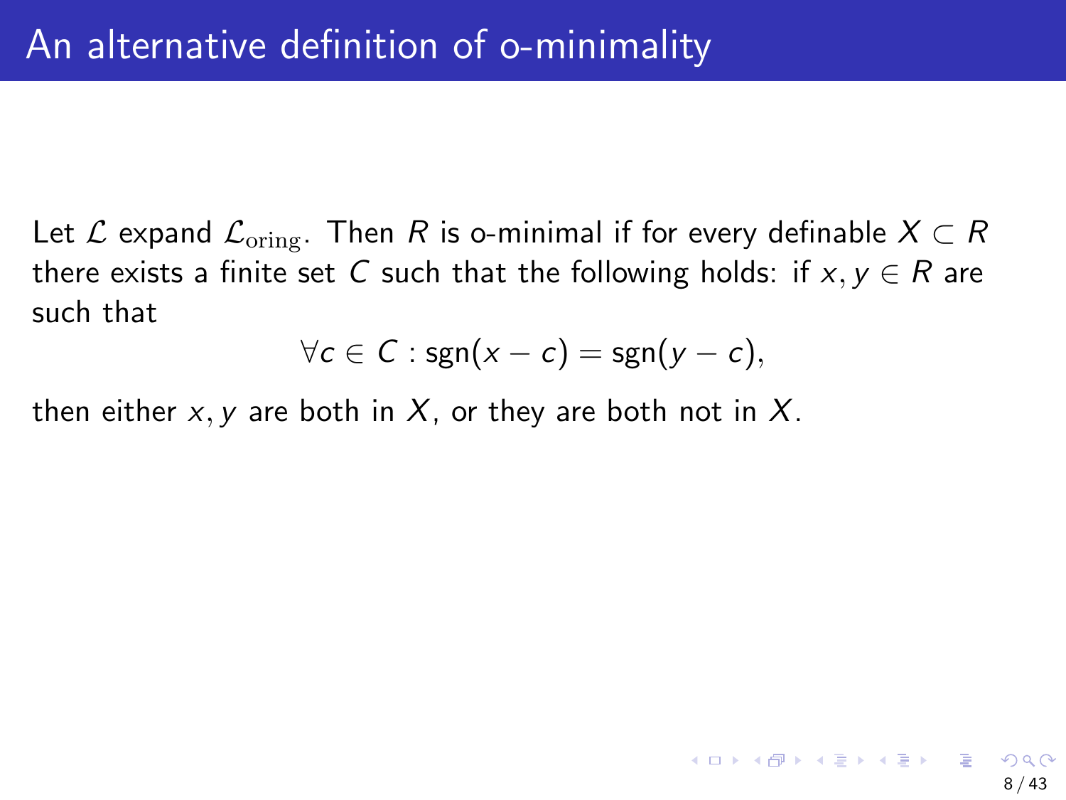# An alternative definition of o-minimality

Let $\mathcal{L}$ expand $\mathcal{L}_{\text{oring}}$. Then $R$ is o-minimal if for every definable $X \subset R$ there exists a finite set $C$ such that the following holds: if $x, y \in R$ are such that

$$\forall c \in C : \text{sgn}(x - c) = \text{sgn}(y - c),$$

then either $x, y$ are both in $X$, or they are both not in $X$.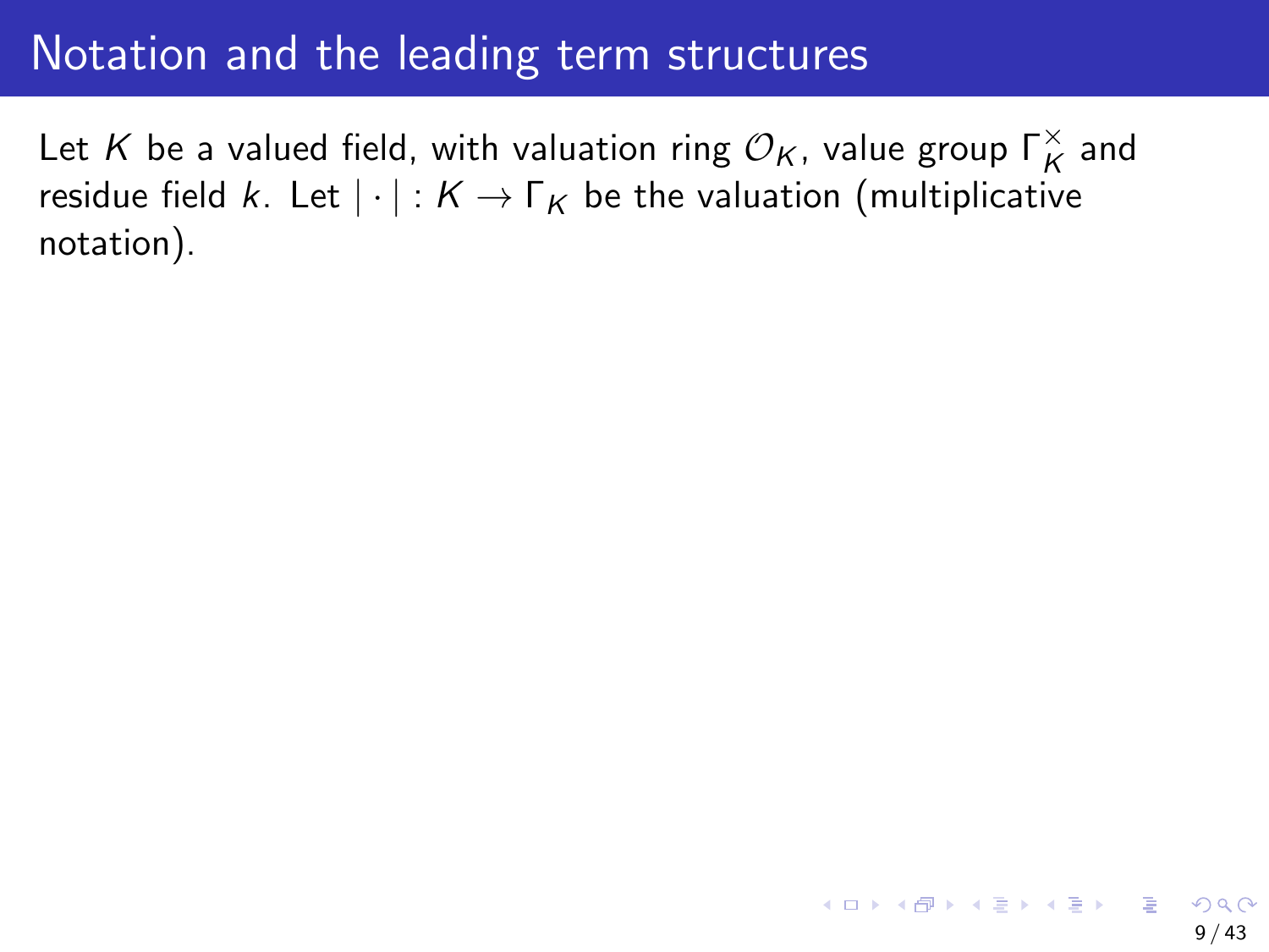# Notation and the leading term structures

Let $K$ be a valued field, with valuation ring $\mathcal{O}_K$, value group $\Gamma_K^\times$ and residue field $k$. Let $|\cdot| : K \to \Gamma_K$ be the valuation (multiplicative notation).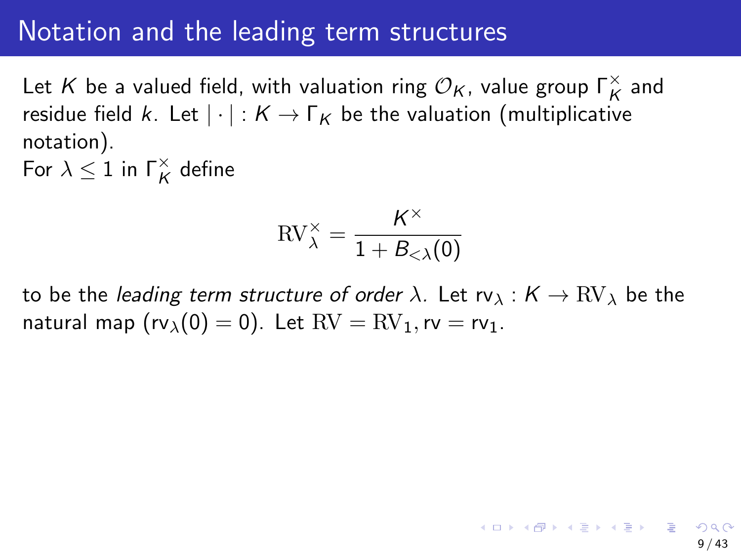# Notation and the leading term structures

Let $K$ be a valued field, with valuation ring $\mathcal{O}_K$, value group $\Gamma_K^\times$ and residue field $k$. Let $|\cdot| : K \to \Gamma_K$ be the valuation (multiplicative notation).

For $\lambda \leq 1$ in $\Gamma_K^\times$ define

$$\mathrm{RV}_\lambda^\times = \frac{K^\times}{1 + B_{<\lambda}(0)}$$

to be the *leading term structure of order* $\lambda$. Let $\mathsf{rv}_\lambda : K \to \mathrm{RV}_\lambda$ be the natural map ($\mathsf{rv}_\lambda(0) = 0$). Let $\mathrm{RV} = \mathrm{RV}_1, \mathsf{rv} = \mathsf{rv}_1$.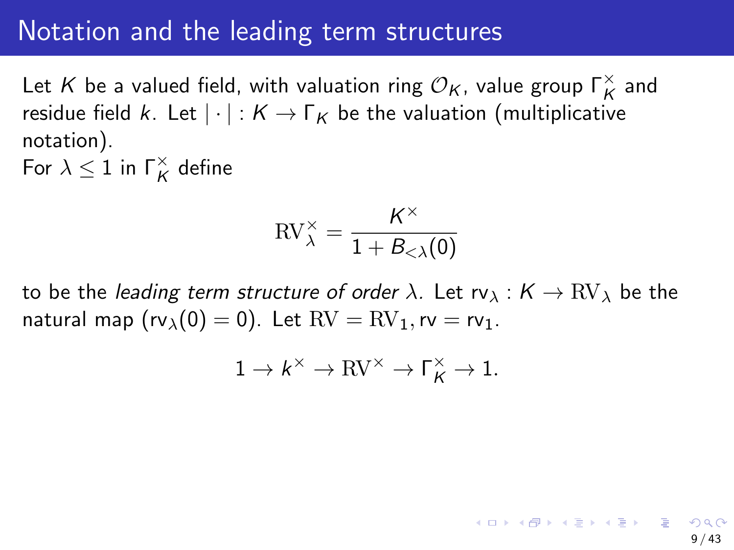# Notation and the leading term structures

Let $K$ be a valued field, with valuation ring $\mathcal{O}_K$, value group $\Gamma_K^\times$ and residue field $k$. Let $|\cdot| : K \to \Gamma_K$ be the valuation (multiplicative notation).

For $\lambda \leq 1$ in $\Gamma_K^\times$ define

$$\mathrm{RV}_\lambda^\times = \frac{K^\times}{1 + B_{<\lambda}(0)}$$

to be the *leading term structure of order* $\lambda$. Let $\mathrm{rv}_\lambda : K \to \mathrm{RV}_\lambda$ be the natural map ($\mathrm{rv}_\lambda(0) = 0$). Let $\mathrm{RV} = \mathrm{RV}_1, \mathrm{rv} = \mathrm{rv}_1$.

$$1 \to k^\times \to \mathrm{RV}^\times \to \Gamma_K^\times \to 1.$$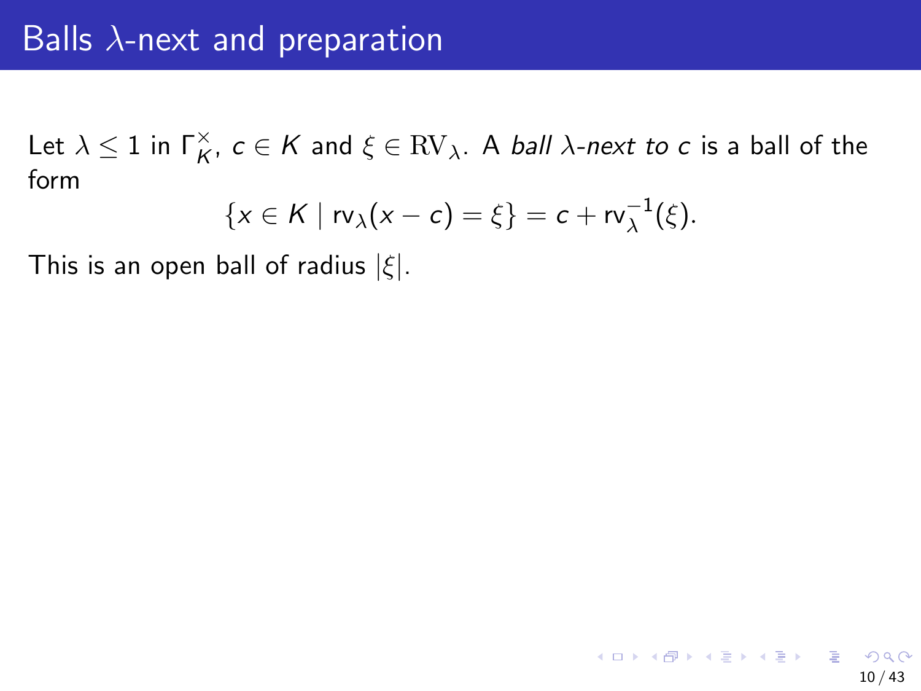# Balls $\lambda$-next and preparation

Let $\lambda \leq 1$ in $\Gamma_K^\times$, $c \in K$ and $\xi \in \mathrm{RV}_\lambda$. A *ball $\lambda$-next to $c$* is a ball of the form

$$\{x \in K \mid \mathrm{rv}_\lambda(x - c) = \xi\} = c + \mathrm{rv}_\lambda^{-1}(\xi).$$

This is an open ball of radius $|\xi|$.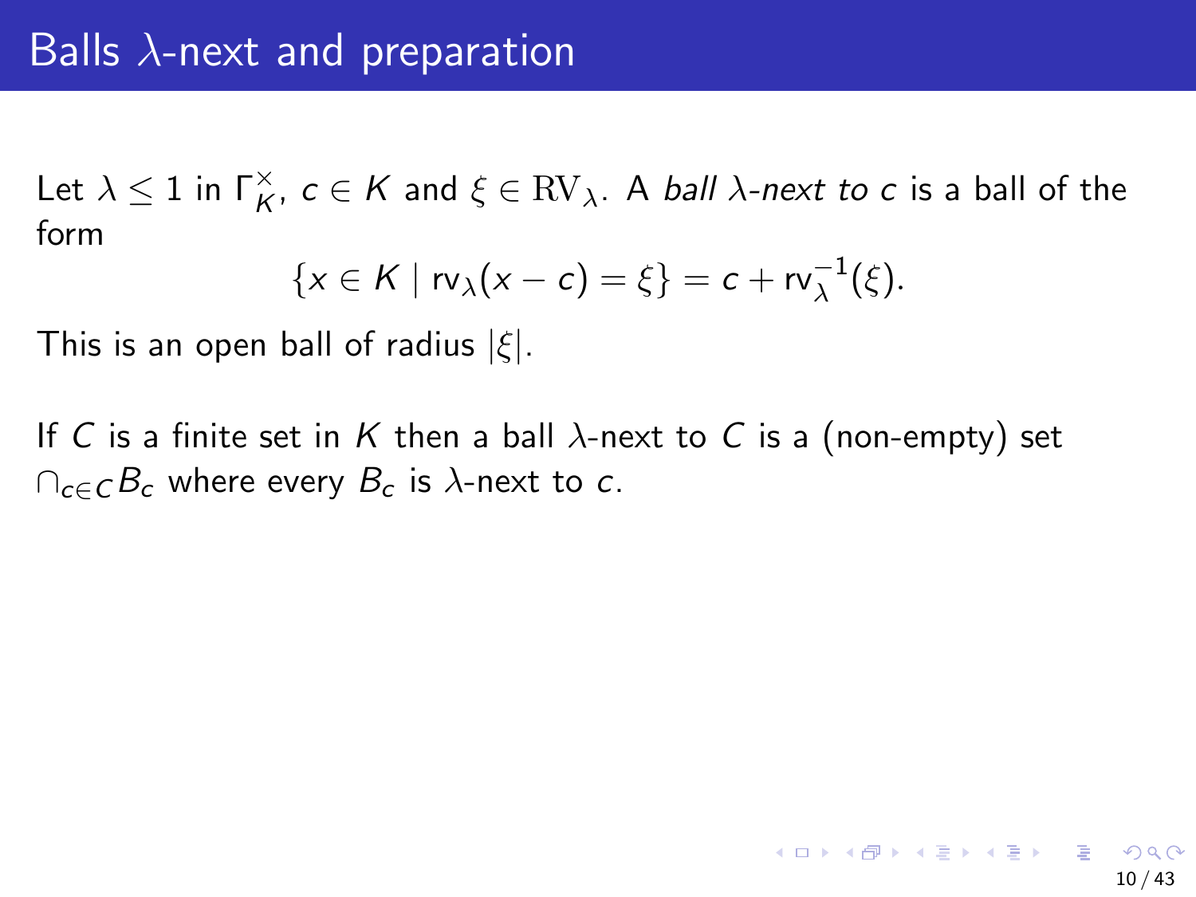# Balls $\lambda$-next and preparation

Let $\lambda \leq 1$ in $\Gamma_K^\times$, $c \in K$ and $\xi \in \mathrm{RV}_\lambda$. A *ball $\lambda$-next to $c$* is a ball of the form

$$\{x \in K \mid \mathrm{rv}_\lambda(x - c) = \xi\} = c + \mathrm{rv}_\lambda^{-1}(\xi).$$

This is an open ball of radius $|\xi|$.

If $C$ is a finite set in $K$ then a ball $\lambda$-next to $C$ is a (non-empty) set $\cap_{c \in C} B_c$ where every $B_c$ is $\lambda$-next to $c$.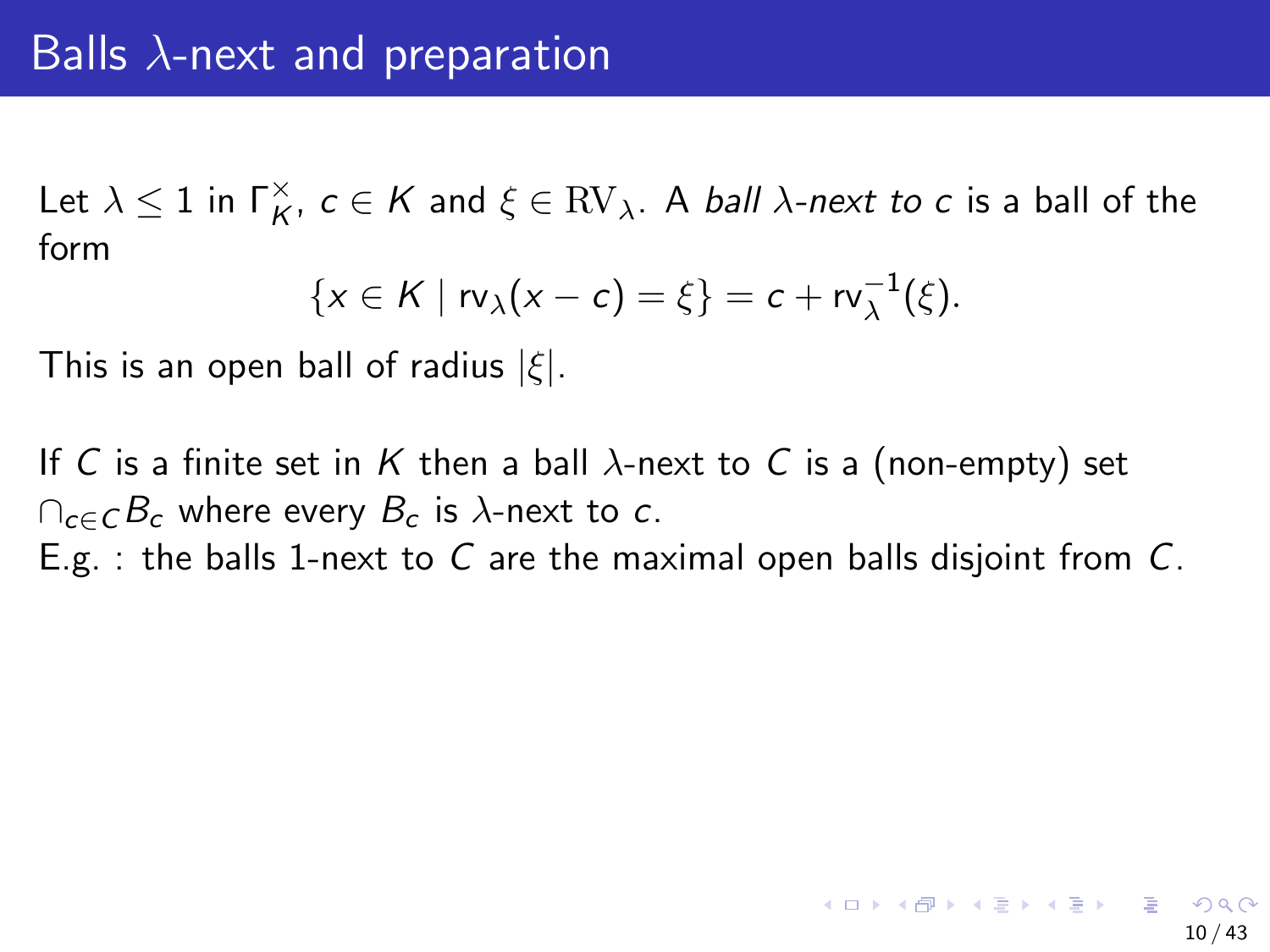# Balls $\lambda$-next and preparation

Let $\lambda \leq 1$ in $\Gamma_K^\times$, $c \in K$ and $\xi \in \mathrm{RV}_\lambda$. A *ball $\lambda$-next to $c$* is a ball of the form

$$\{x \in K \mid \mathrm{rv}_\lambda(x - c) = \xi\} = c + \mathrm{rv}_\lambda^{-1}(\xi).$$

This is an open ball of radius $|\xi|$.

If $C$ is a finite set in $K$ then a ball $\lambda$-next to $C$ is a (non-empty) set $\cap_{c \in C} B_c$ where every $B_c$ is $\lambda$-next to $c$.

E.g. : the balls 1-next to $C$ are the maximal open balls disjoint from $C$.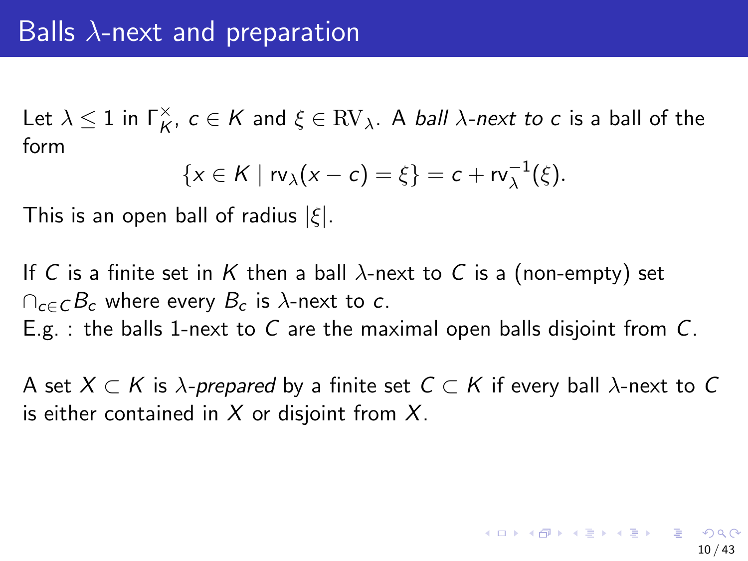# Balls $\lambda$-next and preparation

Let $\lambda \leq 1$ in $\Gamma_K^\times$, $c \in K$ and $\xi \in \mathrm{RV}_\lambda$. A *ball $\lambda$-next to $c$* is a ball of the form

$$\{x \in K \mid \mathrm{rv}_\lambda(x - c) = \xi\} = c + \mathrm{rv}_\lambda^{-1}(\xi).$$

This is an open ball of radius $|\xi|$.

If $C$ is a finite set in $K$ then a ball $\lambda$-next to $C$ is a (non-empty) set $\cap_{c \in C} B_c$ where every $B_c$ is $\lambda$-next to $c$.

E.g. : the balls 1-next to $C$ are the maximal open balls disjoint from $C$.

A set $X \subset K$ is $\lambda$-*prepared* by a finite set $C \subset K$ if every ball $\lambda$-next to $C$ is either contained in $X$ or disjoint from $X$.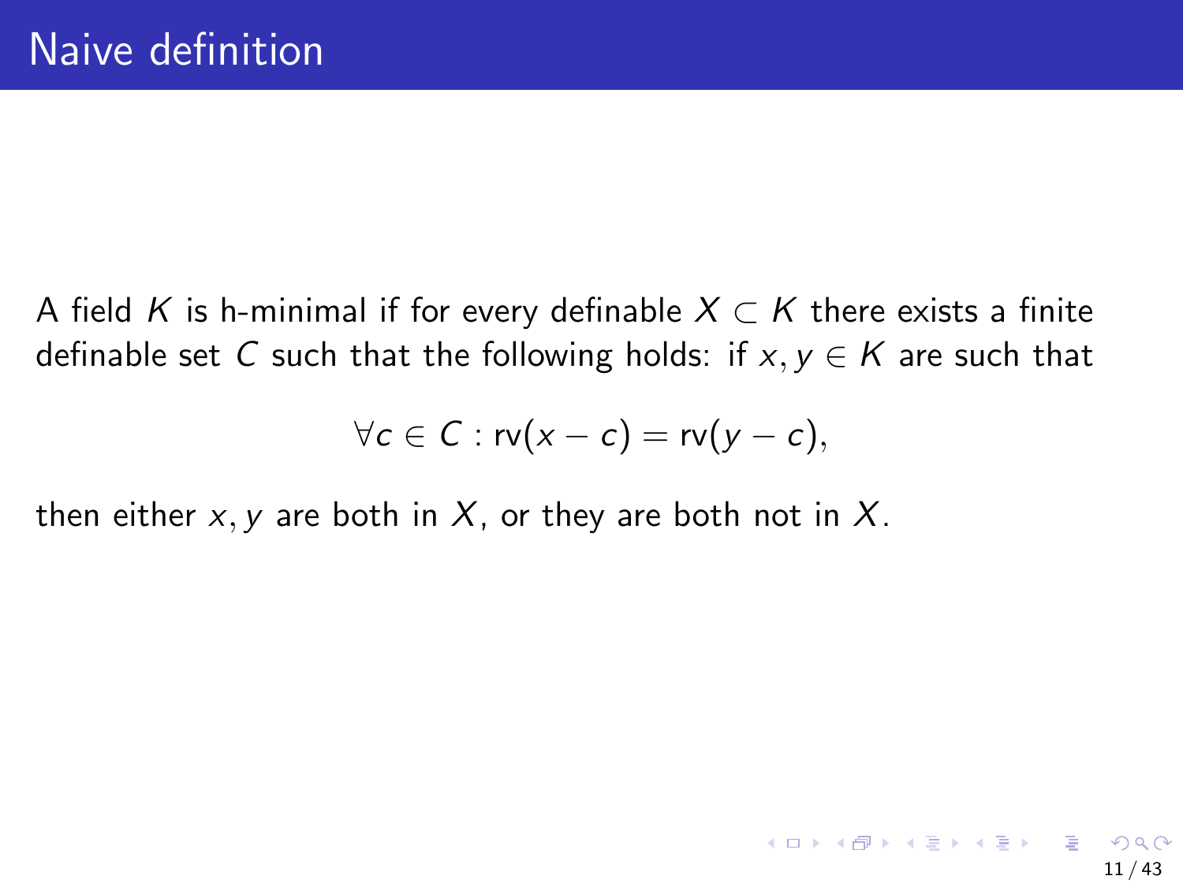# Naive definition

A field $K$ is h-minimal if for every definable $X \subset K$ there exists a finite definable set $C$ such that the following holds: if $x, y \in K$ are such that

$$\forall c \in C : \mathrm{rv}(x - c) = \mathrm{rv}(y - c),$$

then either $x, y$ are both in $X$, or they are both not in $X$.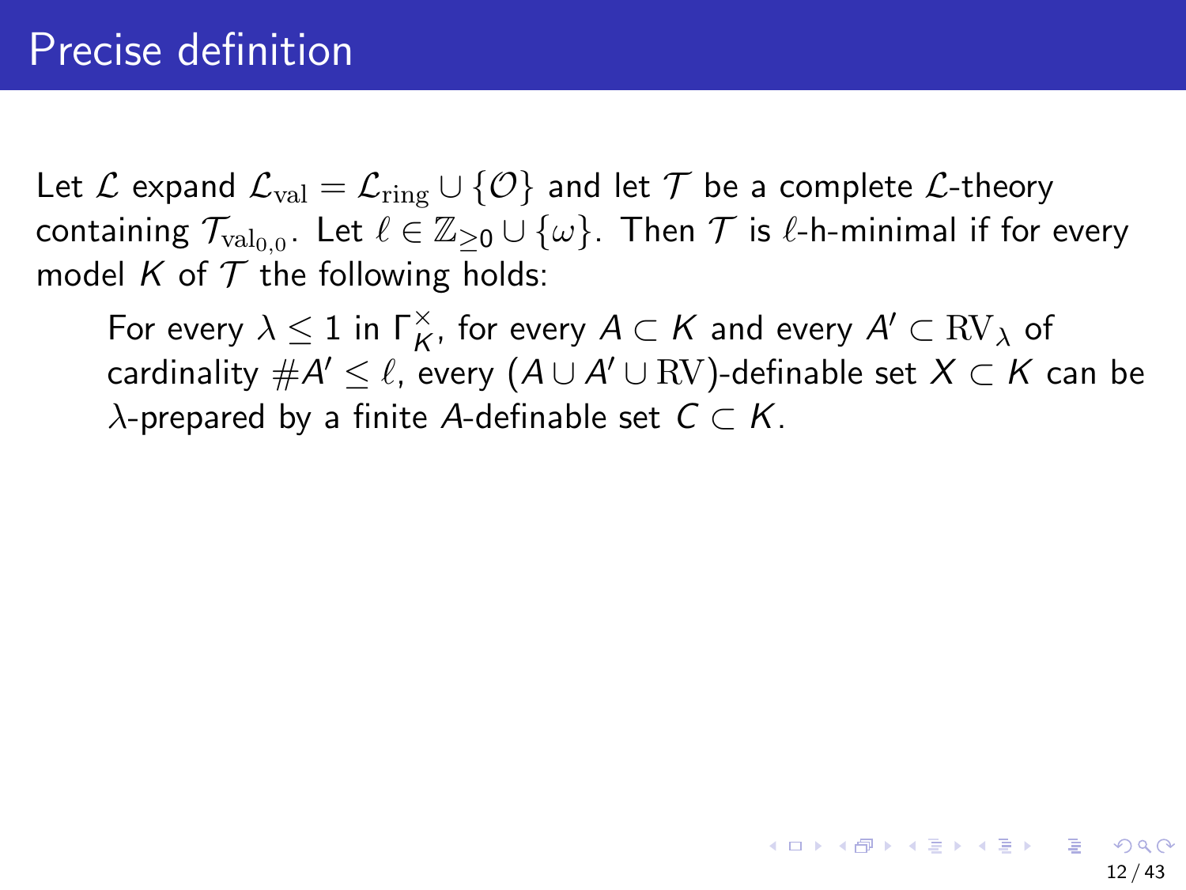# Precise definition

Let $\mathcal{L}$ expand $\mathcal{L}_{\mathrm{val}} = \mathcal{L}_{\mathrm{ring}} \cup \{\mathcal{O}\}$ and let $\mathcal{T}$ be a complete $\mathcal{L}$-theory containing $\mathcal{T}_{\mathrm{val}_{0,0}}$. Let $\ell \in \mathbb{Z}_{\geq 0} \cup \{\omega\}$. Then $\mathcal{T}$ is $\ell$-h-minimal if for every model $K$ of $\mathcal{T}$ the following holds:

> For every $\lambda \leq 1$ in $\Gamma_K^\times$, for every $A \subset K$ and every $A' \subset \mathrm{RV}_\lambda$ of cardinality $\#A' \leq \ell$, every $(A \cup A' \cup \mathrm{RV})$-definable set $X \subset K$ can be $\lambda$-prepared by a finite $A$-definable set $C \subset K$.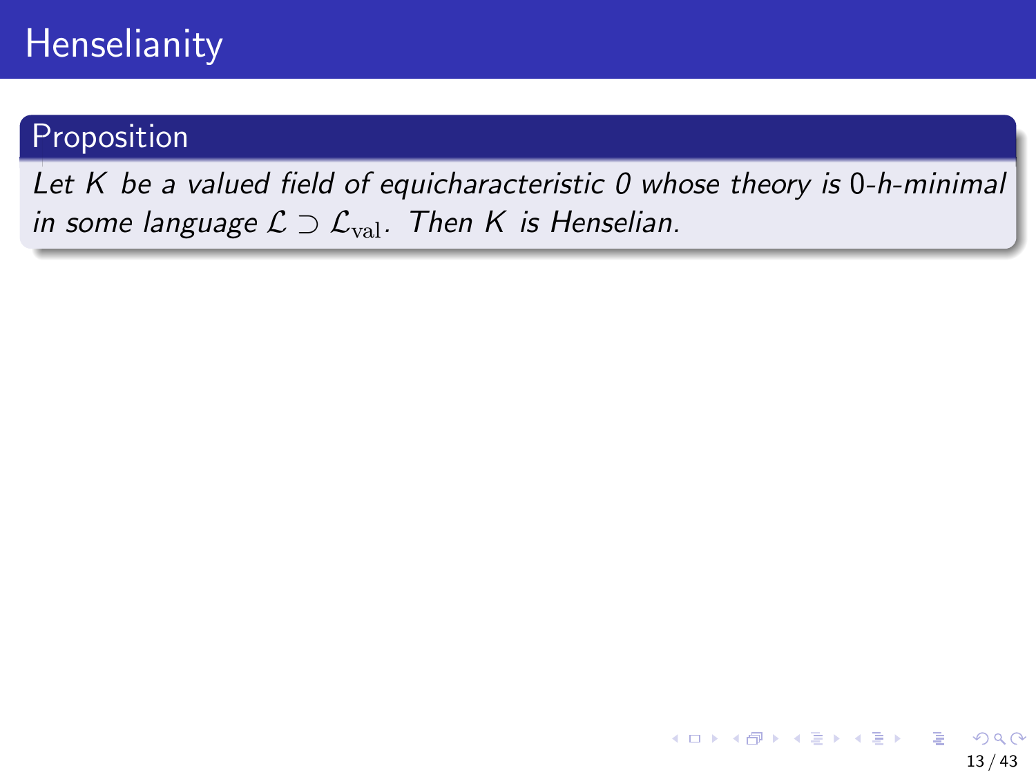# Henselianity

**Proposition**

*Let $K$ be a valued field of equicharacteristic 0 whose theory is* 0*-h-minimal in some language $\mathcal{L} \supset \mathcal{L}_{\mathrm{val}}$. Then $K$ is Henselian.*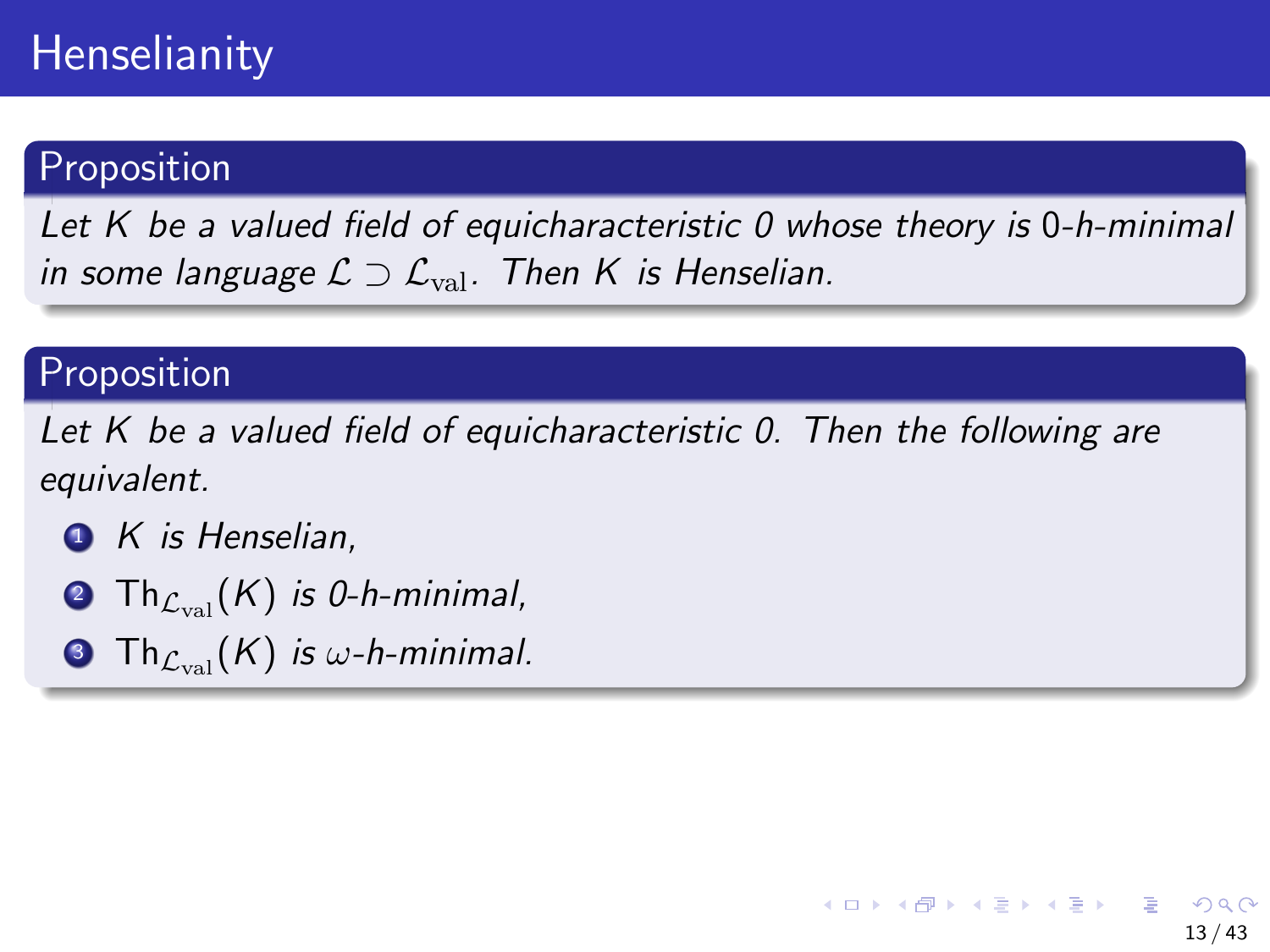# Henselianity

**Proposition**

*Let $K$ be a valued field of equicharacteristic 0 whose theory is 0-h-minimal in some language $\mathcal{L} \supset \mathcal{L}_{\text{val}}$. Then $K$ is Henselian.*

**Proposition**

*Let $K$ be a valued field of equicharacteristic 0. Then the following are equivalent.*

1. *$K$ is Henselian,*
2. *$\mathrm{Th}_{\mathcal{L}_{\text{val}}}(K)$ is 0-h-minimal,*
3. *$\mathrm{Th}_{\mathcal{L}_{\text{val}}}(K)$ is $\omega$-h-minimal.*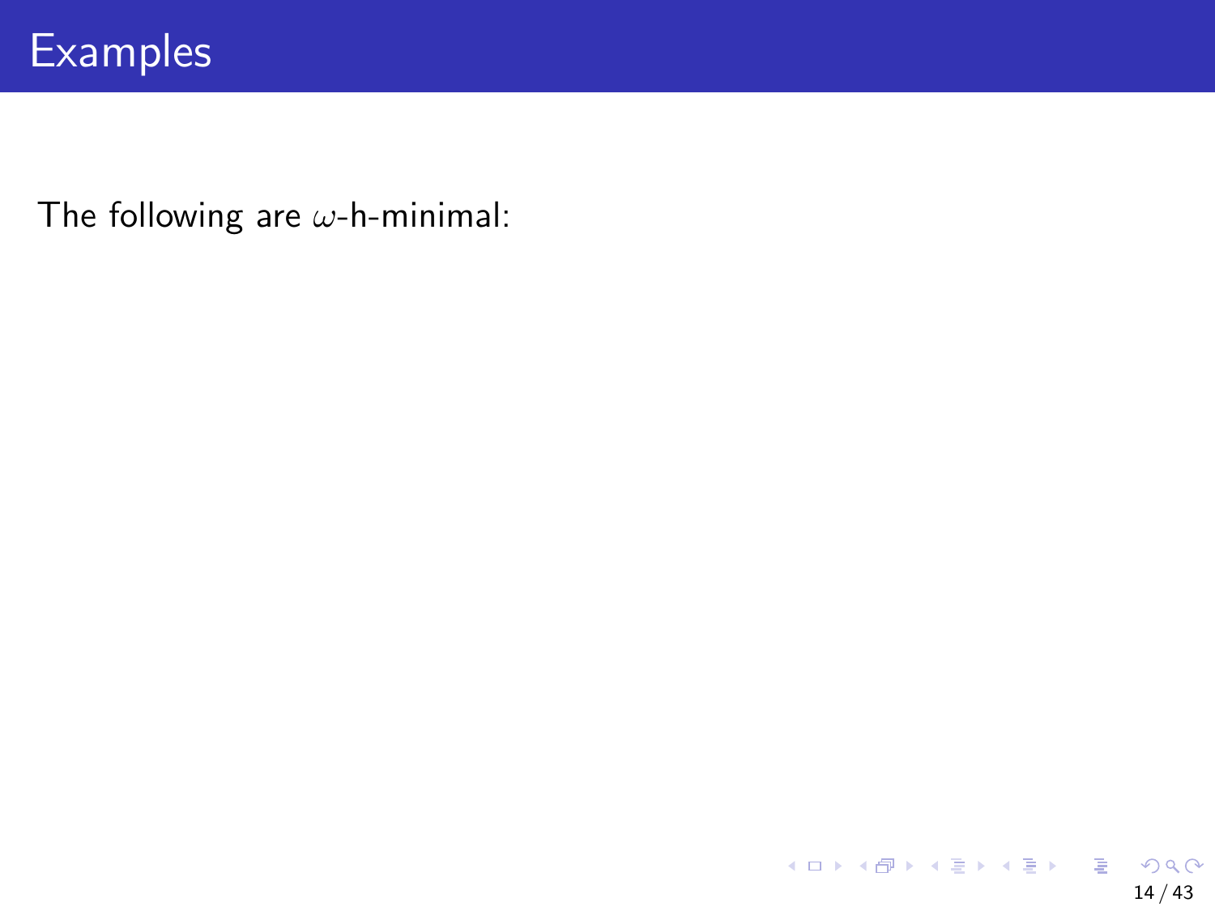# Examples

The following are $\omega$-h-minimal: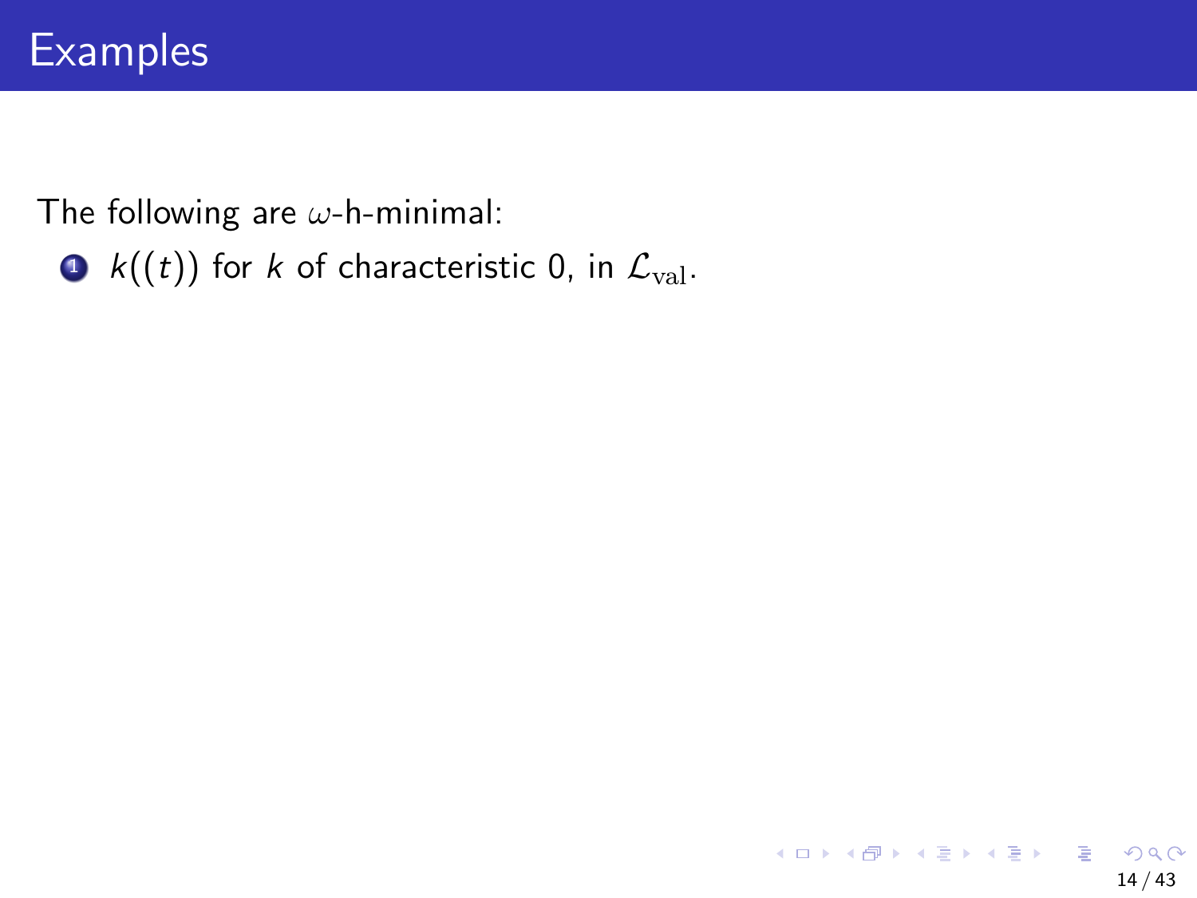# Examples

The following are $\omega$-h-minimal:

1. $k((t))$ for $k$ of characteristic 0, in $\mathcal{L}_{\mathrm{val}}$.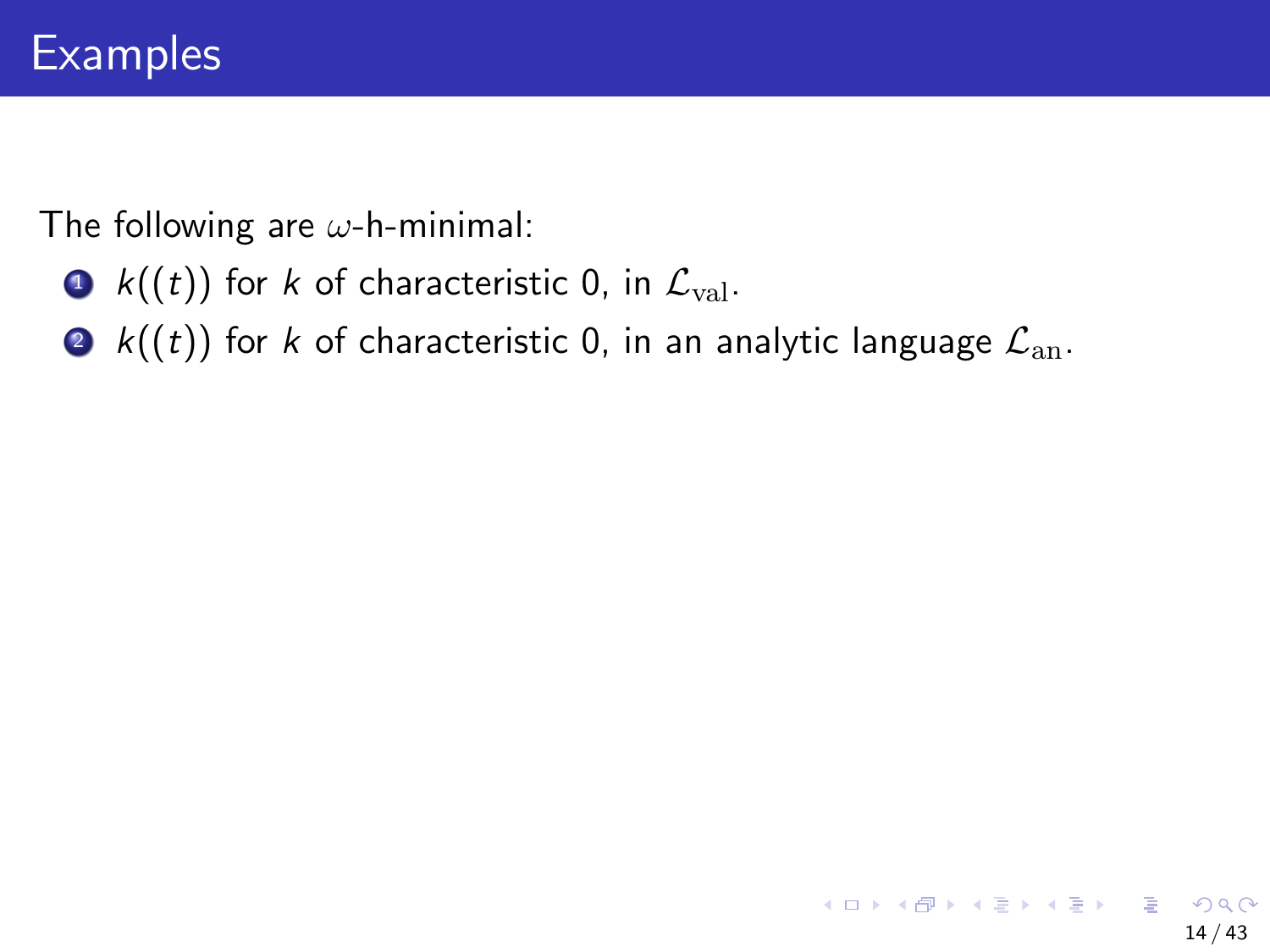# Examples

The following are $\omega$-h-minimal:

1. $k((t))$ for $k$ of characteristic 0, in $\mathcal{L}_{\mathrm{val}}$.
2. $k((t))$ for $k$ of characteristic 0, in an analytic language $\mathcal{L}_{\mathrm{an}}$.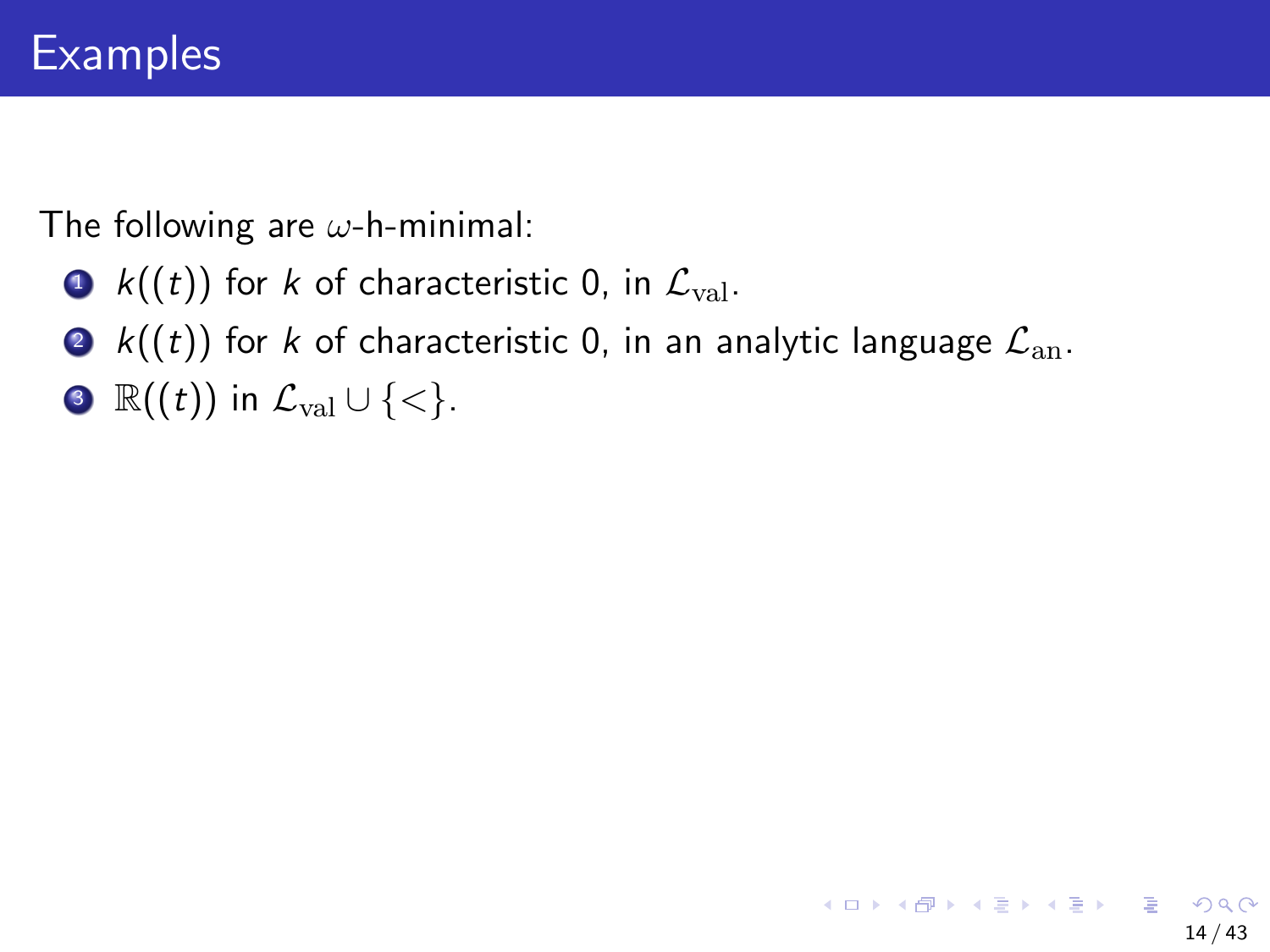# Examples

The following are $\omega$-h-minimal:

1. $k((t))$ for $k$ of characteristic 0, in $\mathcal{L}_{\mathrm{val}}$.
2. $k((t))$ for $k$ of characteristic 0, in an analytic language $\mathcal{L}_{\mathrm{an}}$.
3. $\mathbb{R}((t))$ in $\mathcal{L}_{\mathrm{val}} \cup \{<\}$.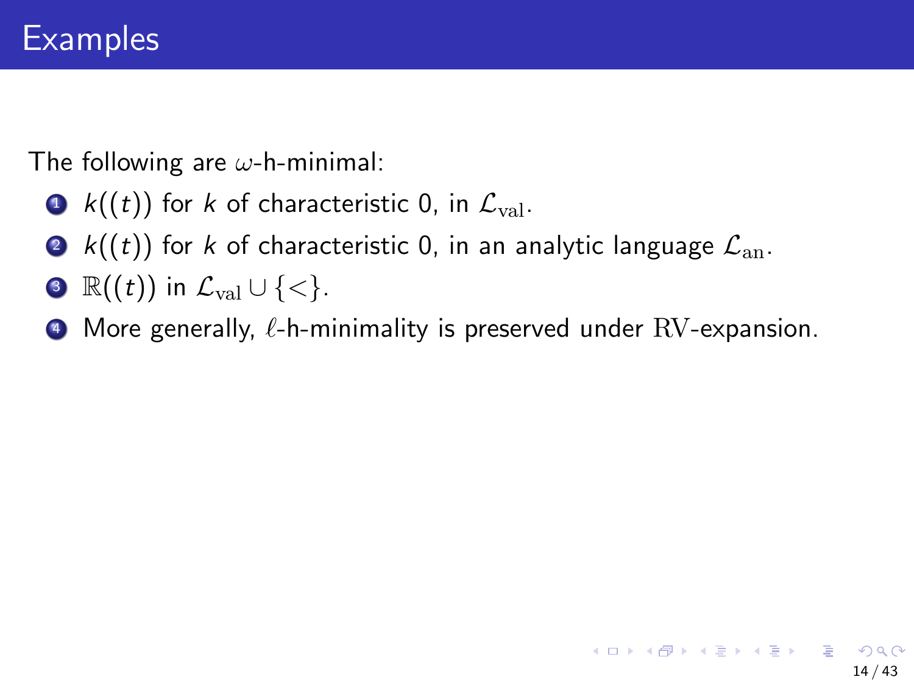# Examples

The following are $\omega$-h-minimal:

1. $k((t))$ for $k$ of characteristic 0, in $\mathcal{L}_{\mathrm{val}}$.
2. $k((t))$ for $k$ of characteristic 0, in an analytic language $\mathcal{L}_{\mathrm{an}}$.
3. $\mathbb{R}((t))$ in $\mathcal{L}_{\mathrm{val}} \cup \{<\}$.
4. More generally, $\ell$-h-minimality is preserved under $\mathrm{RV}$-expansion.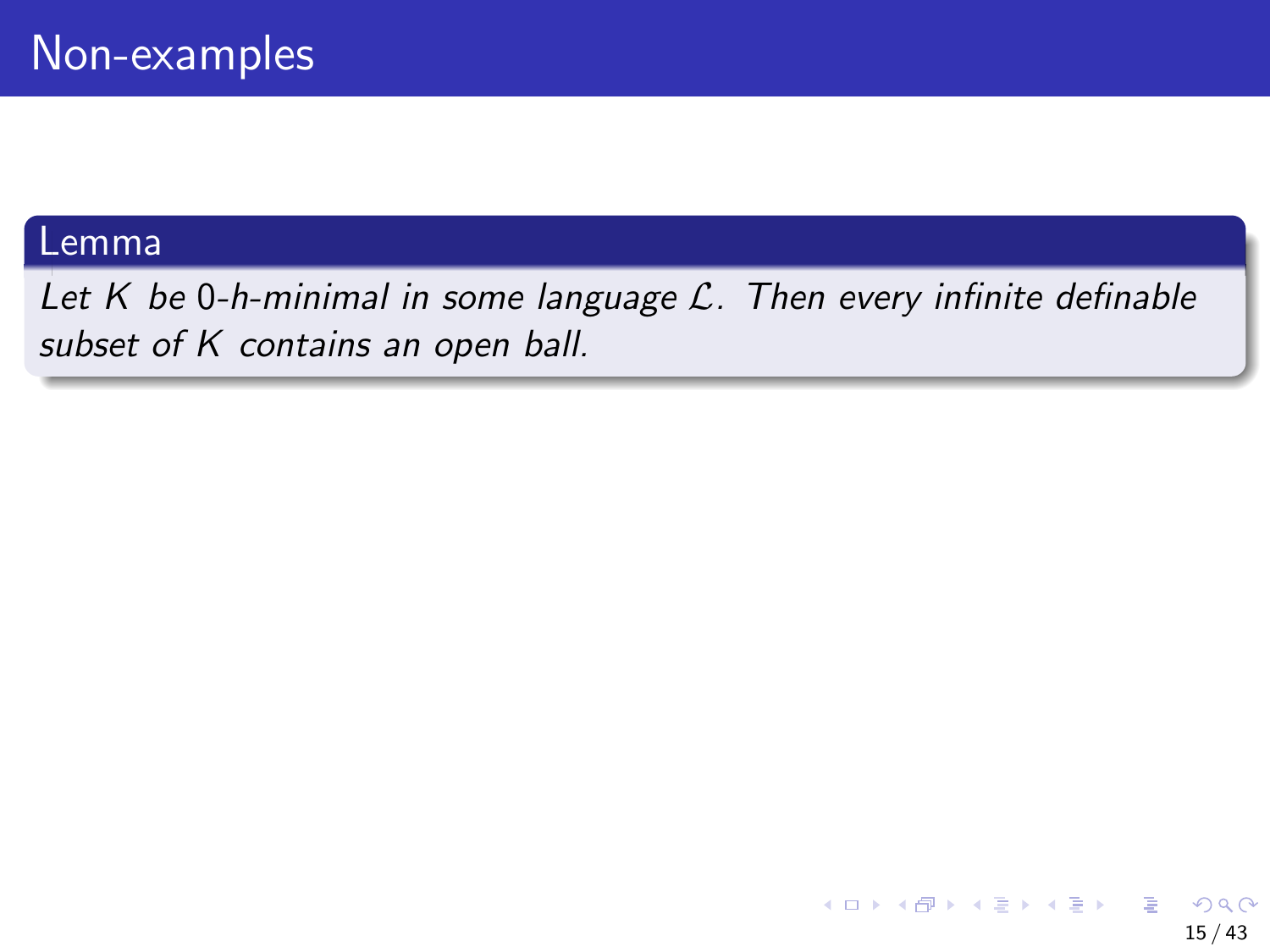# Non-examples

**Lemma**

*Let $K$ be 0-h-minimal in some language $\mathcal{L}$. Then every infinite definable subset of $K$ contains an open ball.*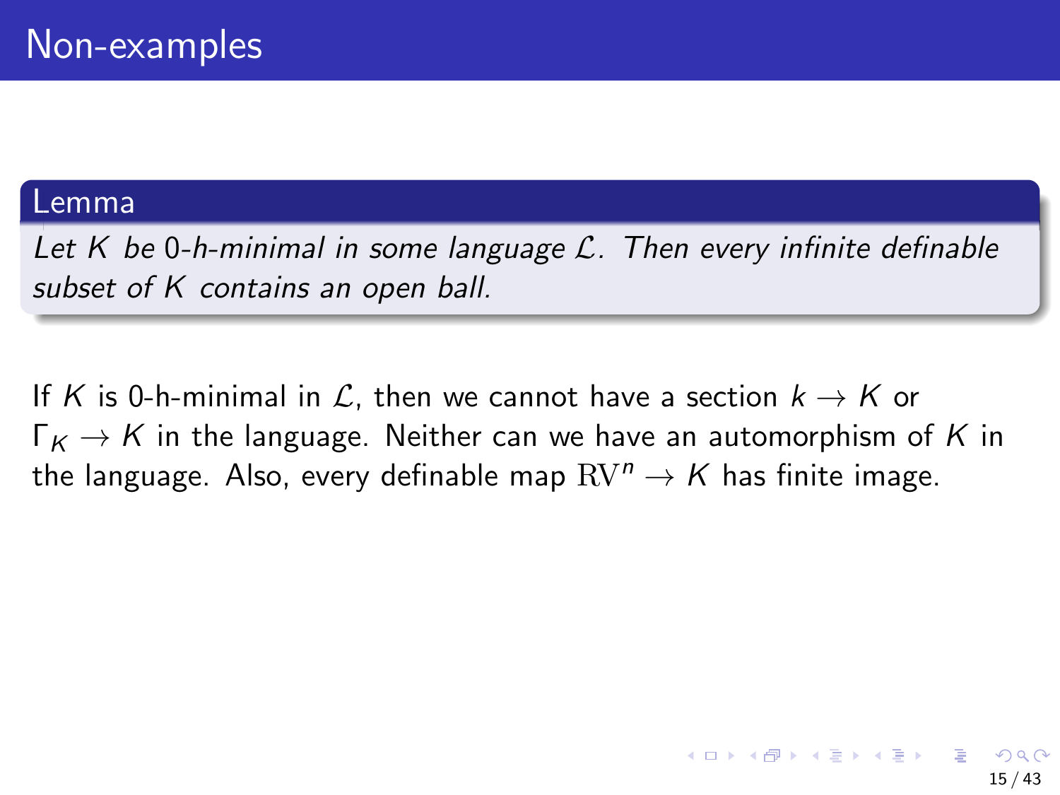# Non-examples

**Lemma**

*Let $K$ be 0-h-minimal in some language $\mathcal{L}$. Then every infinite definable subset of $K$ contains an open ball.*

If $K$ is 0-h-minimal in $\mathcal{L}$, then we cannot have a section $k \to K$ or $\Gamma_K \to K$ in the language. Neither can we have an automorphism of $K$ in the language. Also, every definable map $\mathrm{RV}^n \to K$ has finite image.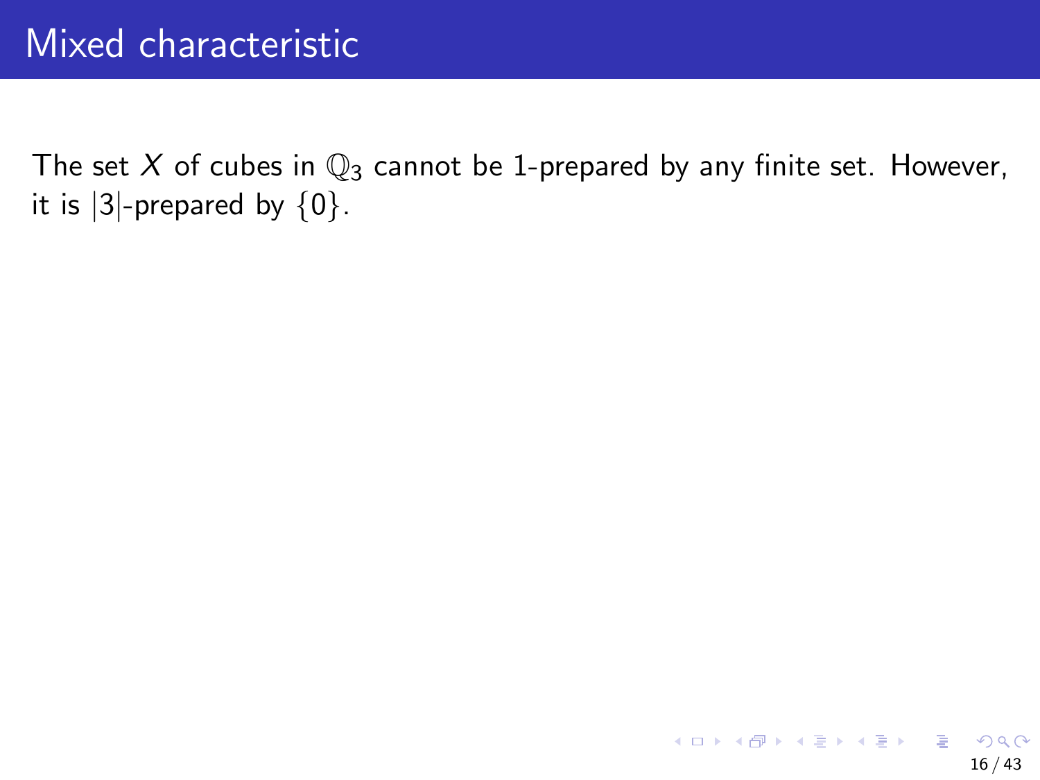# Mixed characteristic

The set $X$ of cubes in $\mathbb{Q}_3$ cannot be 1-prepared by any finite set. However, it is $|3|$-prepared by $\{0\}$.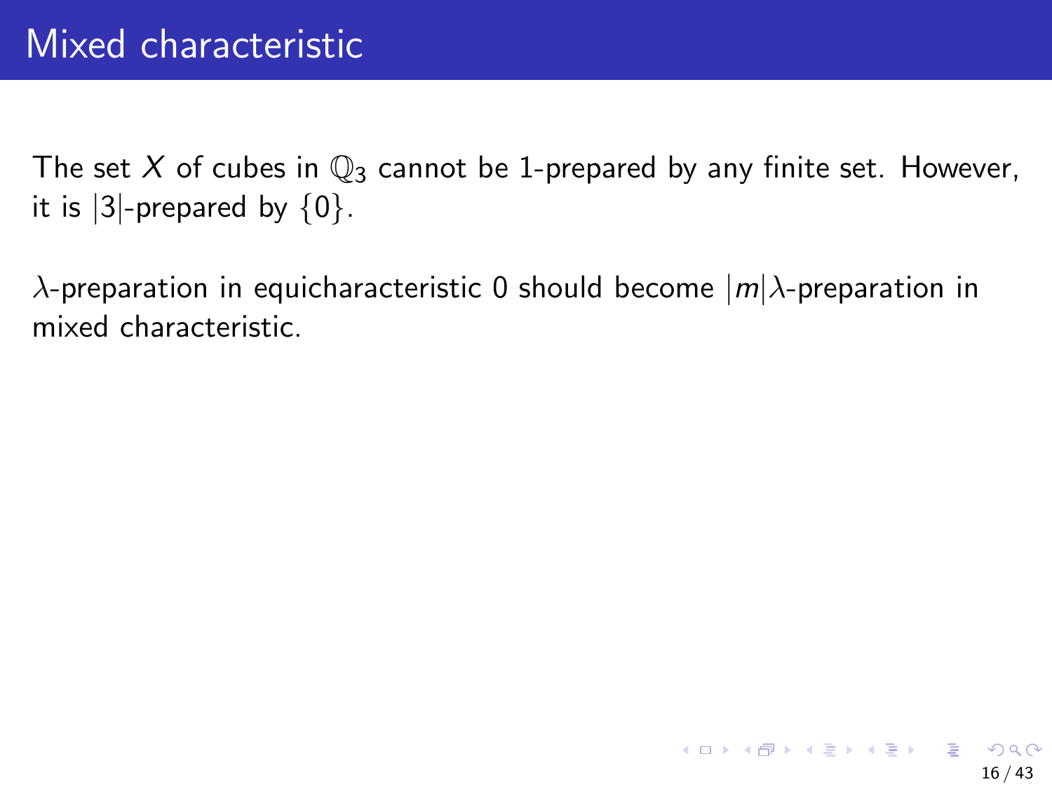# Mixed characteristic

The set $X$ of cubes in $\mathbb{Q}_3$ cannot be 1-prepared by any finite set. However, it is $|3|$-prepared by $\{0\}$.

$\lambda$-preparation in equicharacteristic 0 should become $|m|\lambda$-preparation in mixed characteristic.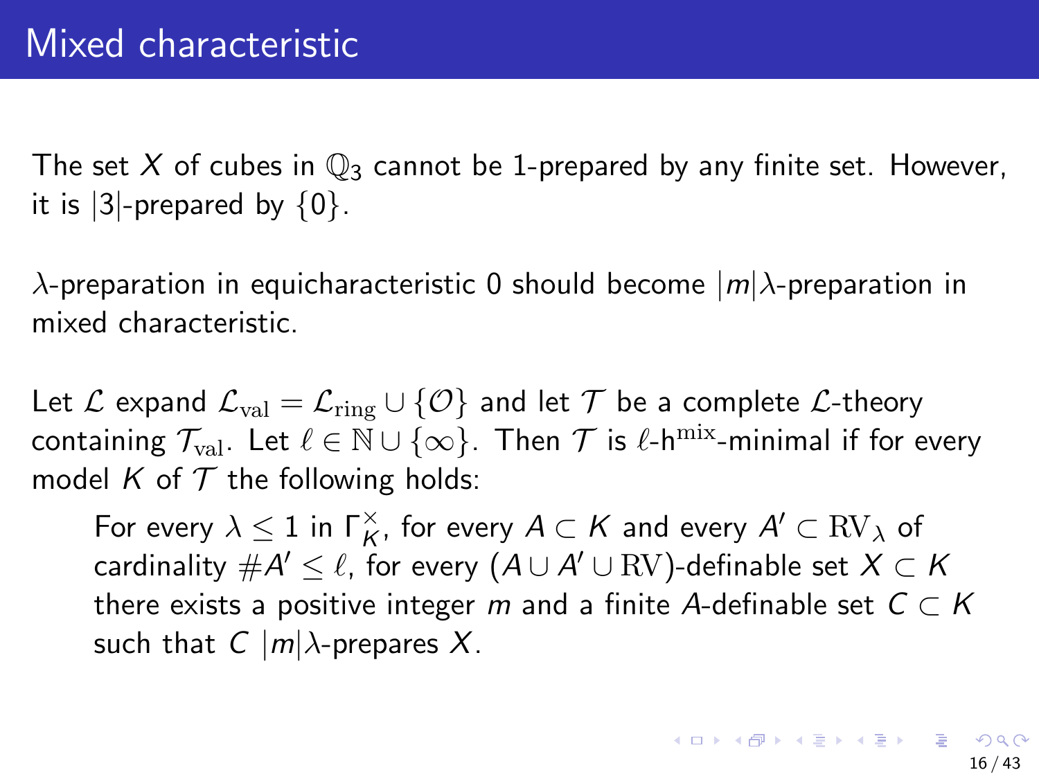# Mixed characteristic

The set $X$ of cubes in $\mathbb{Q}_3$ cannot be 1-prepared by any finite set. However, it is $|3|$-prepared by $\{0\}$.

$\lambda$-preparation in equicharacteristic 0 should become $|m|\lambda$-preparation in mixed characteristic.

Let $\mathcal{L}$ expand $\mathcal{L}_{\mathrm{val}} = \mathcal{L}_{\mathrm{ring}} \cup \{\mathcal{O}\}$ and let $\mathcal{T}$ be a complete $\mathcal{L}$-theory containing $\mathcal{T}_{\mathrm{val}}$. Let $\ell \in \mathbb{N} \cup \{\infty\}$. Then $\mathcal{T}$ is $\ell$-h$^{\mathrm{mix}}$-minimal if for every model $K$ of $\mathcal{T}$ the following holds:

> For every $\lambda \leq 1$ in $\Gamma_K^\times$, for every $A \subset K$ and every $A' \subset \mathrm{RV}_\lambda$ of cardinality $\#A' \leq \ell$, for every $(A \cup A' \cup \mathrm{RV})$-definable set $X \subset K$ there exists a positive integer $m$ and a finite $A$-definable set $C \subset K$ such that $C$ $|m|\lambda$-prepares $X$.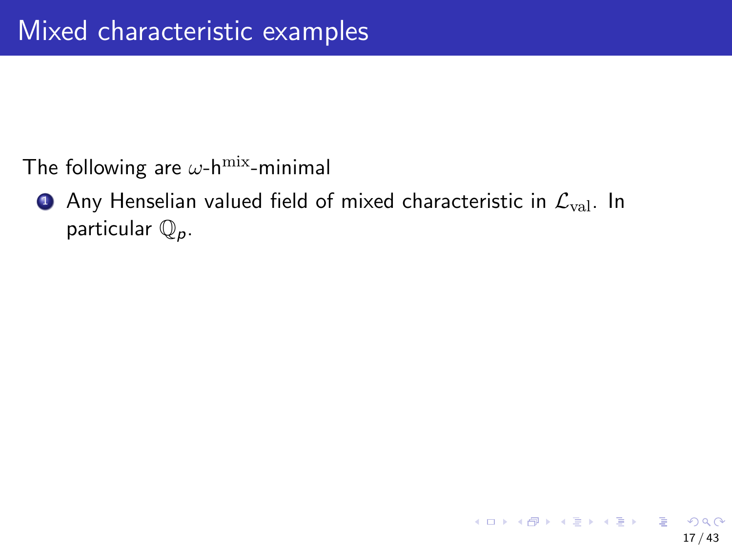# Mixed characteristic examples

The following are $\omega$-h$^{\mathrm{mix}}$-minimal

1. Any Henselian valued field of mixed characteristic in $\mathcal{L}_{\mathrm{val}}$. In particular $\mathbb{Q}_p$.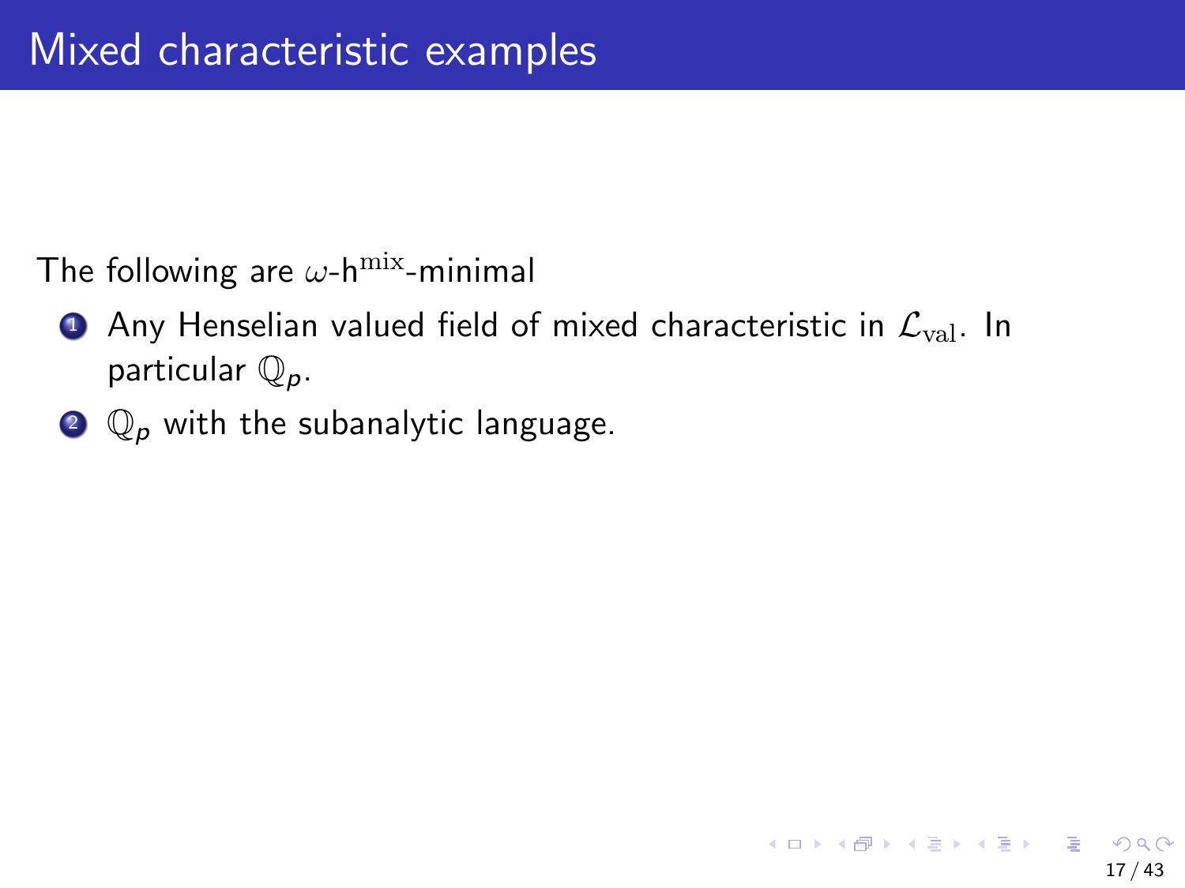# Mixed characteristic examples

The following are $\omega$-$\mathrm{h}^{\mathrm{mix}}$-minimal

1. Any Henselian valued field of mixed characteristic in $\mathcal{L}_{\mathrm{val}}$. In particular $\mathbb{Q}_p$.
2. $\mathbb{Q}_p$ with the subanalytic language.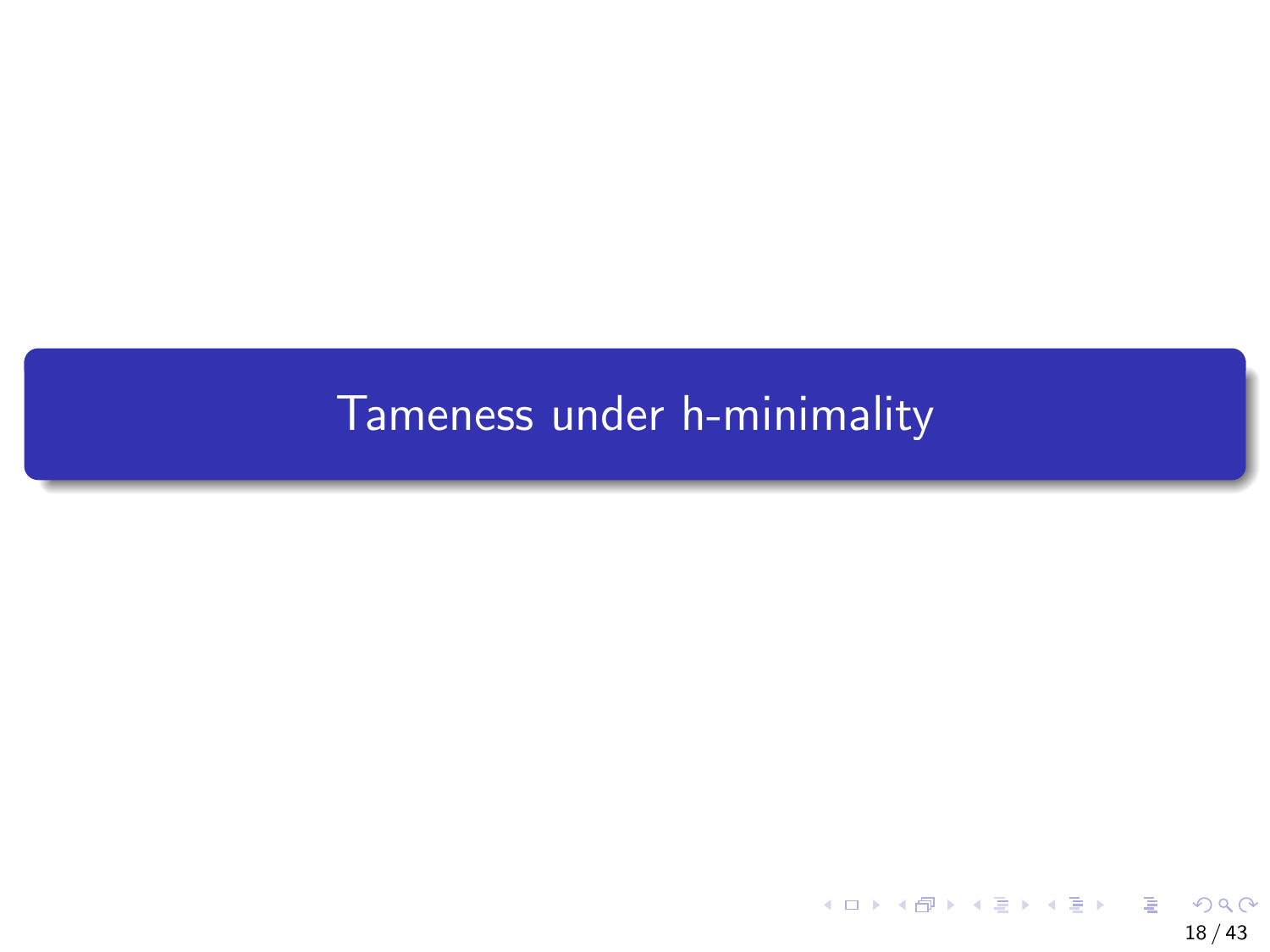# Tameness under h-minimality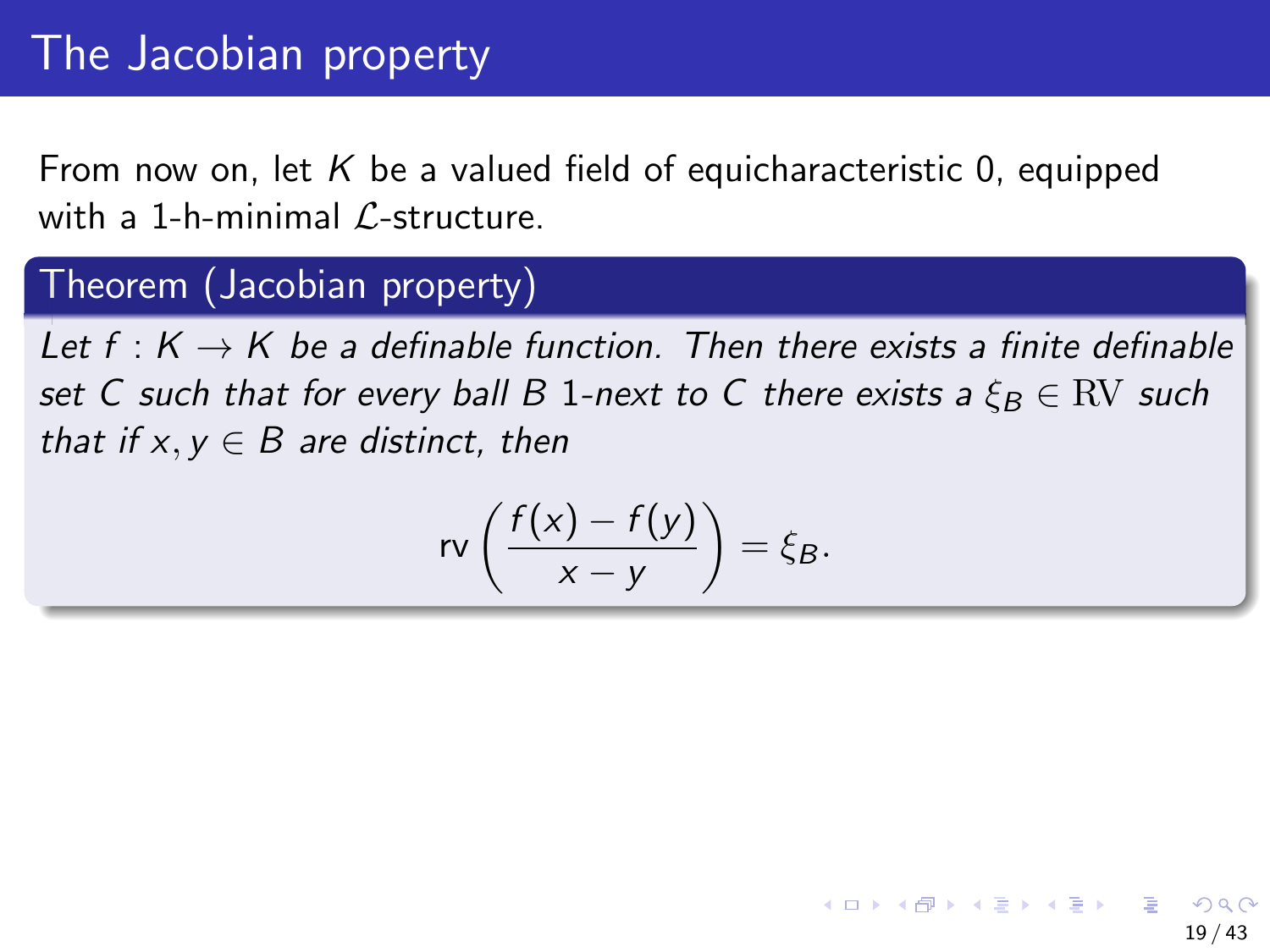# The Jacobian property

From now on, let $K$ be a valued field of equicharacteristic 0, equipped with a 1-h-minimal $\mathcal{L}$-structure.

### Theorem (Jacobian property)

*Let $f : K \to K$ be a definable function. Then there exists a finite definable set $C$ such that for every ball $B$ 1-next to $C$ there exists a $\xi_B \in \mathrm{RV}$ such that if $x, y \in B$ are distinct, then*

$$\mathrm{rv}\left(\frac{f(x) - f(y)}{x - y}\right) = \xi_B.$$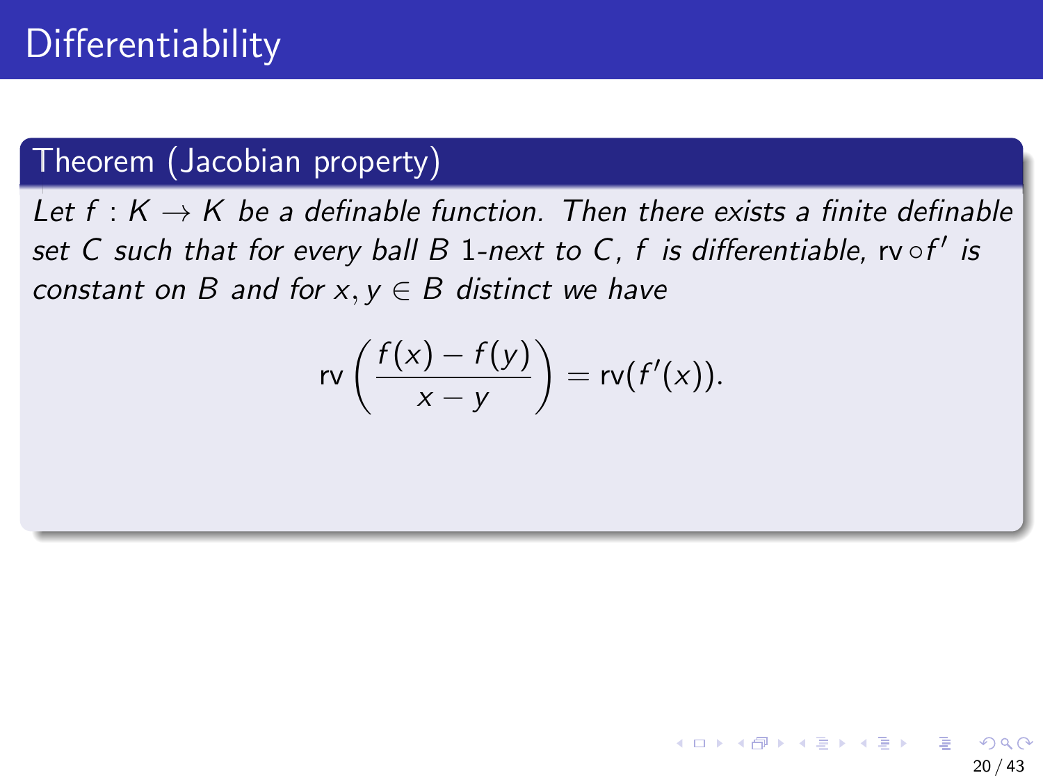# Differentiability

**Theorem (Jacobian property)**

*Let $f : K \to K$ be a definable function. Then there exists a finite definable set $C$ such that for every ball $B$ 1-next to $C$, $f$ is differentiable, $\mathrm{rv} \circ f'$ is constant on $B$ and for $x, y \in B$ distinct we have*

$$\mathrm{rv}\left(\frac{f(x) - f(y)}{x - y}\right) = \mathrm{rv}(f'(x)).$$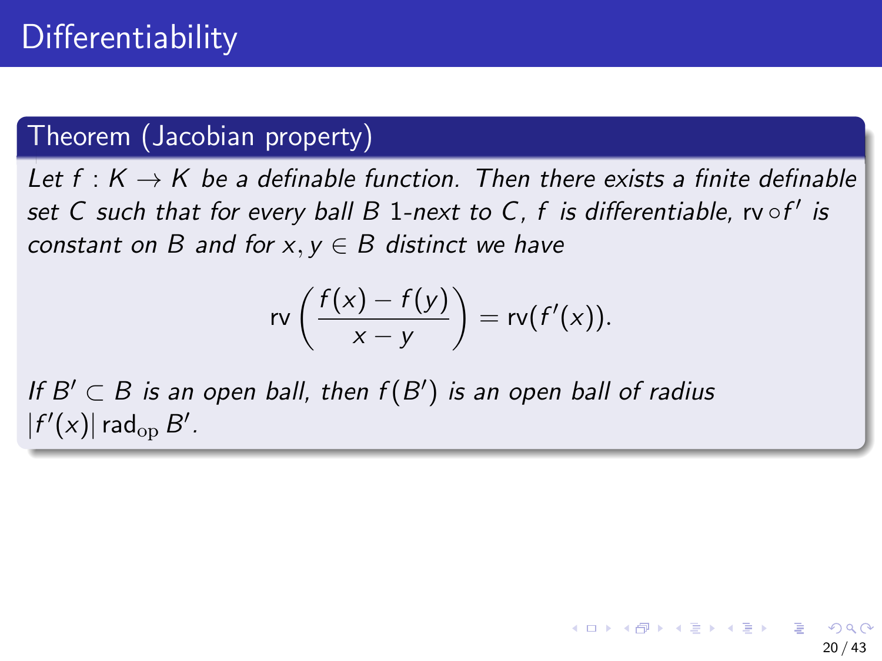# Differentiability

**Theorem (Jacobian property)**

*Let $f : K \to K$ be a definable function. Then there exists a finite definable set $C$ such that for every ball $B$ 1-next to $C$, $f$ is differentiable, $\mathrm{rv} \circ f'$ is constant on $B$ and for $x, y \in B$ distinct we have*

$$\mathrm{rv}\left(\frac{f(x) - f(y)}{x - y}\right) = \mathrm{rv}(f'(x)).$$

*If $B' \subset B$ is an open ball, then $f(B')$ is an open ball of radius $|f'(x)| \operatorname{rad}_{\mathrm{op}} B'$.*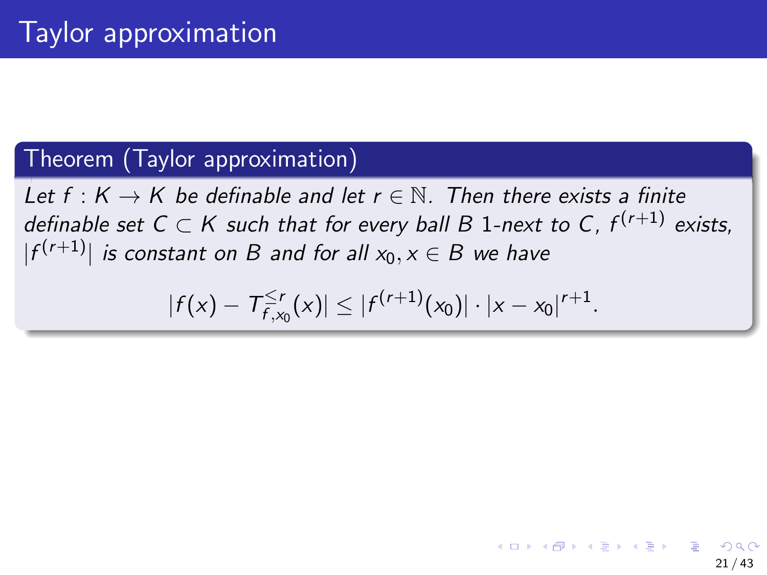# Taylor approximation

**Theorem (Taylor approximation)**

*Let $f : K \to K$ be definable and let $r \in \mathbb{N}$. Then there exists a finite definable set $C \subset K$ such that for every ball $B$ 1-next to $C$, $f^{(r+1)}$ exists, $|f^{(r+1)}|$ is constant on $B$ and for all $x_0, x \in B$ we have*

$$|f(x) - T_{f,x_0}^{\leq r}(x)| \leq |f^{(r+1)}(x_0)| \cdot |x - x_0|^{r+1}.$$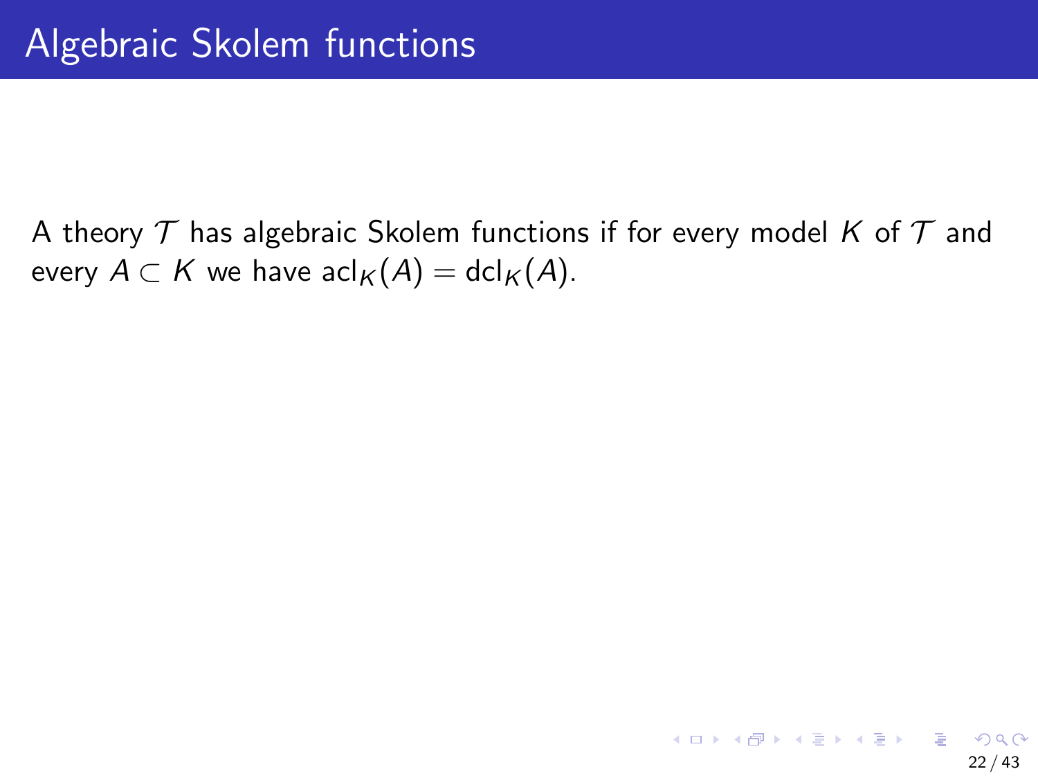# Algebraic Skolem functions

A theory $\mathcal{T}$ has algebraic Skolem functions if for every model $K$ of $\mathcal{T}$ and every $A \subset K$ we have $\text{acl}_K(A) = \text{dcl}_K(A)$.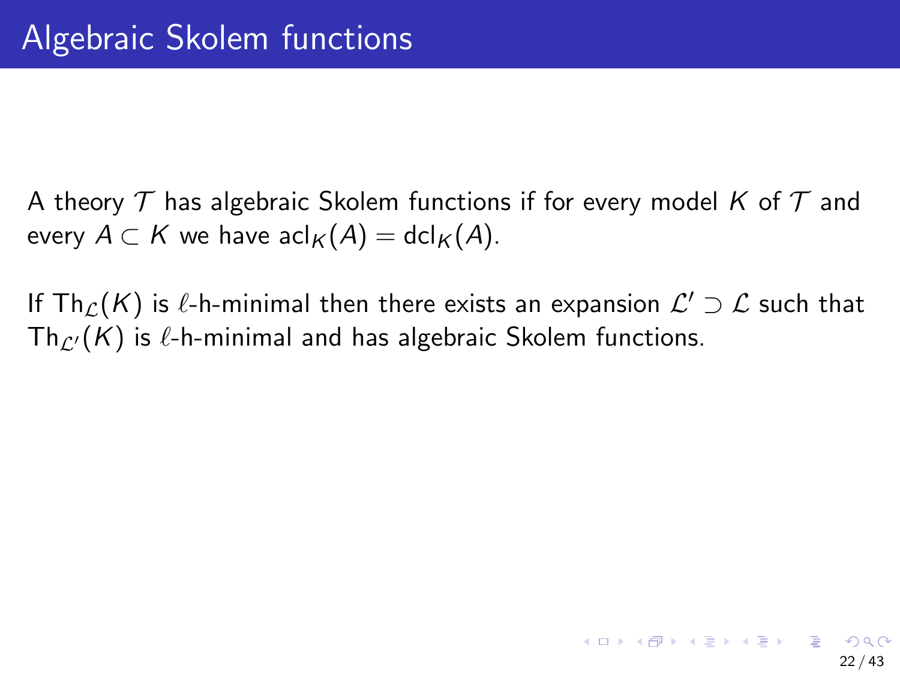# Algebraic Skolem functions

A theory $\mathcal{T}$ has algebraic Skolem functions if for every model $K$ of $\mathcal{T}$ and every $A \subset K$ we have $\mathrm{acl}_K(A) = \mathrm{dcl}_K(A)$.

If $\mathrm{Th}_{\mathcal{L}}(K)$ is $\ell$-h-minimal then there exists an expansion $\mathcal{L}' \supset \mathcal{L}$ such that $\mathrm{Th}_{\mathcal{L}'}(K)$ is $\ell$-h-minimal and has algebraic Skolem functions.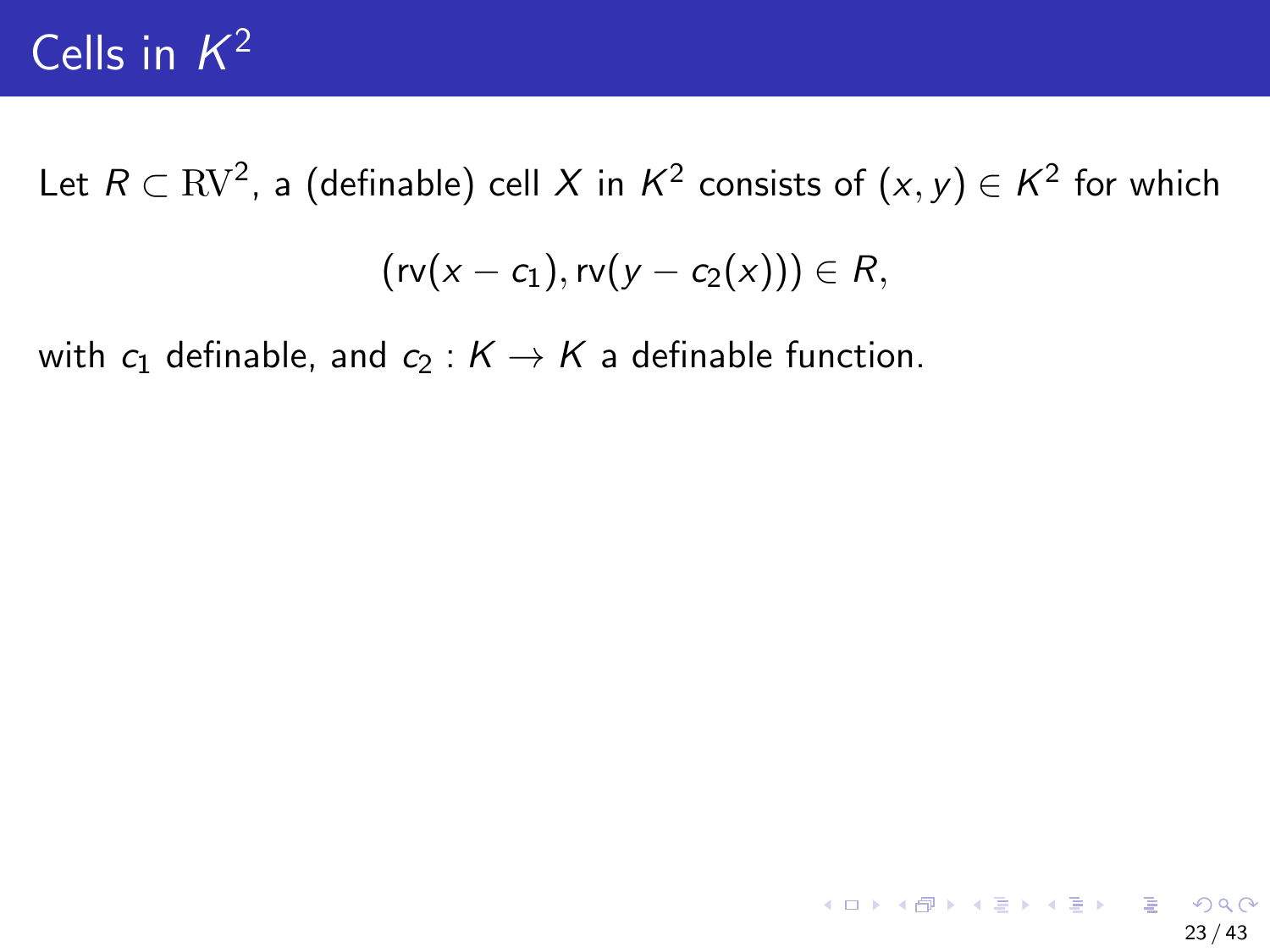# Cells in $K^2$

Let $R \subset \mathrm{RV}^2$, a (definable) cell $X$ in $K^2$ consists of $(x, y) \in K^2$ for which

$$(\mathrm{rv}(x - c_1), \mathrm{rv}(y - c_2(x))) \in R,$$

with $c_1$ definable, and $c_2 : K \to K$ a definable function.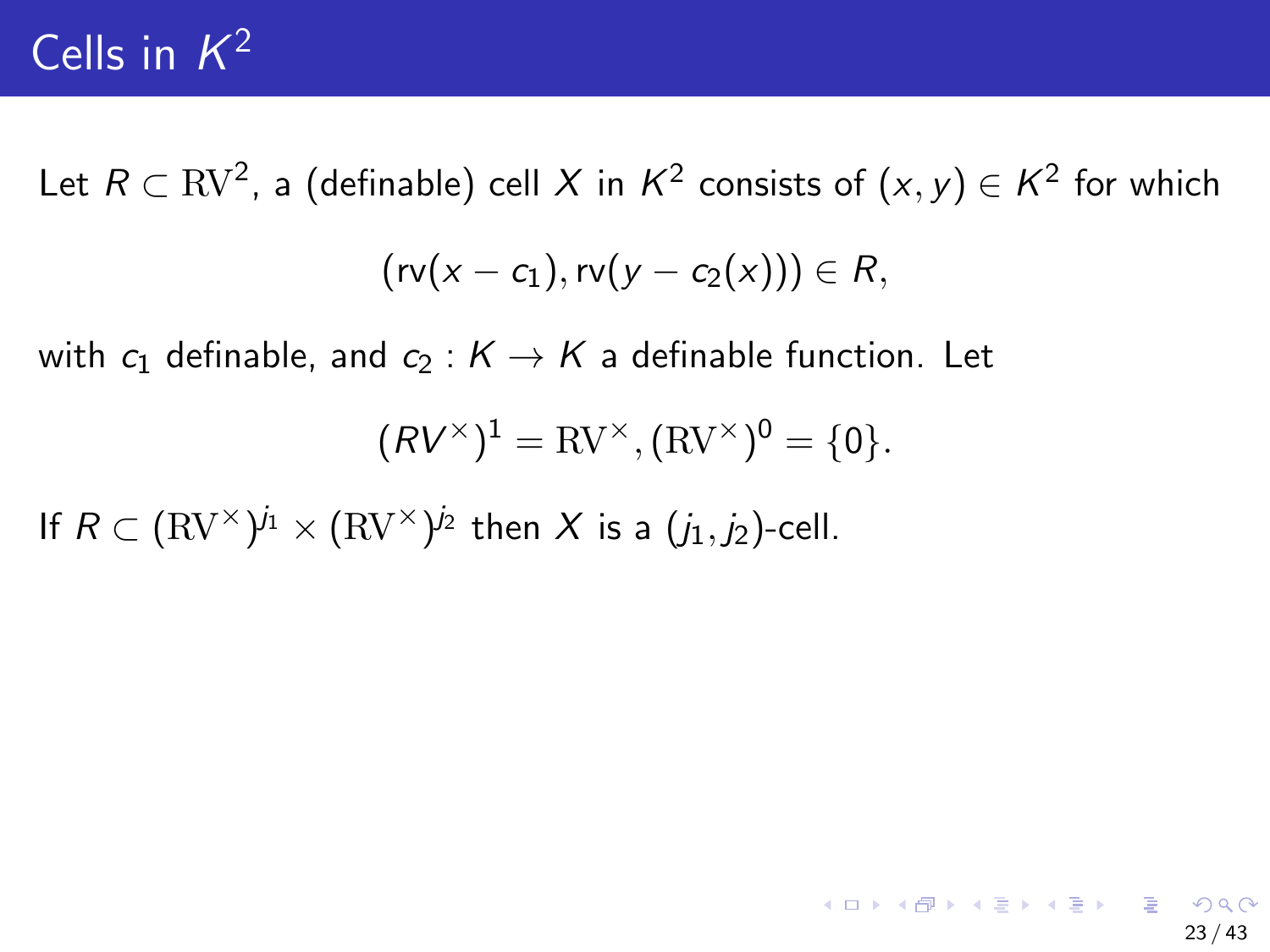# Cells in $K^2$

Let $R \subset \mathrm{RV}^2$, a (definable) cell $X$ in $K^2$ consists of $(x, y) \in K^2$ for which

$$(\mathrm{rv}(x - c_1), \mathrm{rv}(y - c_2(x))) \in R,$$

with $c_1$ definable, and $c_2 : K \to K$ a definable function. Let

$$(RV^{\times})^1 = \mathrm{RV}^{\times}, (\mathrm{RV}^{\times})^0 = \{0\}.$$

If $R \subset (\mathrm{RV}^{\times})^{j_1} \times (\mathrm{RV}^{\times})^{j_2}$ then $X$ is a $(j_1, j_2)$-cell.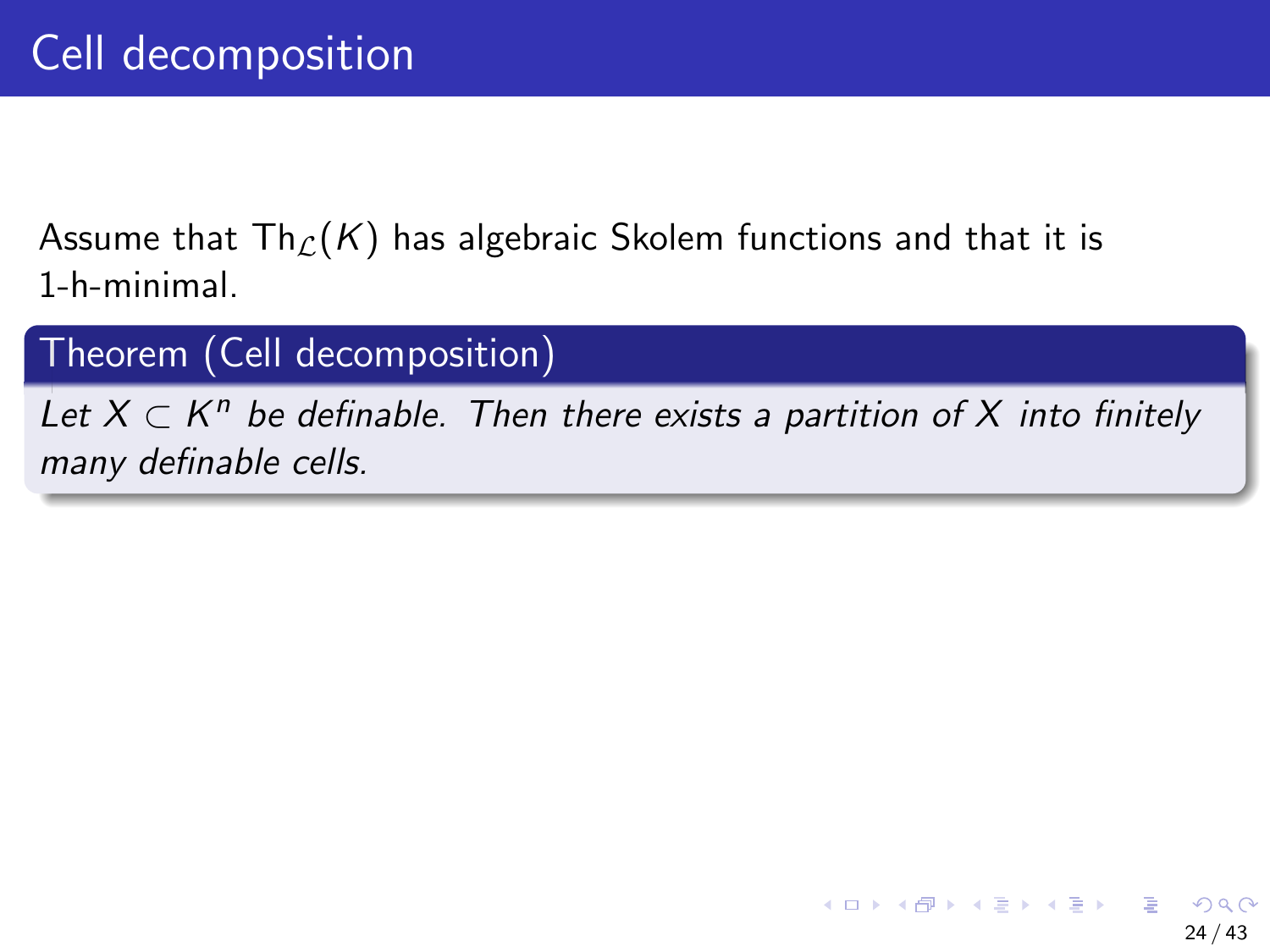# Cell decomposition

Assume that $\mathrm{Th}_{\mathcal{L}}(K)$ has algebraic Skolem functions and that it is 1-h-minimal.

**Theorem (Cell decomposition)**

*Let $X \subset K^n$ be definable. Then there exists a partition of $X$ into finitely many definable cells.*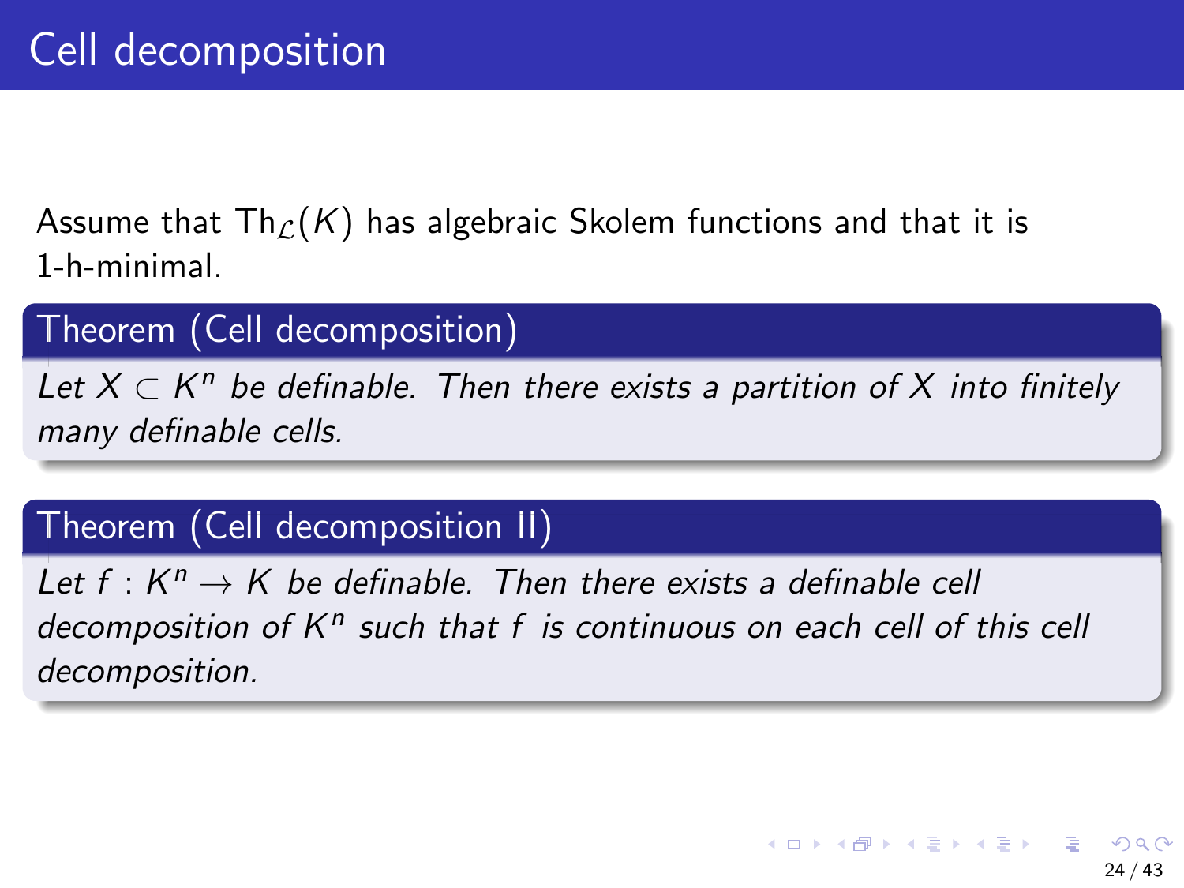# Cell decomposition

Assume that $\mathrm{Th}_{\mathcal{L}}(K)$ has algebraic Skolem functions and that it is 1-h-minimal.

**Theorem (Cell decomposition)**

*Let $X \subset K^n$ be definable. Then there exists a partition of $X$ into finitely many definable cells.*

**Theorem (Cell decomposition II)**

*Let $f : K^n \to K$ be definable. Then there exists a definable cell decomposition of $K^n$ such that $f$ is continuous on each cell of this cell decomposition.*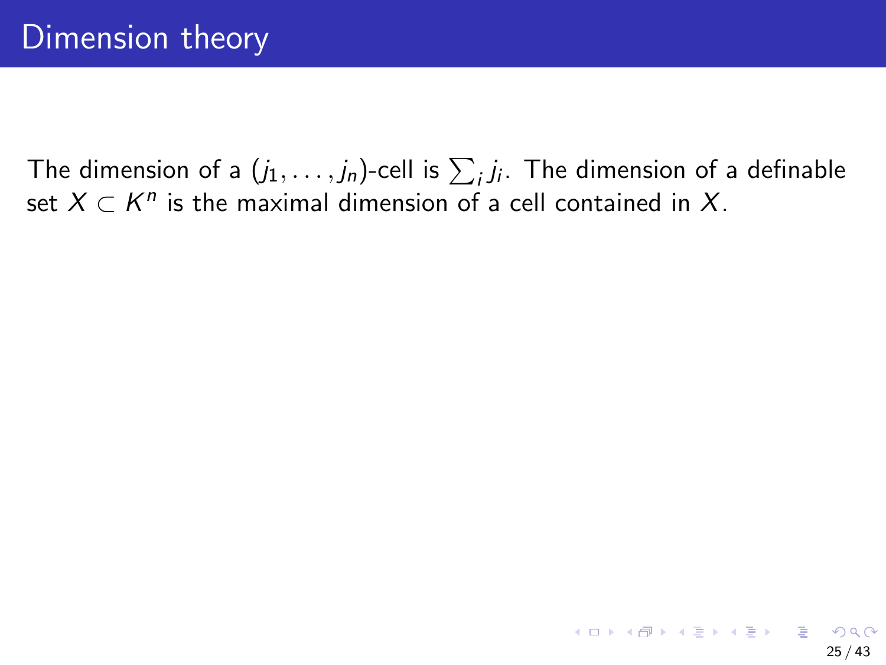# Dimension theory

The dimension of a $(j_1, \ldots, j_n)$-cell is $\sum_i j_i$. The dimension of a definable set $X \subset K^n$ is the maximal dimension of a cell contained in $X$.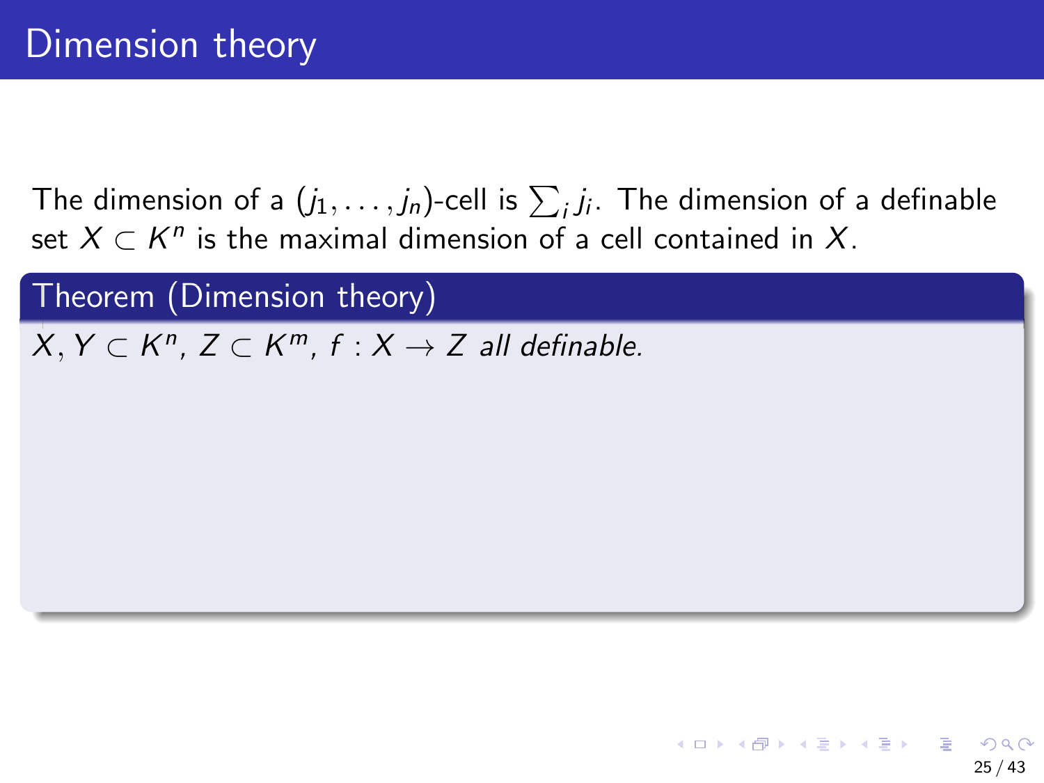# Dimension theory

The dimension of a $(j_1, \ldots, j_n)$-cell is $\sum_i j_i$. The dimension of a definable set $X \subset K^n$ is the maximal dimension of a cell contained in $X$.

**Theorem (Dimension theory)**

*$X, Y \subset K^n$, $Z \subset K^m$, $f : X \to Z$ all definable.*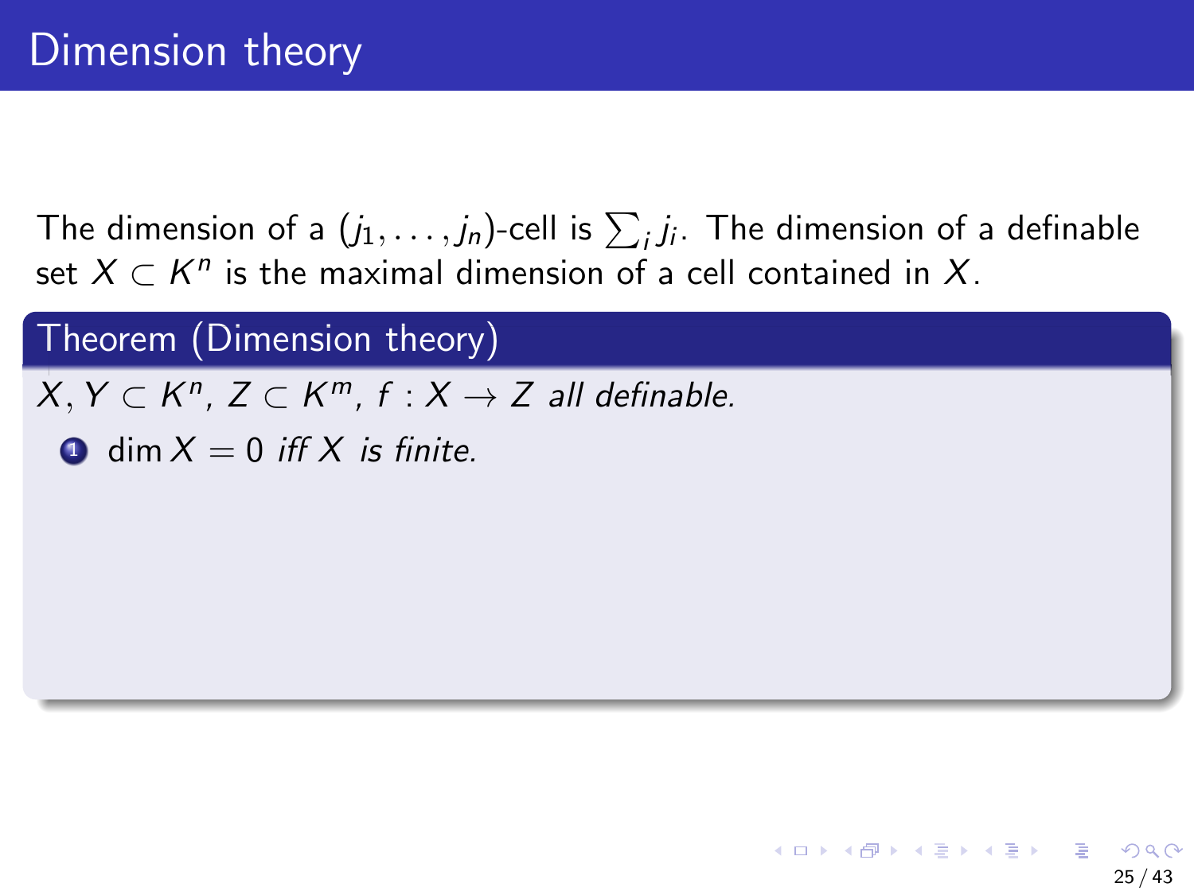# Dimension theory

The dimension of a $(j_1, \ldots, j_n)$-cell is $\sum_i j_i$. The dimension of a definable set $X \subset K^n$ is the maximal dimension of a cell contained in $X$.

**Theorem (Dimension theory)**

*$X, Y \subset K^n$, $Z \subset K^m$, $f : X \to Z$ all definable.*

1. $\dim X = 0$ *iff $X$ is finite.*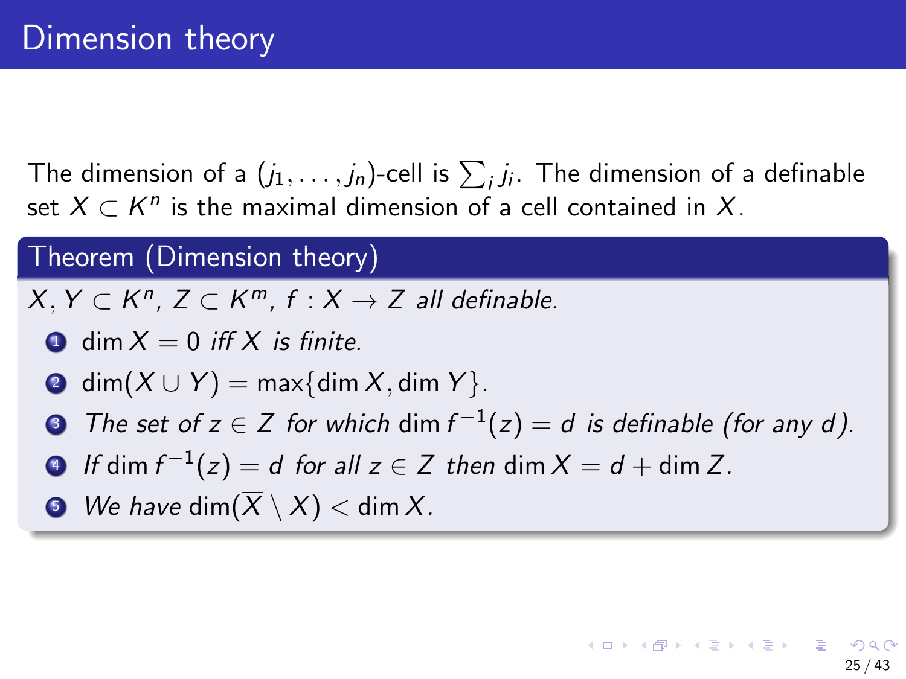# Dimension theory

The dimension of a $(j_1, \ldots, j_n)$-cell is $\sum_i j_i$. The dimension of a definable set $X \subset K^n$ is the maximal dimension of a cell contained in $X$.

**Theorem (Dimension theory)**

*$X, Y \subset K^n$, $Z \subset K^m$, $f : X \to Z$ all definable.*

1. $\dim X = 0$ *iff $X$ is finite.*
2. $\dim(X \cup Y) = \max\{\dim X, \dim Y\}$.
3. *The set of $z \in Z$ for which* $\dim f^{-1}(z) = d$ *is definable (for any $d$).*
4. *If* $\dim f^{-1}(z) = d$ *for all $z \in Z$ then* $\dim X = d + \dim Z$.
5. *We have* $\dim(\overline{X} \setminus X) < \dim X$.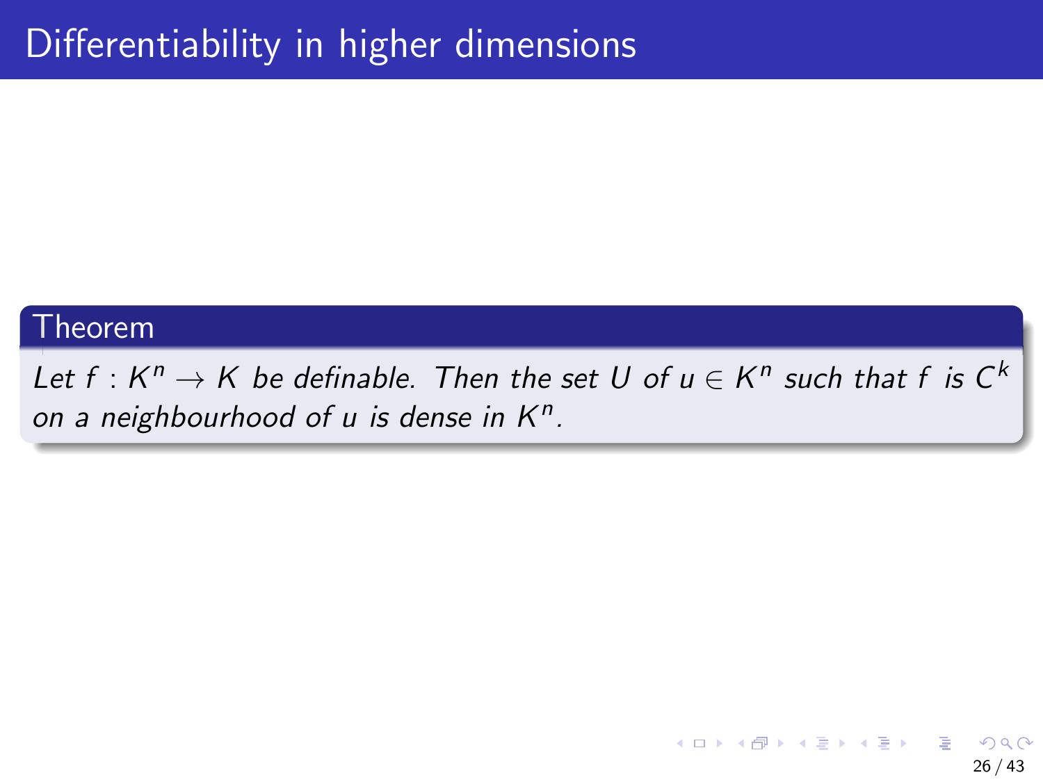# Differentiability in higher dimensions

**Theorem**

*Let $f : K^n \to K$ be definable. Then the set $U$ of $u \in K^n$ such that $f$ is $C^k$ on a neighbourhood of $u$ is dense in $K^n$.*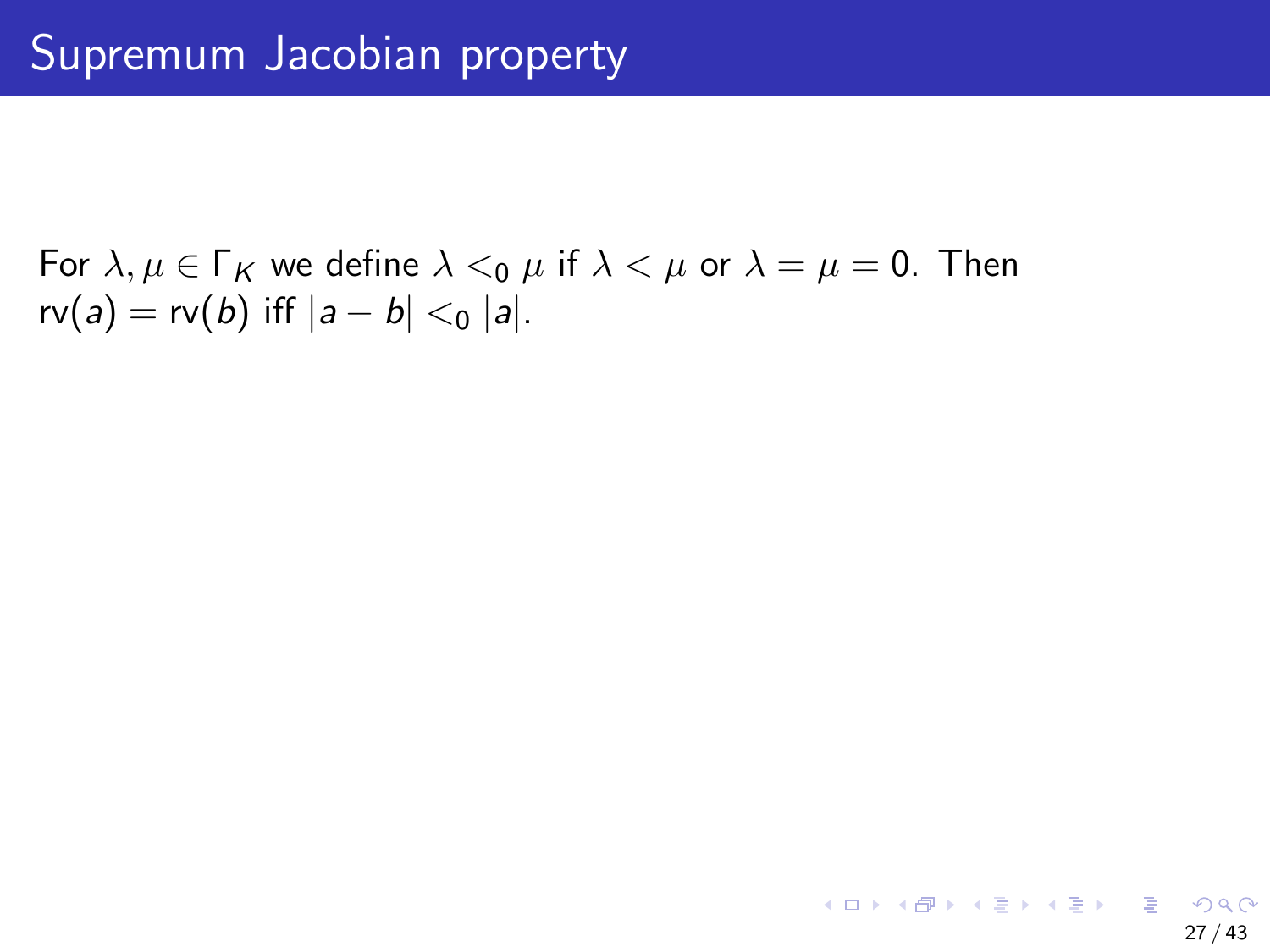# Supremum Jacobian property

For $\lambda, \mu \in \Gamma_K$ we define $\lambda <_0 \mu$ if $\lambda < \mu$ or $\lambda = \mu = 0$. Then $\mathrm{rv}(a) = \mathrm{rv}(b)$ iff $|a - b| <_0 |a|$.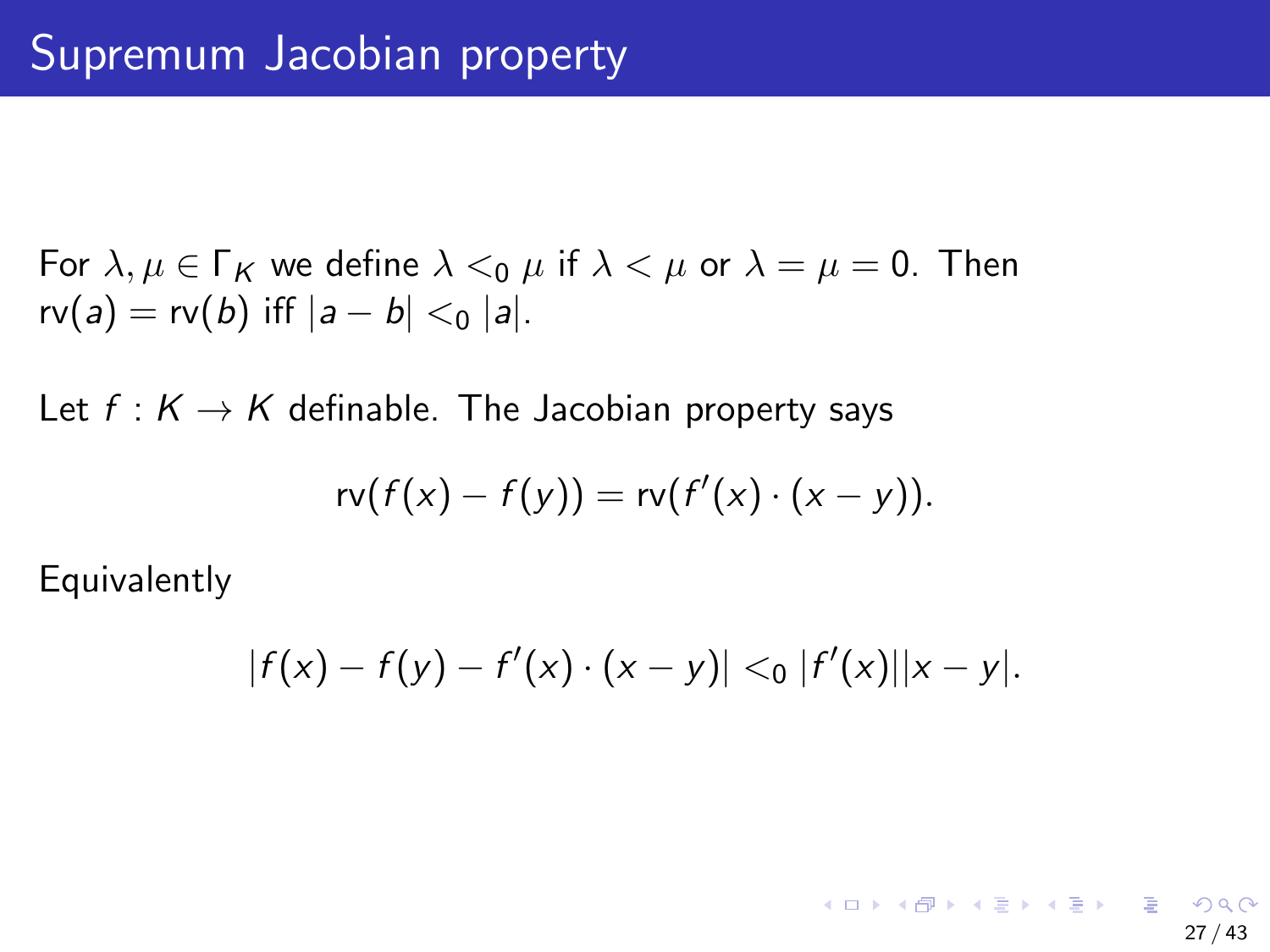# Supremum Jacobian property

For $\lambda, \mu \in \Gamma_K$ we define $\lambda <_0 \mu$ if $\lambda < \mu$ or $\lambda = \mu = 0$. Then $\mathrm{rv}(a) = \mathrm{rv}(b)$ iff $|a - b| <_0 |a|$.

Let $f : K \to K$ definable. The Jacobian property says

$$\mathrm{rv}(f(x) - f(y)) = \mathrm{rv}(f'(x) \cdot (x - y)).$$

Equivalently

$$|f(x) - f(y) - f'(x) \cdot (x - y)| <_0 |f'(x)||x - y|.$$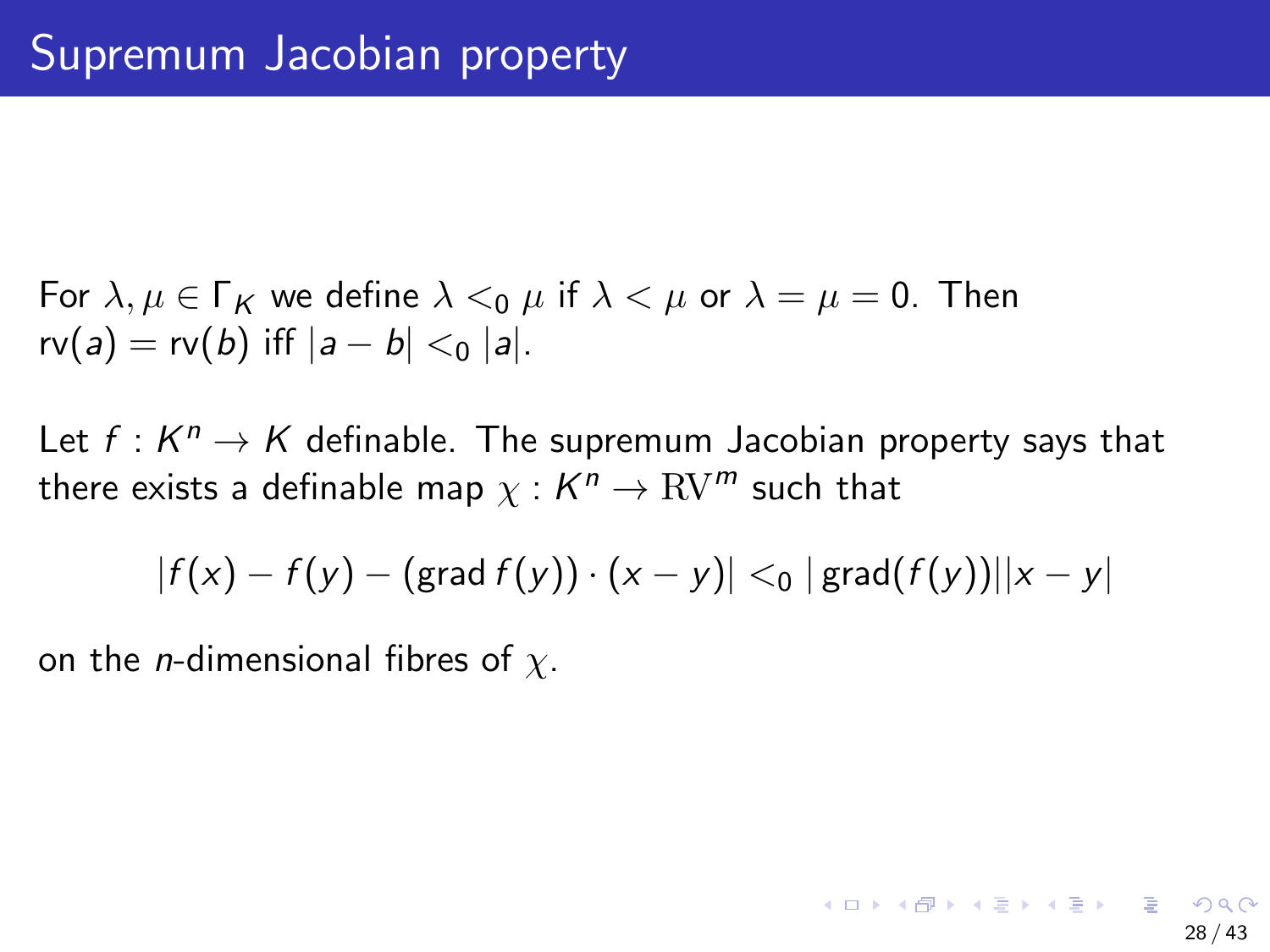# Supremum Jacobian property

For $\lambda, \mu \in \Gamma_K$ we define $\lambda <_0 \mu$ if $\lambda < \mu$ or $\lambda = \mu = 0$. Then $\mathrm{rv}(a) = \mathrm{rv}(b)$ iff $|a - b| <_0 |a|$.

Let $f : K^n \to K$ definable. The supremum Jacobian property says that there exists a definable map $\chi : K^n \to \mathrm{RV}^m$ such that

$$|f(x) - f(y) - (\mathrm{grad}\, f(y)) \cdot (x - y)| <_0 |\,\mathrm{grad}(f(y))||x - y|$$

on the $n$-dimensional fibres of $\chi$.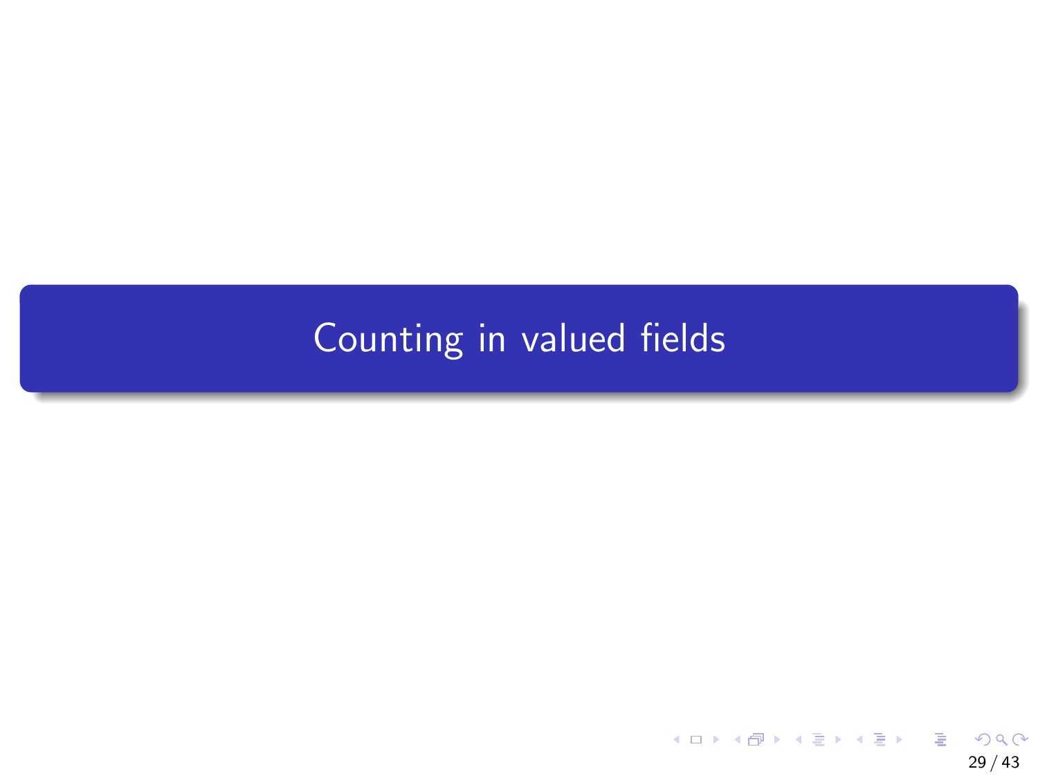# Counting in valued fields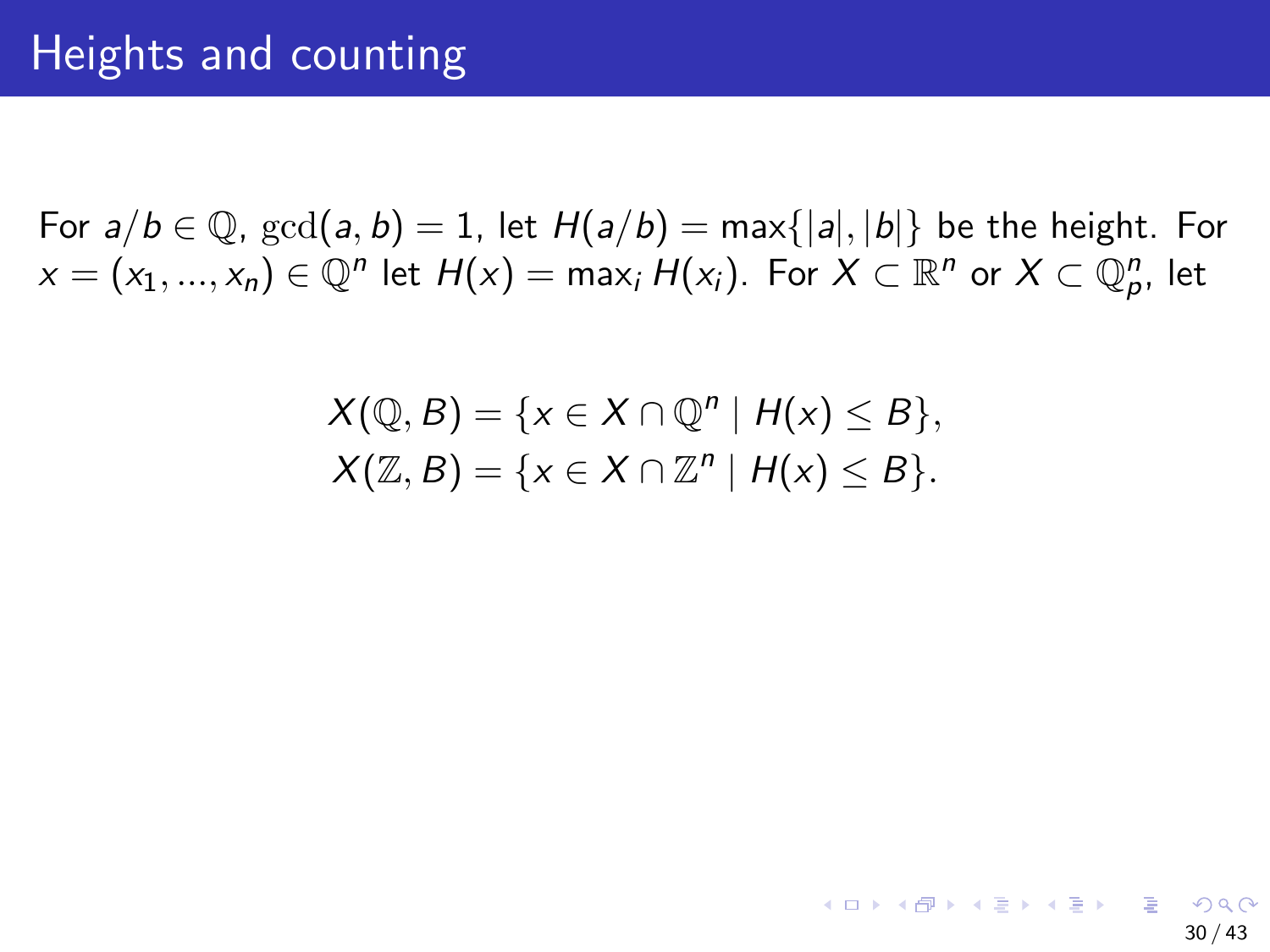# Heights and counting

For $a/b \in \mathbb{Q}$, $\gcd(a,b) = 1$, let $H(a/b) = \max\{|a|, |b|\}$ be the height. For $x = (x_1, ..., x_n) \in \mathbb{Q}^n$ let $H(x) = \max_i H(x_i)$. For $X \subset \mathbb{R}^n$ or $X \subset \mathbb{Q}_p^n$, let

$$X(\mathbb{Q}, B) = \{x \in X \cap \mathbb{Q}^n \mid H(x) \leq B\},$$
$$X(\mathbb{Z}, B) = \{x \in X \cap \mathbb{Z}^n \mid H(x) \leq B\}.$$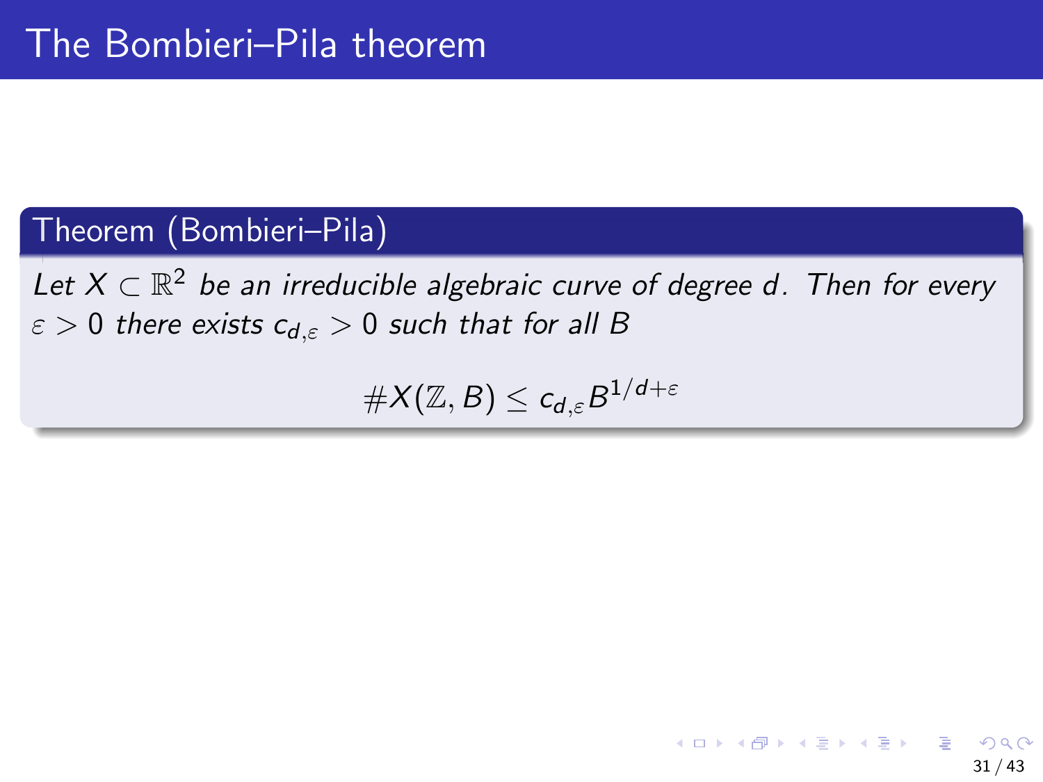# The Bombieri–Pila theorem

**Theorem (Bombieri–Pila)**

*Let $X \subset \mathbb{R}^2$ be an irreducible algebraic curve of degree $d$. Then for every $\varepsilon > 0$ there exists $c_{d,\varepsilon} > 0$ such that for all $B$*

$$\#X(\mathbb{Z}, B) \leq c_{d,\varepsilon} B^{1/d+\varepsilon}$$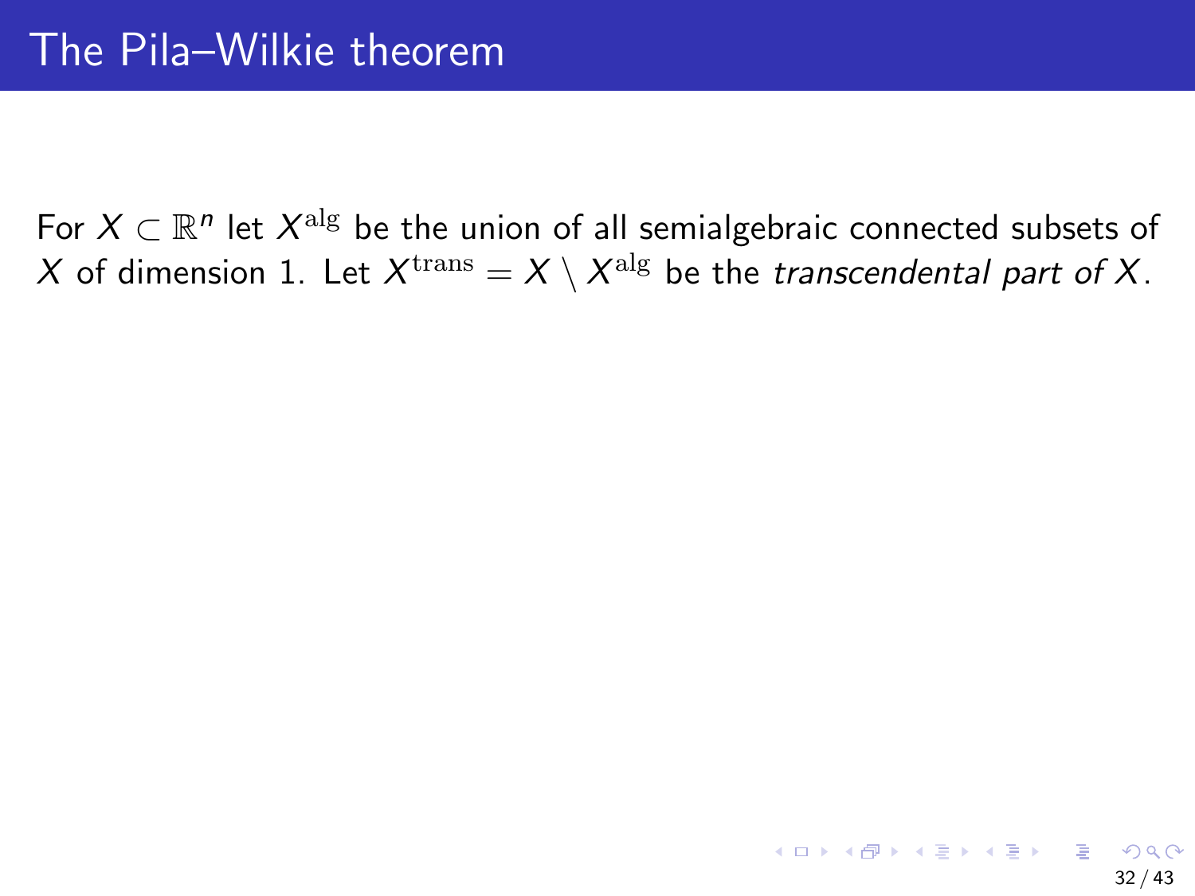# The Pila–Wilkie theorem

For $X \subset \mathbb{R}^n$ let $X^{\mathrm{alg}}$ be the union of all semialgebraic connected subsets of $X$ of dimension 1. Let $X^{\mathrm{trans}} = X \setminus X^{\mathrm{alg}}$ be the *transcendental part of* $X$.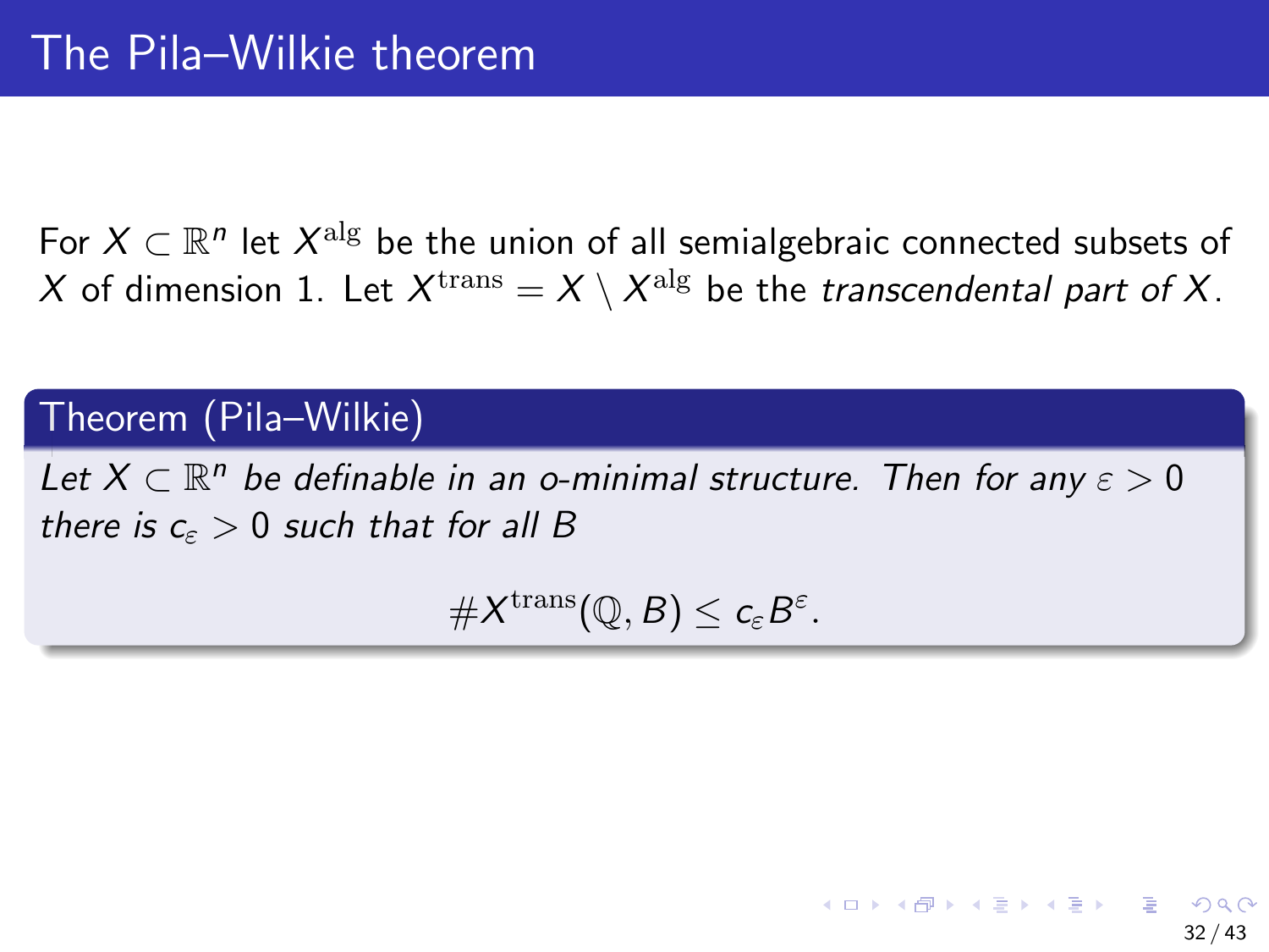# The Pila–Wilkie theorem

For $X \subset \mathbb{R}^n$ let $X^{\text{alg}}$ be the union of all semialgebraic connected subsets of $X$ of dimension 1. Let $X^{\text{trans}} = X \setminus X^{\text{alg}}$ be the *transcendental part of* $X$.

**Theorem (Pila–Wilkie)**

*Let $X \subset \mathbb{R}^n$ be definable in an o-minimal structure. Then for any $\varepsilon > 0$ there is $c_\varepsilon > 0$ such that for all $B$*

$$\# X^{\text{trans}}(\mathbb{Q}, B) \leq c_\varepsilon B^\varepsilon.$$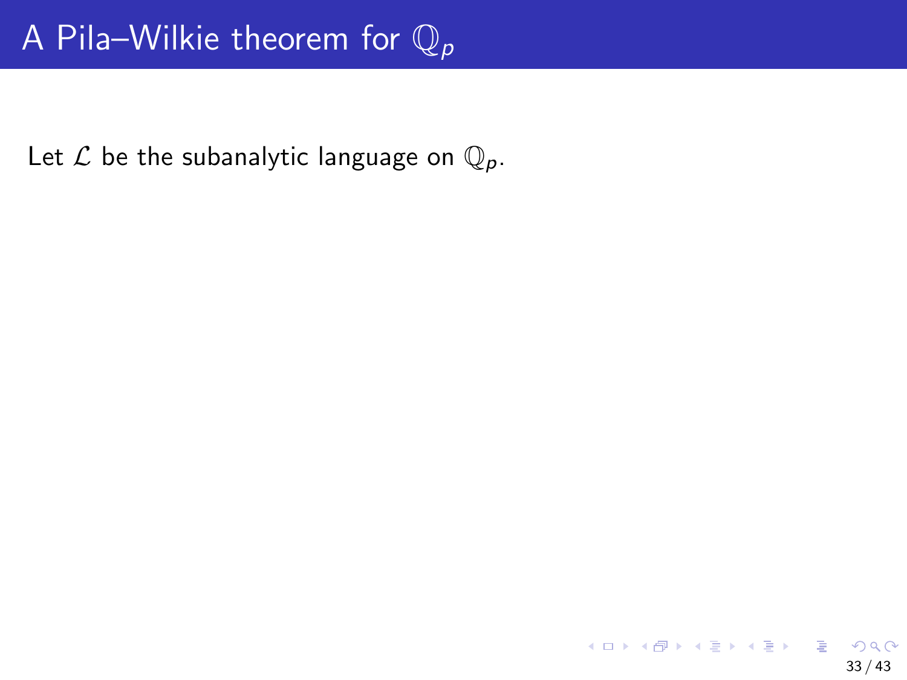# A Pila–Wilkie theorem for $\mathbb{Q}_p$

Let $\mathcal{L}$ be the subanalytic language on $\mathbb{Q}_p$.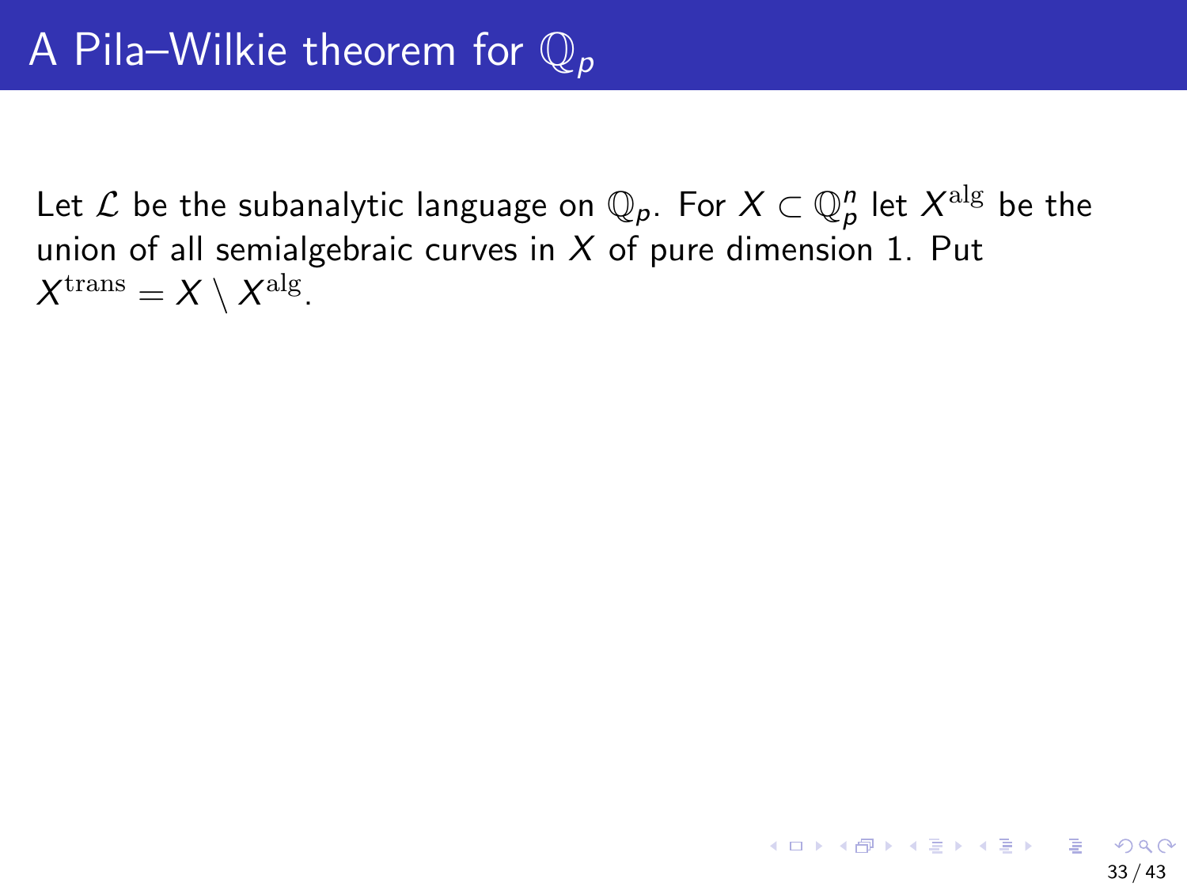# A Pila–Wilkie theorem for $\mathbb{Q}_p$

Let $\mathcal{L}$ be the subanalytic language on $\mathbb{Q}_p$. For $X \subset \mathbb{Q}_p^n$ let $X^{\mathrm{alg}}$ be the union of all semialgebraic curves in $X$ of pure dimension 1. Put $X^{\mathrm{trans}} = X \setminus X^{\mathrm{alg}}$.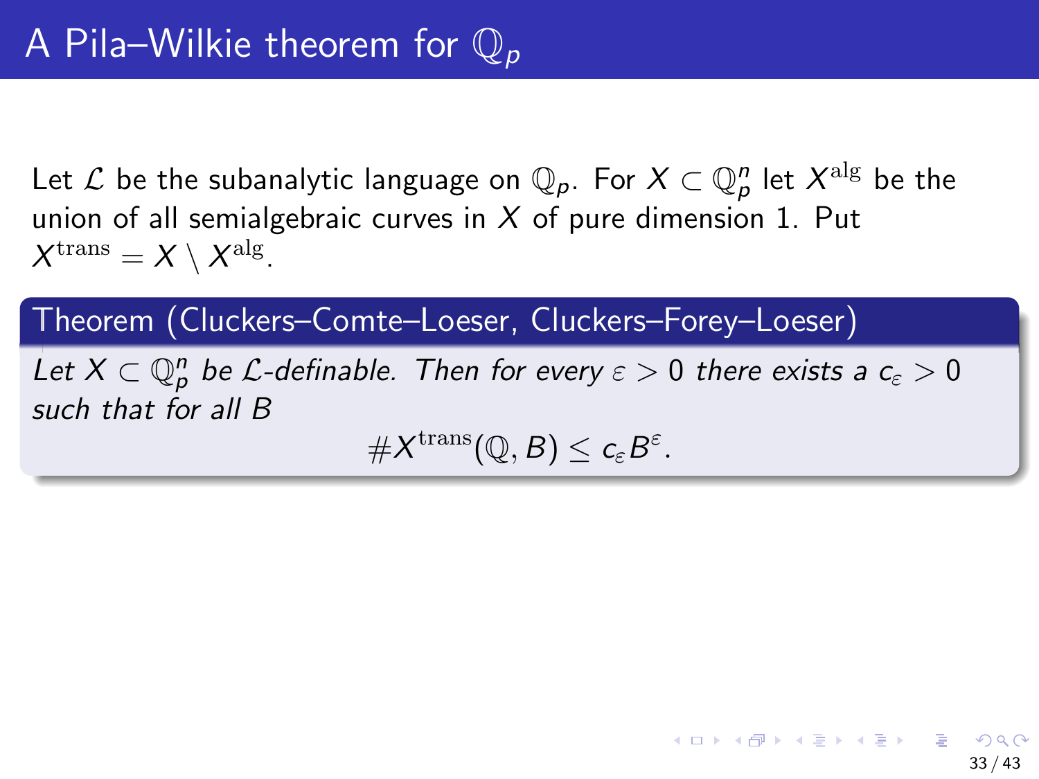# A Pila–Wilkie theorem for $\mathbb{Q}_p$

Let $\mathcal{L}$ be the subanalytic language on $\mathbb{Q}_p$. For $X \subset \mathbb{Q}_p^n$ let $X^{\mathrm{alg}}$ be the union of all semialgebraic curves in $X$ of pure dimension 1. Put $X^{\mathrm{trans}} = X \setminus X^{\mathrm{alg}}$.

**Theorem (Cluckers–Comte–Loeser, Cluckers–Forey–Loeser)**

*Let $X \subset \mathbb{Q}_p^n$ be $\mathcal{L}$-definable. Then for every $\varepsilon > 0$ there exists a $c_\varepsilon > 0$ such that for all $B$*

$$\#X^{\mathrm{trans}}(\mathbb{Q}, B) \leq c_\varepsilon B^\varepsilon.$$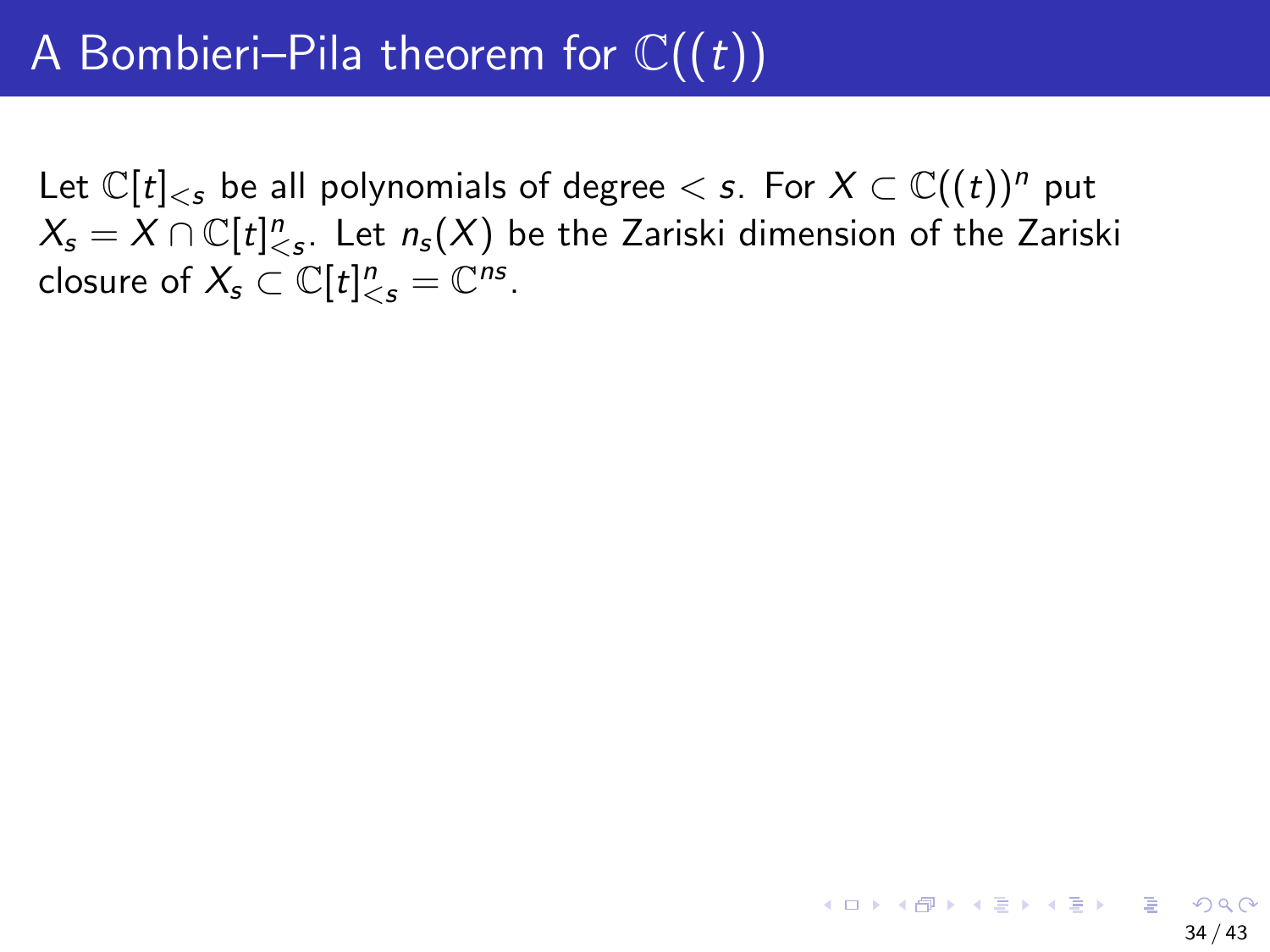# A Bombieri–Pila theorem for $\mathbb{C}((t))$

Let $\mathbb{C}[t]_{<s}$ be all polynomials of degree $< s$. For $X \subset \mathbb{C}((t))^n$ put $X_s = X \cap \mathbb{C}[t]^n_{<s}$. Let $n_s(X)$ be the Zariski dimension of the Zariski closure of $X_s \subset \mathbb{C}[t]^n_{<s} = \mathbb{C}^{ns}$.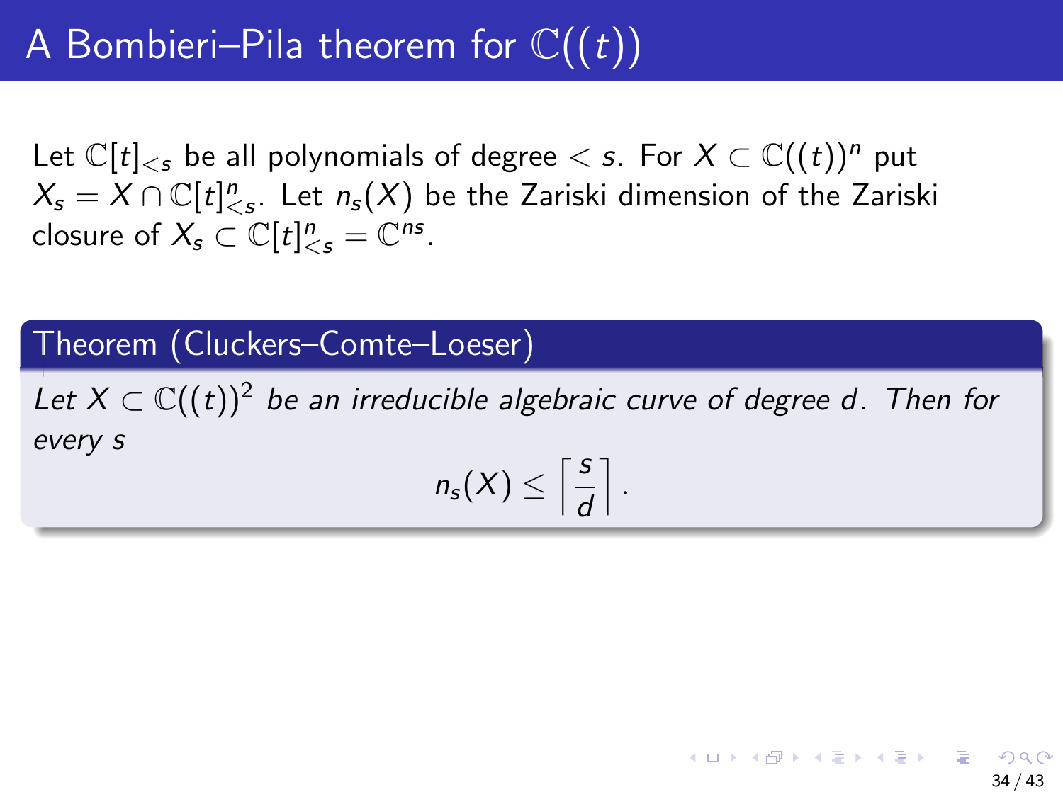# A Bombieri–Pila theorem for $\mathbb{C}((t))$

Let $\mathbb{C}[t]_{<s}$ be all polynomials of degree $< s$. For $X \subset \mathbb{C}((t))^n$ put $X_s = X \cap \mathbb{C}[t]^n_{<s}$. Let $n_s(X)$ be the Zariski dimension of the Zariski closure of $X_s \subset \mathbb{C}[t]^n_{<s} = \mathbb{C}^{ns}$.

**Theorem (Cluckers–Comte–Loeser)**

*Let $X \subset \mathbb{C}((t))^2$ be an irreducible algebraic curve of degree $d$. Then for every $s$*

$$n_s(X) \leq \left\lceil \frac{s}{d} \right\rceil .$$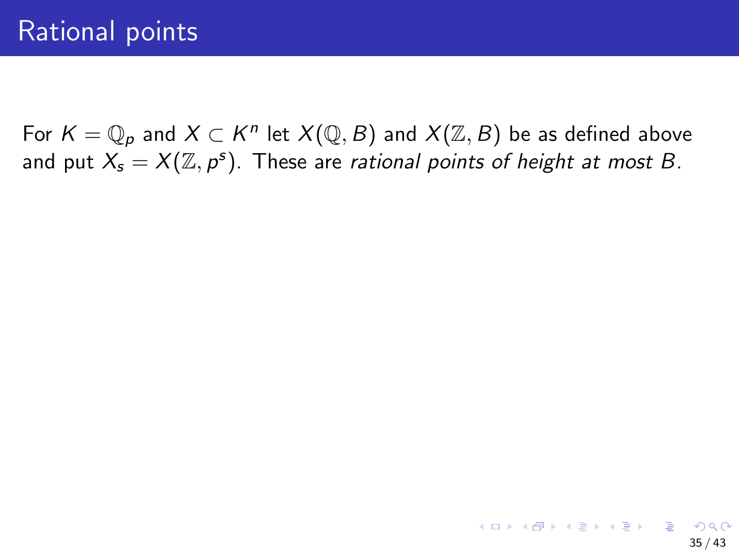# Rational points

For $K = \mathbb{Q}_p$ and $X \subset K^n$ let $X(\mathbb{Q}, B)$ and $X(\mathbb{Z}, B)$ be as defined above and put $X_s = X(\mathbb{Z}, p^s)$. These are *rational points of height at most $B$*.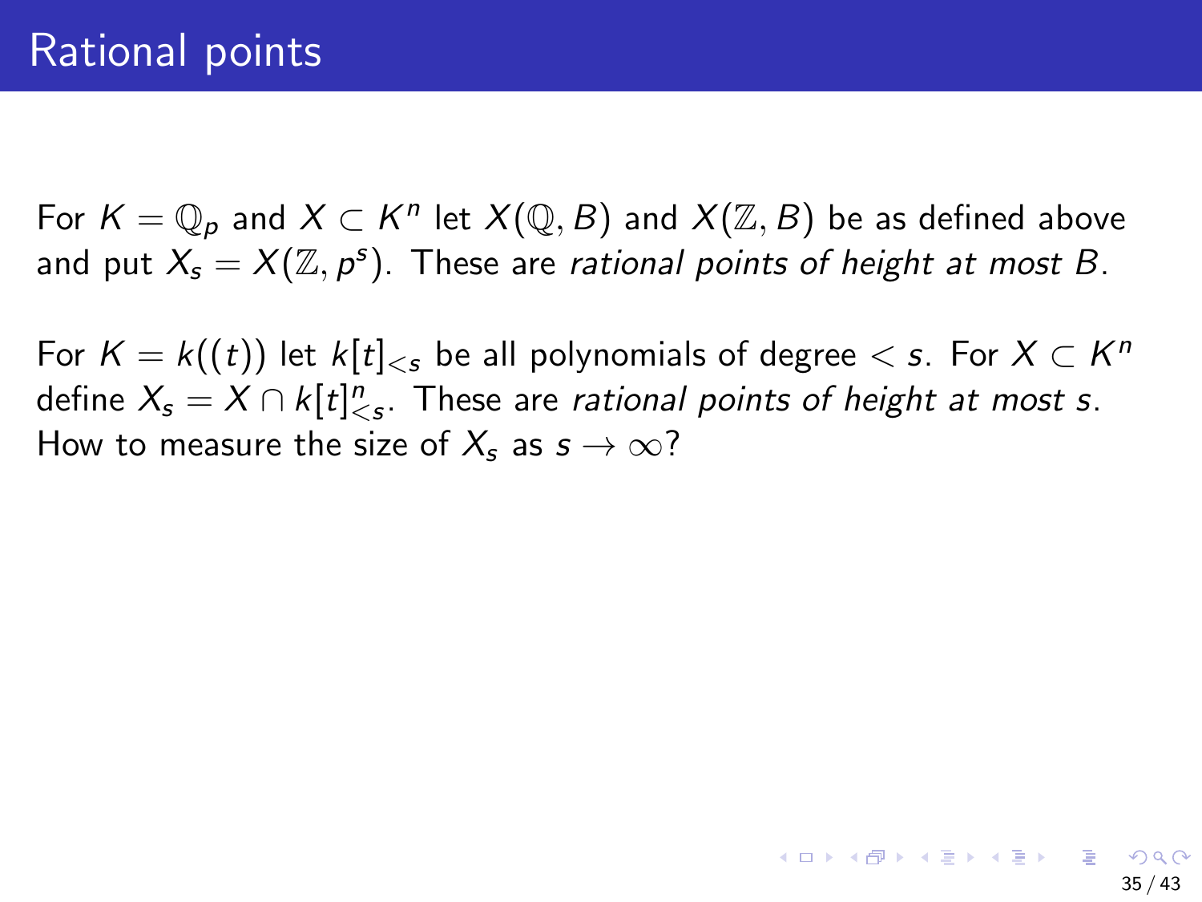# Rational points

For $K = \mathbb{Q}_p$ and $X \subset K^n$ let $X(\mathbb{Q}, B)$ and $X(\mathbb{Z}, B)$ be as defined above and put $X_s = X(\mathbb{Z}, p^s)$. These are *rational points of height at most B*.

For $K = k((t))$ let $k[t]_{<s}$ be all polynomials of degree $< s$. For $X \subset K^n$ define $X_s = X \cap k[t]^n_{<s}$. These are *rational points of height at most s*. How to measure the size of $X_s$ as $s \to \infty$?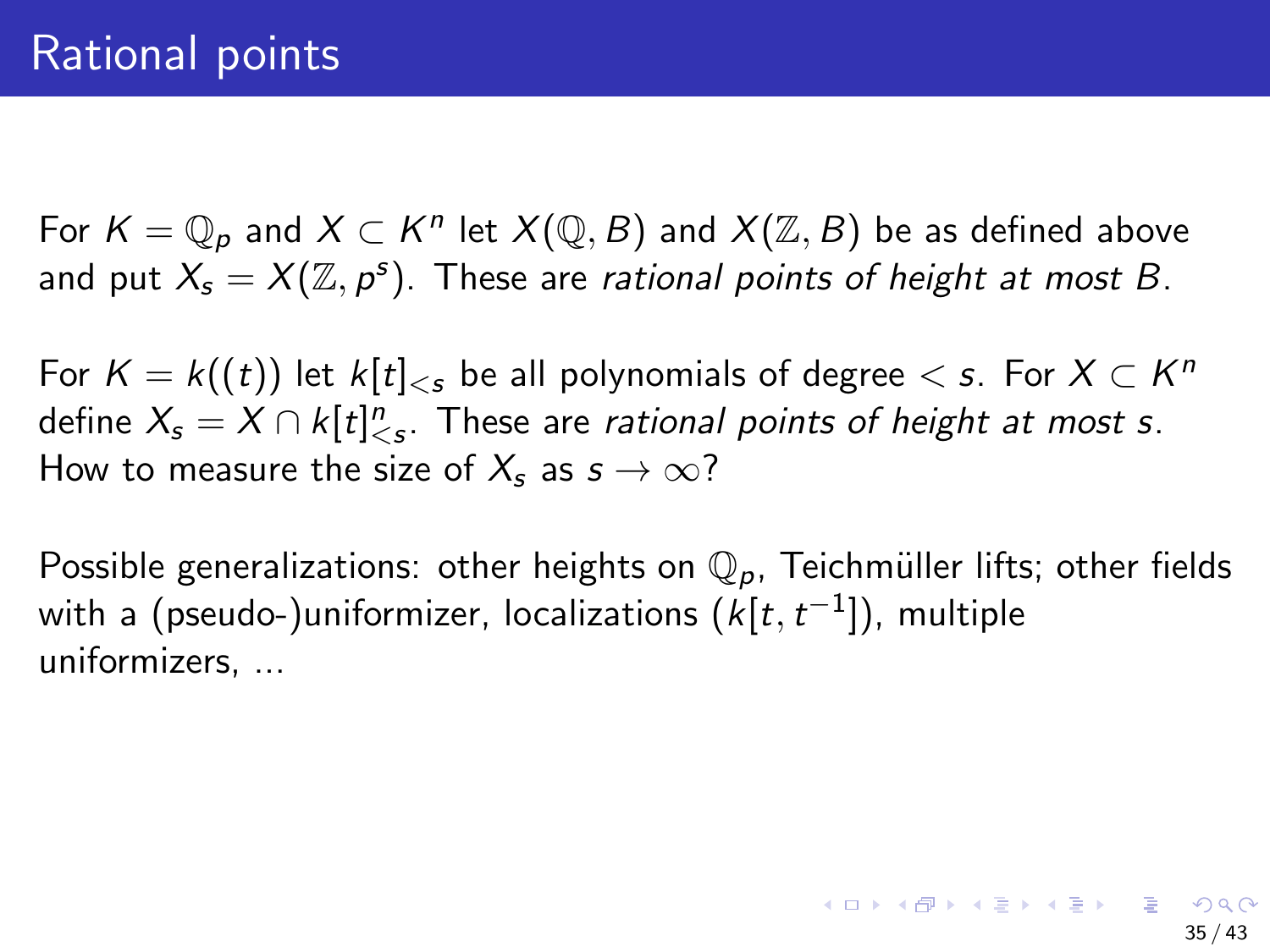# Rational points

For $K = \mathbb{Q}_p$ and $X \subset K^n$ let $X(\mathbb{Q}, B)$ and $X(\mathbb{Z}, B)$ be as defined above and put $X_s = X(\mathbb{Z}, p^s)$. These are *rational points of height at most B*.

For $K = k((t))$ let $k[t]_{<s}$ be all polynomials of degree $< s$. For $X \subset K^n$ define $X_s = X \cap k[t]_{<s}^n$. These are *rational points of height at most s*. How to measure the size of $X_s$ as $s \to \infty$?

Possible generalizations: other heights on $\mathbb{Q}_p$, Teichmüller lifts; other fields with a (pseudo-)uniformizer, localizations ($k[t, t^{-1}]$), multiple uniformizers, ...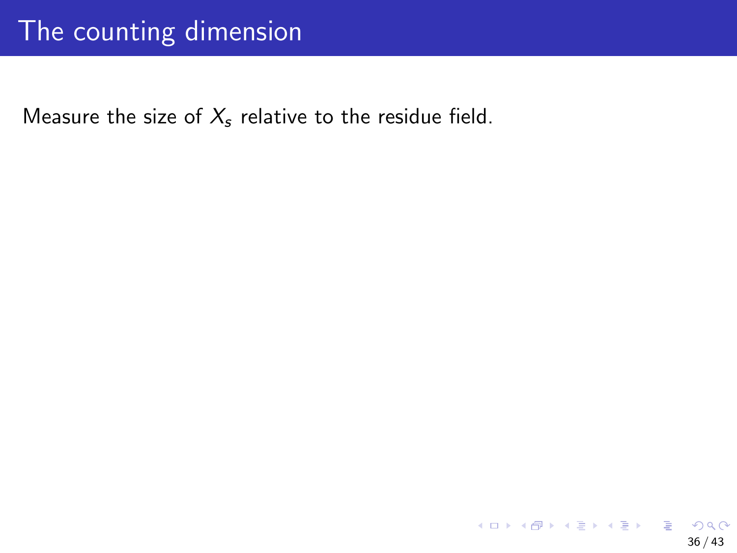# The counting dimension

Measure the size of $X_s$ relative to the residue field.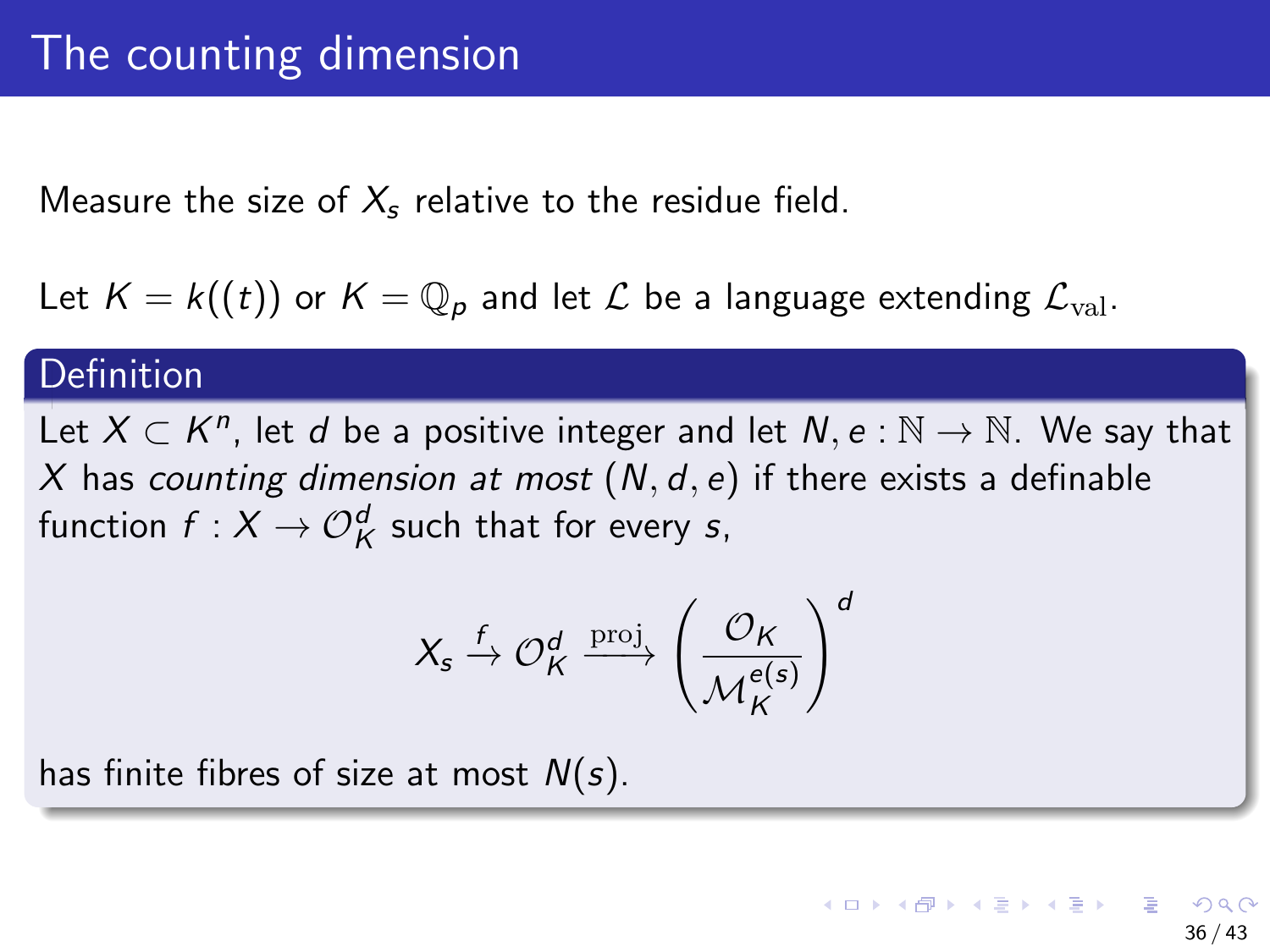# The counting dimension

Measure the size of $X_s$ relative to the residue field.

Let $K = k((t))$ or $K = \mathbb{Q}_p$ and let $\mathcal{L}$ be a language extending $\mathcal{L}_{\mathrm{val}}$.

**Definition**

Let $X \subset K^n$, let $d$ be a positive integer and let $N, e : \mathbb{N} \to \mathbb{N}$. We say that $X$ has *counting dimension at most* $(N, d, e)$ if there exists a definable function $f : X \to \mathcal{O}_K^d$ such that for every $s$,

$$X_s \xrightarrow{f} \mathcal{O}_K^d \xrightarrow{\mathrm{proj}} \left( \frac{\mathcal{O}_K}{\mathcal{M}_K^{e(s)}} \right)^d$$

has finite fibres of size at most $N(s)$.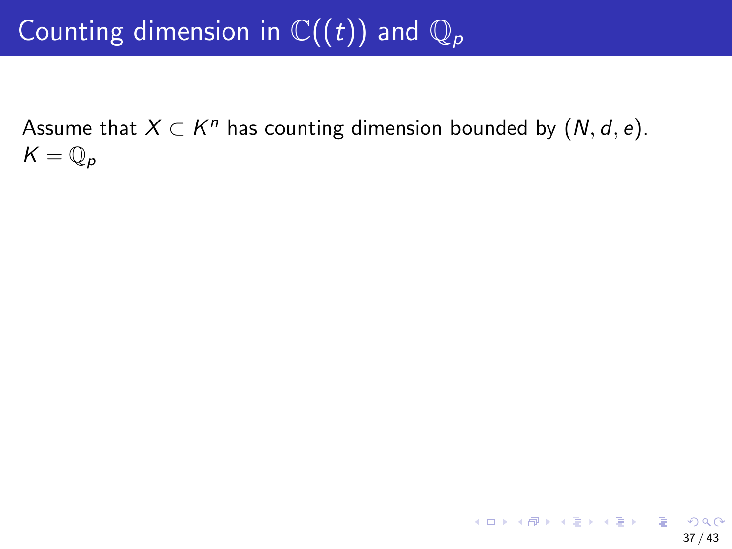# Counting dimension in $\mathbb{C}((t))$ and $\mathbb{Q}_p$

Assume that $X \subset K^n$ has counting dimension bounded by $(N, d, e)$.
$K = \mathbb{Q}_p$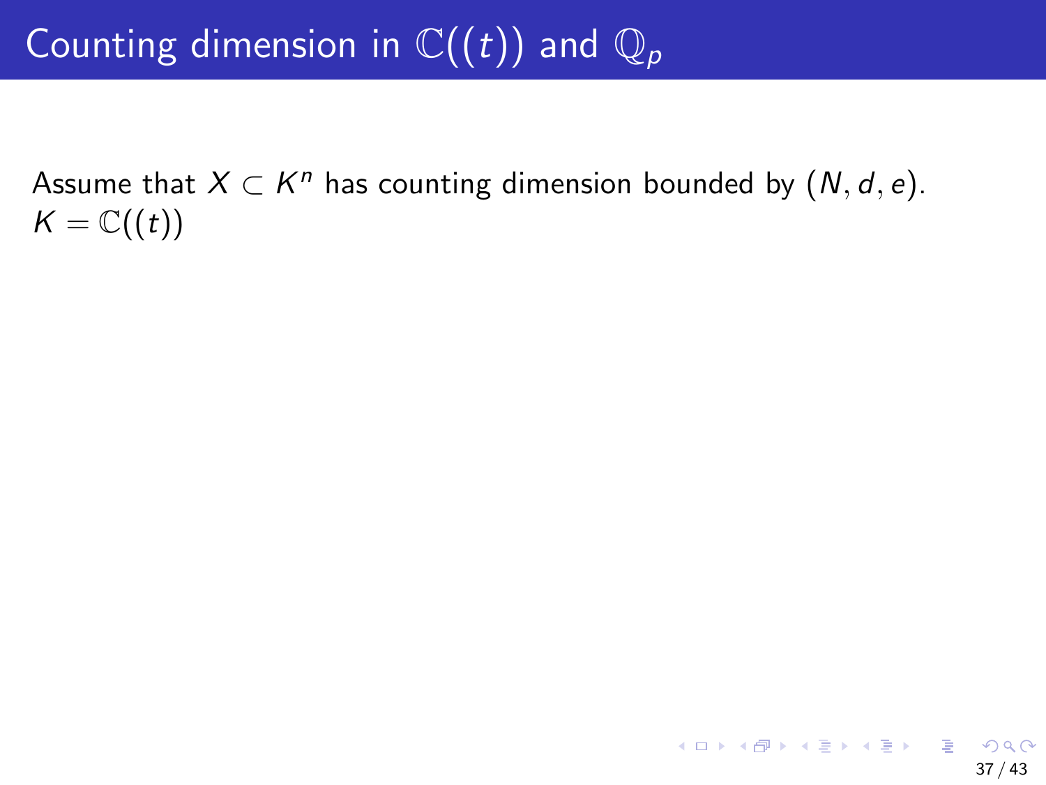# Counting dimension in $\mathbb{C}((t))$ and $\mathbb{Q}_p$

Assume that $X \subset K^n$ has counting dimension bounded by $(N, d, e)$.
$K = \mathbb{C}((t))$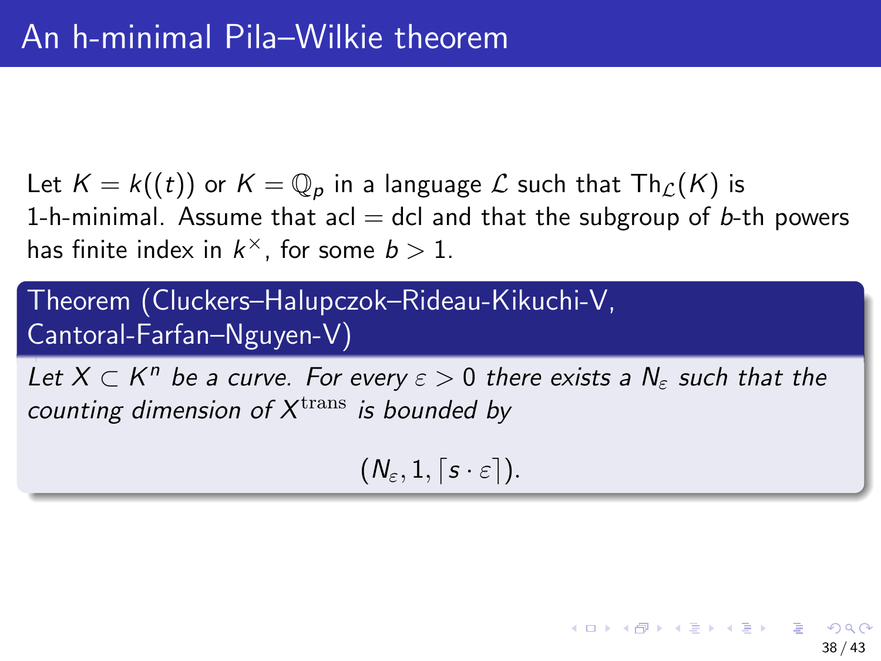# An h-minimal Pila–Wilkie theorem

Let $K = k((t))$ or $K = \mathbb{Q}_p$ in a language $\mathcal{L}$ such that $\mathrm{Th}_{\mathcal{L}}(K)$ is 1-h-minimal. Assume that acl = dcl and that the subgroup of $b$-th powers has finite index in $k^\times$, for some $b > 1$.

**Theorem (Cluckers–Halupczok–Rideau-Kikuchi-V, Cantoral-Farfan–Nguyen-V)**

*Let $X \subset K^n$ be a curve. For every $\varepsilon > 0$ there exists a $N_\varepsilon$ such that the counting dimension of $X^{\mathrm{trans}}$ is bounded by*

$$(N_\varepsilon, 1, \lceil s \cdot \varepsilon \rceil).$$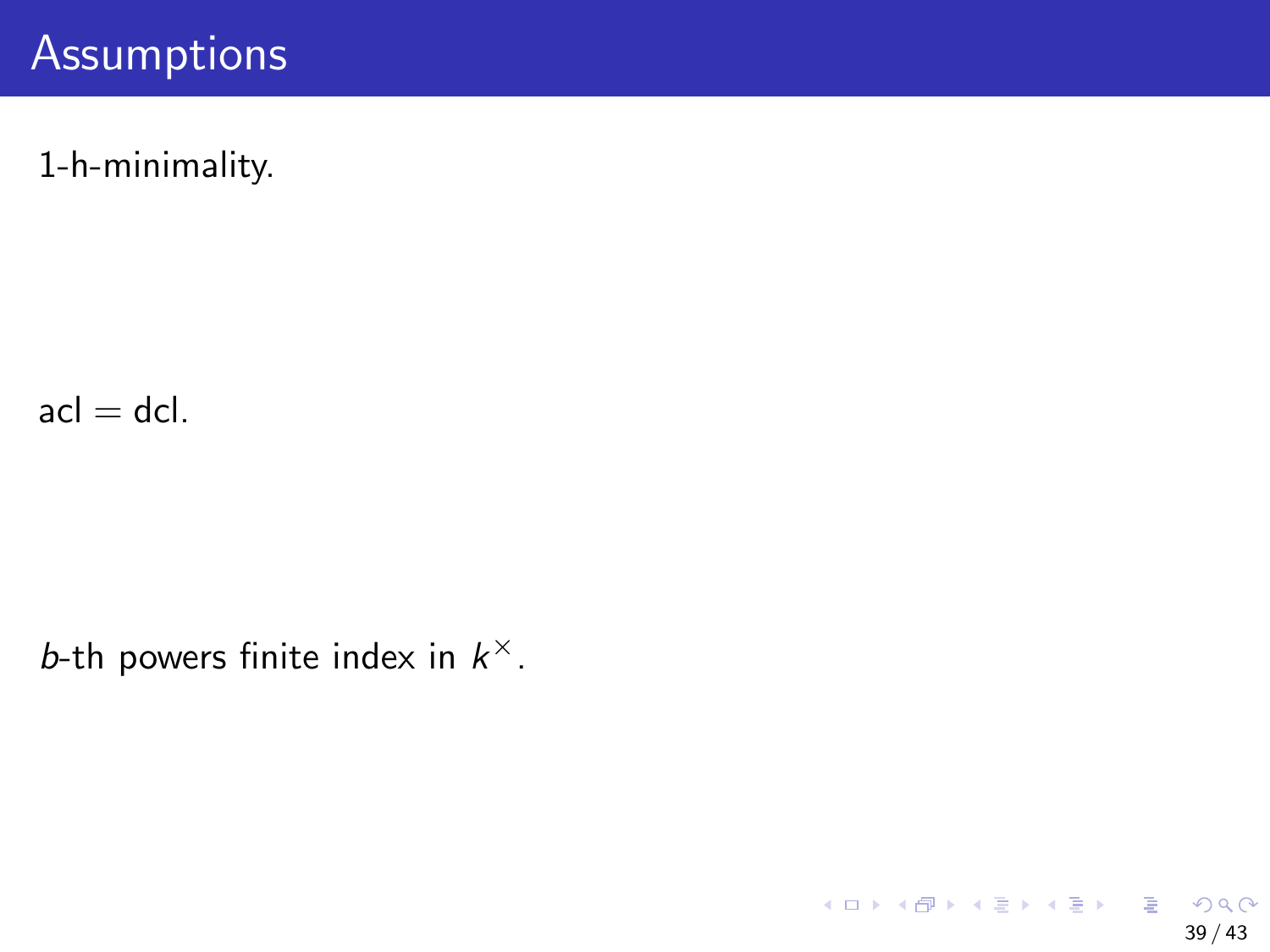# Assumptions

1-h-minimality.

acl = dcl.

$b$-th powers finite index in $k^{\times}$.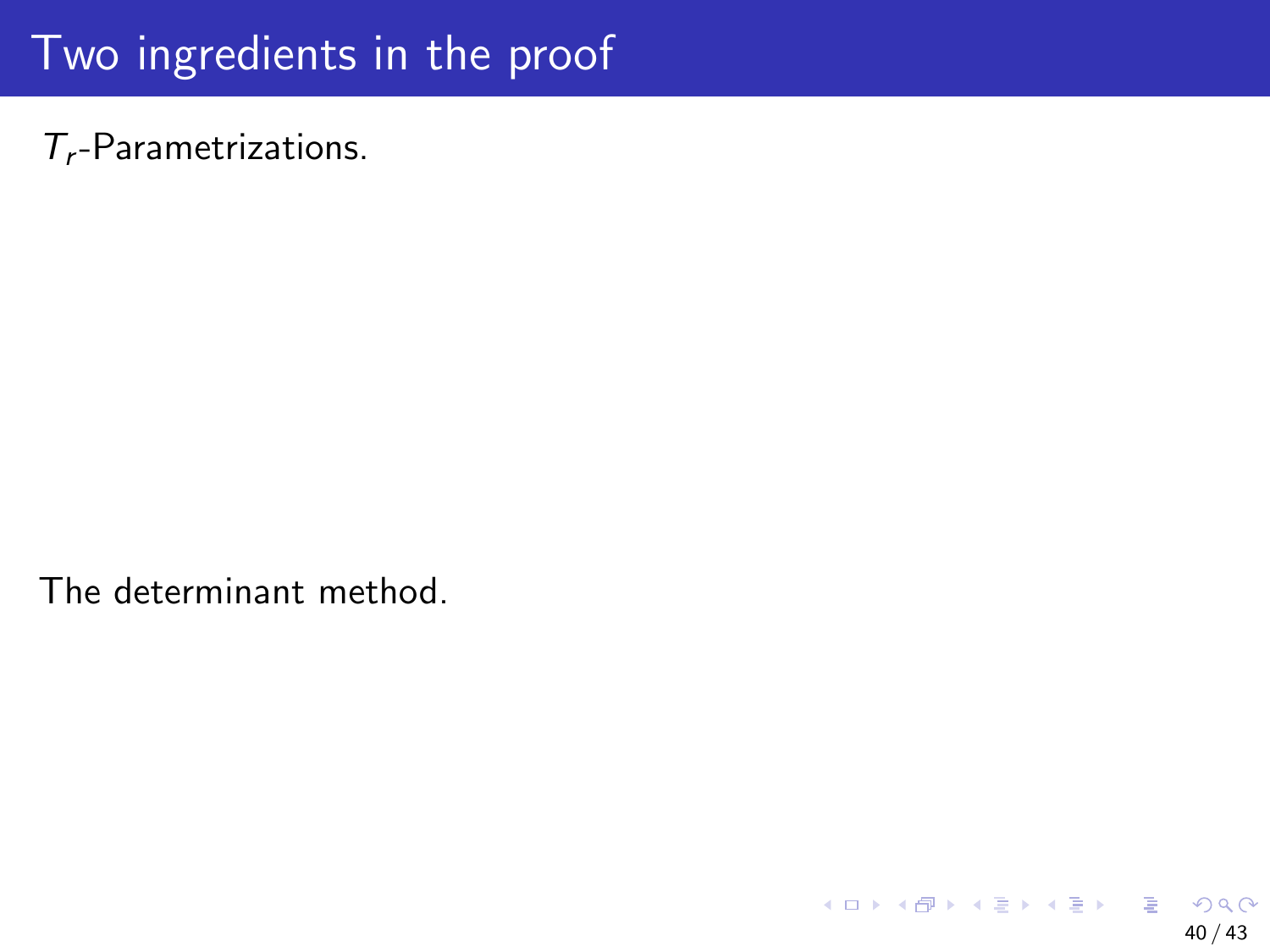# Two ingredients in the proof

$T_r$-Parametrizations.

The determinant method.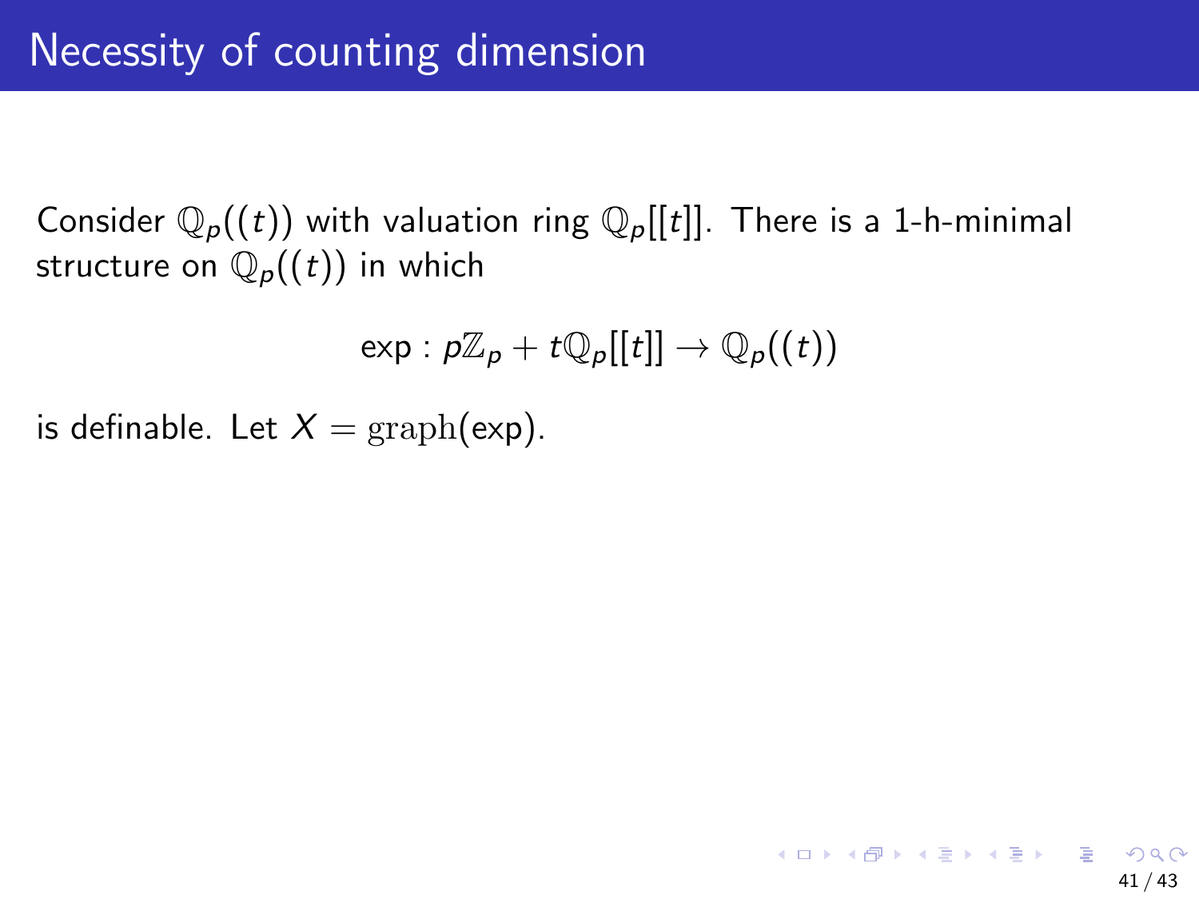# Necessity of counting dimension

Consider $\mathbb{Q}_p((t))$ with valuation ring $\mathbb{Q}_p[[t]]$. There is a 1-h-minimal structure on $\mathbb{Q}_p((t))$ in which

$$\exp : p\mathbb{Z}_p + t\mathbb{Q}_p[[t]] \to \mathbb{Q}_p((t))$$

is definable. Let $X = \mathrm{graph}(\exp)$.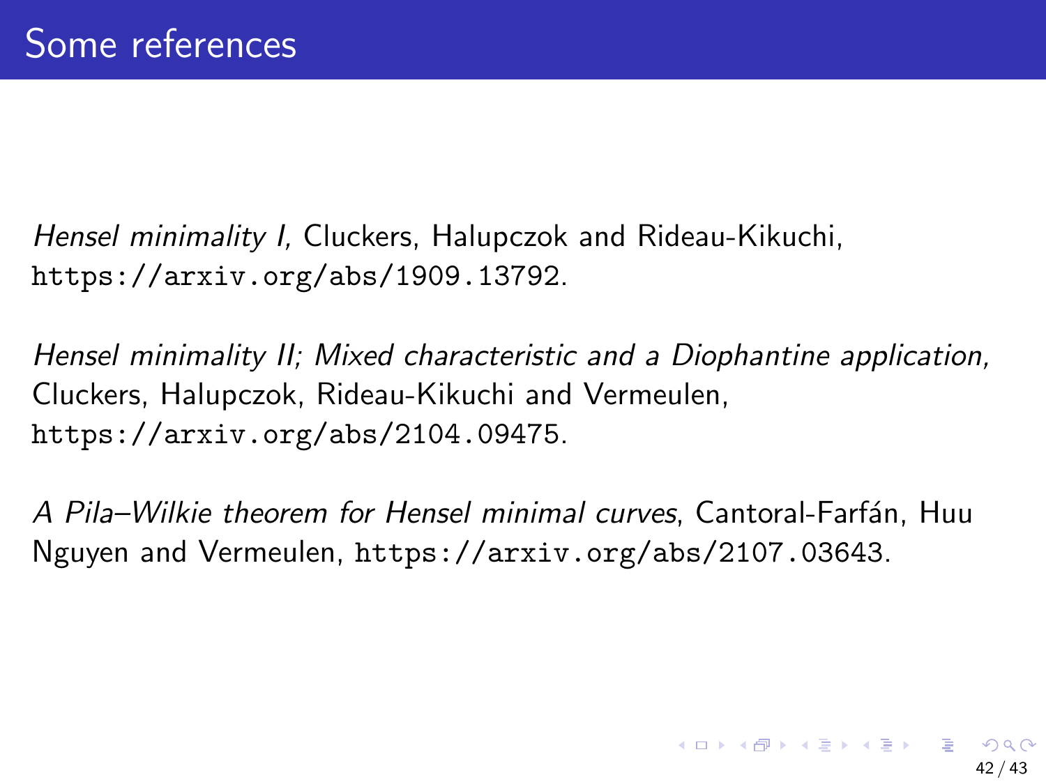# Some references

*Hensel minimality I,* Cluckers, Halupczok and Rideau-Kikuchi, `https://arxiv.org/abs/1909.13792`.

*Hensel minimality II; Mixed characteristic and a Diophantine application,* Cluckers, Halupczok, Rideau-Kikuchi and Vermeulen, `https://arxiv.org/abs/2104.09475`.

*A Pila–Wilkie theorem for Hensel minimal curves*, Cantoral-Farfán, Huu Nguyen and Vermeulen, `https://arxiv.org/abs/2107.03643`.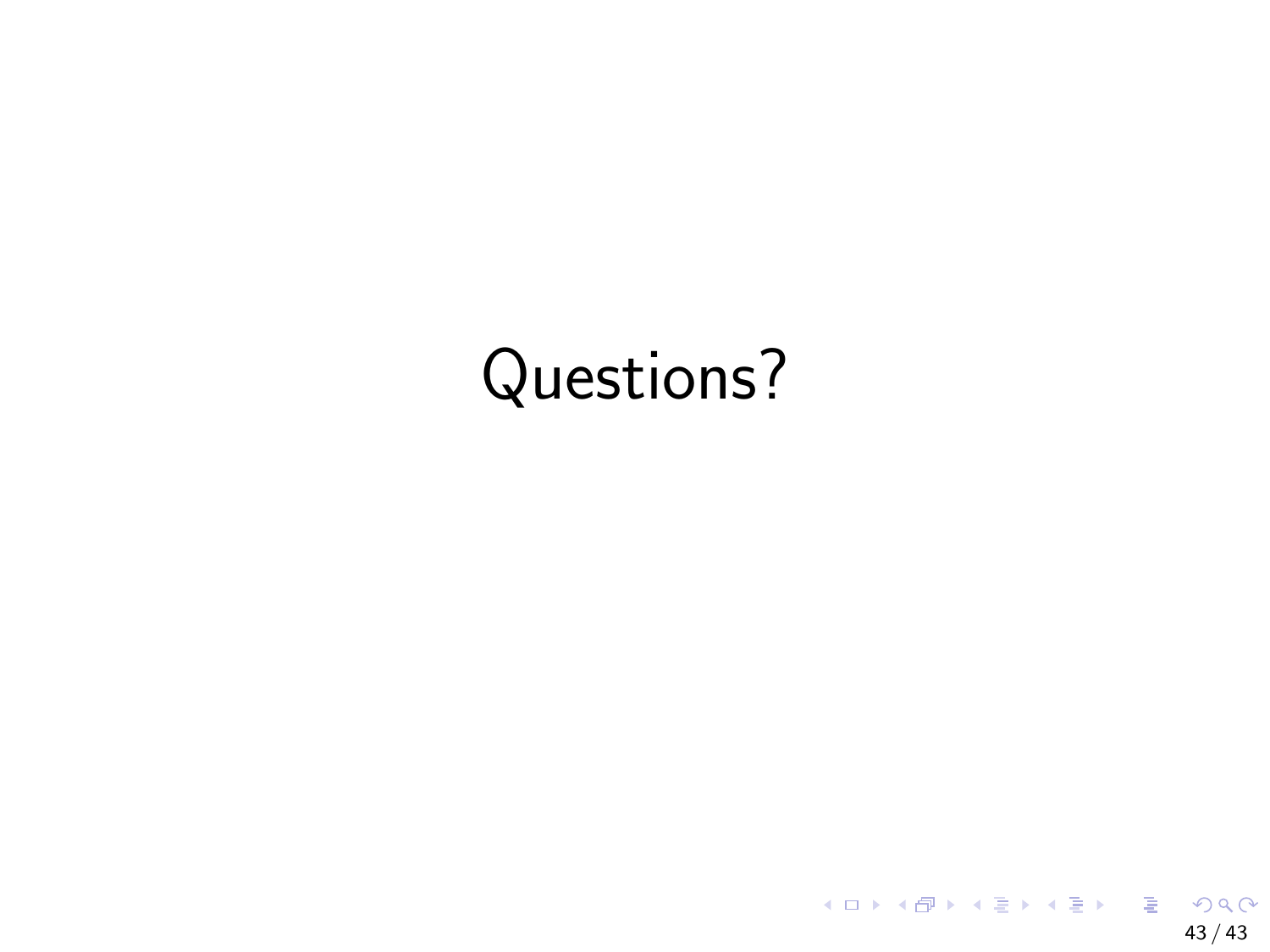# Questions?